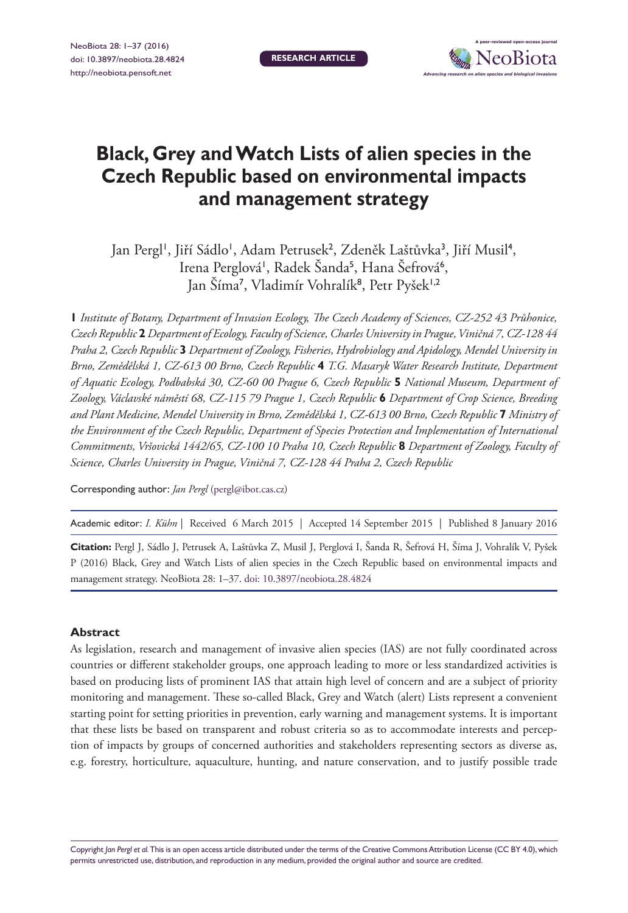RESEARCH ARTICLE

# Black, Grey and Watch Lists of alien species in the Czech Republic based on environmental impacts and management strategy

Jan Pergl[1], Jiří Sádlo[1], Adam Petrusek[2], Zdeněk Laštůvka[3], Jiří Musil[4], Irena Perglová[1], Radek Šanda[5], Hana Šefrová[6], Jan Šíma[7], Vladimír Vohralík[8], Petr Pyšek[1,2]

**1** *Institute of Botany, Department of Invasion Ecology, The Czech Academy of Sciences, CZ-252 43 Průhonice, Czech Republic* **2** *Department of Ecology, Faculty of Science, Charles University in Prague, Viničná 7, CZ-128 44 Praha 2, Czech Republic* **3** *Department of Zoology, Fisheries, Hydrobiology and Apidology, Mendel University in Brno, Zemědělská 1, CZ-613 00 Brno, Czech Republic* **4** *T.G. Masaryk Water Research Institute, Department of Aquatic Ecology, Podbabská 30, CZ-60 00 Prague 6, Czech Republic* **5** *National Museum, Department of Zoology, Václavské náměstí 68, CZ-115 79 Prague 1, Czech Republic* **6** *Department of Crop Science, Breeding and Plant Medicine, Mendel University in Brno, Zemědělská 1, CZ-613 00 Brno, Czech Republic* **7** *Ministry of the Environment of the Czech Republic, Department of Species Protection and Implementation of International Commitments, Vršovická 1442/65, CZ-100 10 Praha 10, Czech Republic* **8** *Department of Zoology, Faculty of Science, Charles University in Prague, Viničná 7, CZ-128 44 Praha 2, Czech Republic*

Corresponding author: *Jan Pergl* (pergl@ibot.cas.cz)

Academic editor: *I. Kühn* | Received 6 March 2015 | Accepted 14 September 2015 | Published 8 January 2016

**Citation:** Pergl J, Sádlo J, Petrusek A, Laštůvka Z, Musil J, Perglová I, Šanda R, Šefrová H, Šíma J, Vohralík V, Pyšek P (2016) Black, Grey and Watch Lists of alien species in the Czech Republic based on environmental impacts and management strategy. NeoBiota 28: 1–37. doi: 10.3897/neobiota.28.4824

## Abstract

As legislation, research and management of invasive alien species (IAS) are not fully coordinated across countries or different stakeholder groups, one approach leading to more or less standardized activities is based on producing lists of prominent IAS that attain high level of concern and are a subject of priority monitoring and management. These so-called Black, Grey and Watch (alert) Lists represent a convenient starting point for setting priorities in prevention, early warning and management systems. It is important that these lists be based on transparent and robust criteria so as to accommodate interests and perception of impacts by groups of concerned authorities and stakeholders representing sectors as diverse as, e.g. forestry, horticulture, aquaculture, hunting, and nature conservation, and to justify possible trade

Copyright *Jan Pergl et al.* This is an open access article distributed under the terms of the Creative Commons Attribution License (CC BY 4.0), which permits unrestricted use, distribution, and reproduction in any medium, provided the original author and source are credited.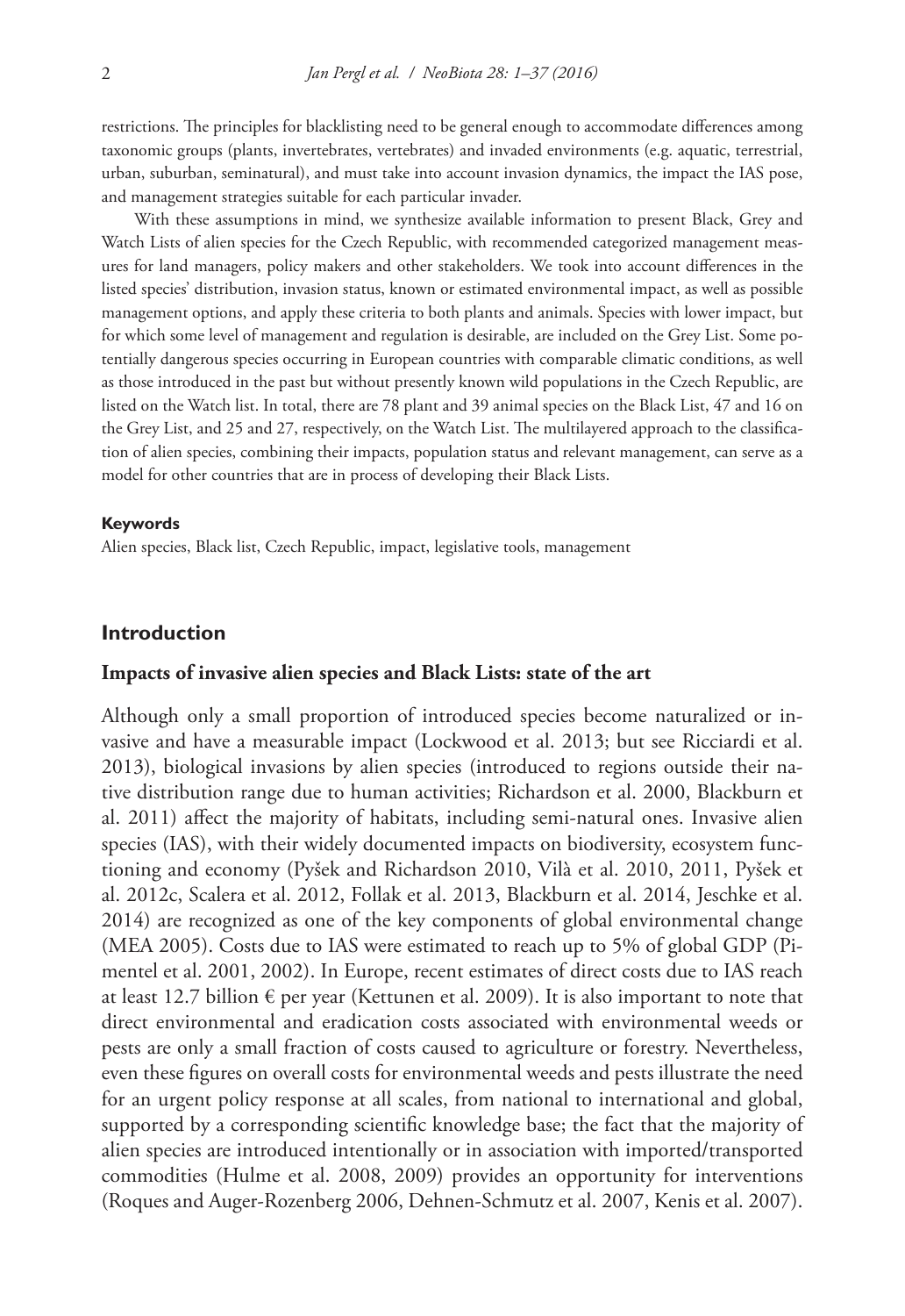restrictions. The principles for blacklisting need to be general enough to accommodate differences among taxonomic groups (plants, invertebrates, vertebrates) and invaded environments (e.g. aquatic, terrestrial, urban, suburban, seminatural), and must take into account invasion dynamics, the impact the IAS pose, and management strategies suitable for each particular invader.

With these assumptions in mind, we synthesize available information to present Black, Grey and Watch Lists of alien species for the Czech Republic, with recommended categorized management measures for land managers, policy makers and other stakeholders. We took into account differences in the listed species' distribution, invasion status, known or estimated environmental impact, as well as possible management options, and apply these criteria to both plants and animals. Species with lower impact, but for which some level of management and regulation is desirable, are included on the Grey List. Some potentially dangerous species occurring in European countries with comparable climatic conditions, as well as those introduced in the past but without presently known wild populations in the Czech Republic, are listed on the Watch list. In total, there are 78 plant and 39 animal species on the Black List, 47 and 16 on the Grey List, and 25 and 27, respectively, on the Watch List. The multilayered approach to the classification of alien species, combining their impacts, population status and relevant management, can serve as a model for other countries that are in process of developing their Black Lists.

#### Keywords

Alien species, Black list, Czech Republic, impact, legislative tools, management

## Introduction

### Impacts of invasive alien species and Black Lists: state of the art

Although only a small proportion of introduced species become naturalized or invasive and have a measurable impact (Lockwood et al. 2013; but see Ricciardi et al. 2013), biological invasions by alien species (introduced to regions outside their native distribution range due to human activities; Richardson et al. 2000, Blackburn et al. 2011) affect the majority of habitats, including semi-natural ones. Invasive alien species (IAS), with their widely documented impacts on biodiversity, ecosystem functioning and economy (Pyšek and Richardson 2010, Vilà et al. 2010, 2011, Pyšek et al. 2012c, Scalera et al. 2012, Follak et al. 2013, Blackburn et al. 2014, Jeschke et al. 2014) are recognized as one of the key components of global environmental change (MEA 2005). Costs due to IAS were estimated to reach up to 5% of global GDP (Pimentel et al. 2001, 2002). In Europe, recent estimates of direct costs due to IAS reach at least 12.7 billion € per year (Kettunen et al. 2009). It is also important to note that direct environmental and eradication costs associated with environmental weeds or pests are only a small fraction of costs caused to agriculture or forestry. Nevertheless, even these figures on overall costs for environmental weeds and pests illustrate the need for an urgent policy response at all scales, from national to international and global, supported by a corresponding scientific knowledge base; the fact that the majority of alien species are introduced intentionally or in association with imported/transported commodities (Hulme et al. 2008, 2009) provides an opportunity for interventions (Roques and Auger-Rozenberg 2006, Dehnen-Schmutz et al. 2007, Kenis et al. 2007).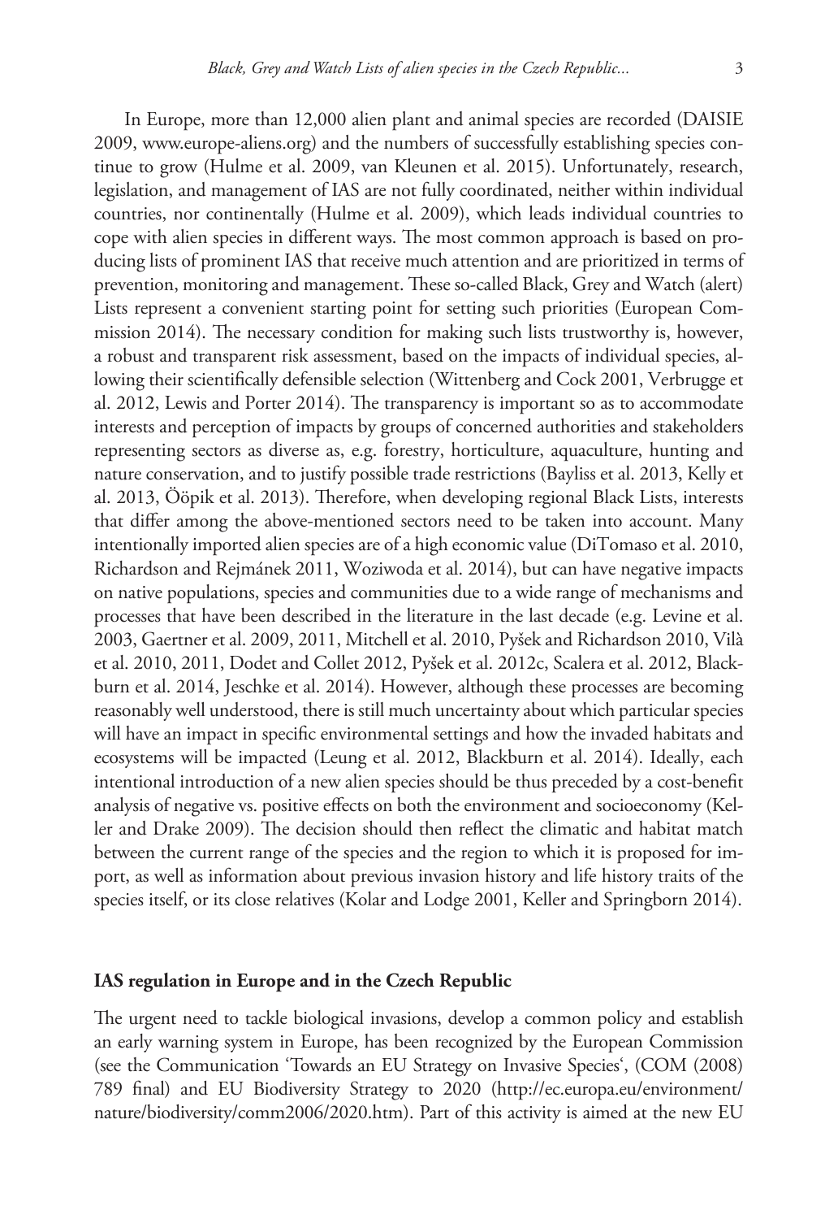In Europe, more than 12,000 alien plant and animal species are recorded (DAISIE 2009, www.europe-aliens.org) and the numbers of successfully establishing species continue to grow (Hulme et al. 2009, van Kleunen et al. 2015). Unfortunately, research, legislation, and management of IAS are not fully coordinated, neither within individual countries, nor continentally (Hulme et al. 2009), which leads individual countries to cope with alien species in different ways. The most common approach is based on producing lists of prominent IAS that receive much attention and are prioritized in terms of prevention, monitoring and management. These so-called Black, Grey and Watch (alert) Lists represent a convenient starting point for setting such priorities (European Commission 2014). The necessary condition for making such lists trustworthy is, however, a robust and transparent risk assessment, based on the impacts of individual species, allowing their scientifically defensible selection (Wittenberg and Cock 2001, Verbrugge et al. 2012, Lewis and Porter 2014). The transparency is important so as to accommodate interests and perception of impacts by groups of concerned authorities and stakeholders representing sectors as diverse as, e.g. forestry, horticulture, aquaculture, hunting and nature conservation, and to justify possible trade restrictions (Bayliss et al. 2013, Kelly et al. 2013, Ööpik et al. 2013). Therefore, when developing regional Black Lists, interests that differ among the above-mentioned sectors need to be taken into account. Many intentionally imported alien species are of a high economic value (DiTomaso et al. 2010, Richardson and Rejmánek 2011, Woziwoda et al. 2014), but can have negative impacts on native populations, species and communities due to a wide range of mechanisms and processes that have been described in the literature in the last decade (e.g. Levine et al. 2003, Gaertner et al. 2009, 2011, Mitchell et al. 2010, Pyšek and Richardson 2010, Vilà et al. 2010, 2011, Dodet and Collet 2012, Pyšek et al. 2012c, Scalera et al. 2012, Blackburn et al. 2014, Jeschke et al. 2014). However, although these processes are becoming reasonably well understood, there is still much uncertainty about which particular species will have an impact in specific environmental settings and how the invaded habitats and ecosystems will be impacted (Leung et al. 2012, Blackburn et al. 2014). Ideally, each intentional introduction of a new alien species should be thus preceded by a cost-benefit analysis of negative vs. positive effects on both the environment and socioeconomy (Keller and Drake 2009). The decision should then reflect the climatic and habitat match between the current range of the species and the region to which it is proposed for import, as well as information about previous invasion history and life history traits of the species itself, or its close relatives (Kolar and Lodge 2001, Keller and Springborn 2014).

## IAS regulation in Europe and in the Czech Republic

The urgent need to tackle biological invasions, develop a common policy and establish an early warning system in Europe, has been recognized by the European Commission (see the Communication 'Towards an EU Strategy on Invasive Species', (COM (2008) 789 final) and EU Biodiversity Strategy to 2020 (http://ec.europa.eu/environment/nature/biodiversity/comm2006/2020.htm). Part of this activity is aimed at the new EU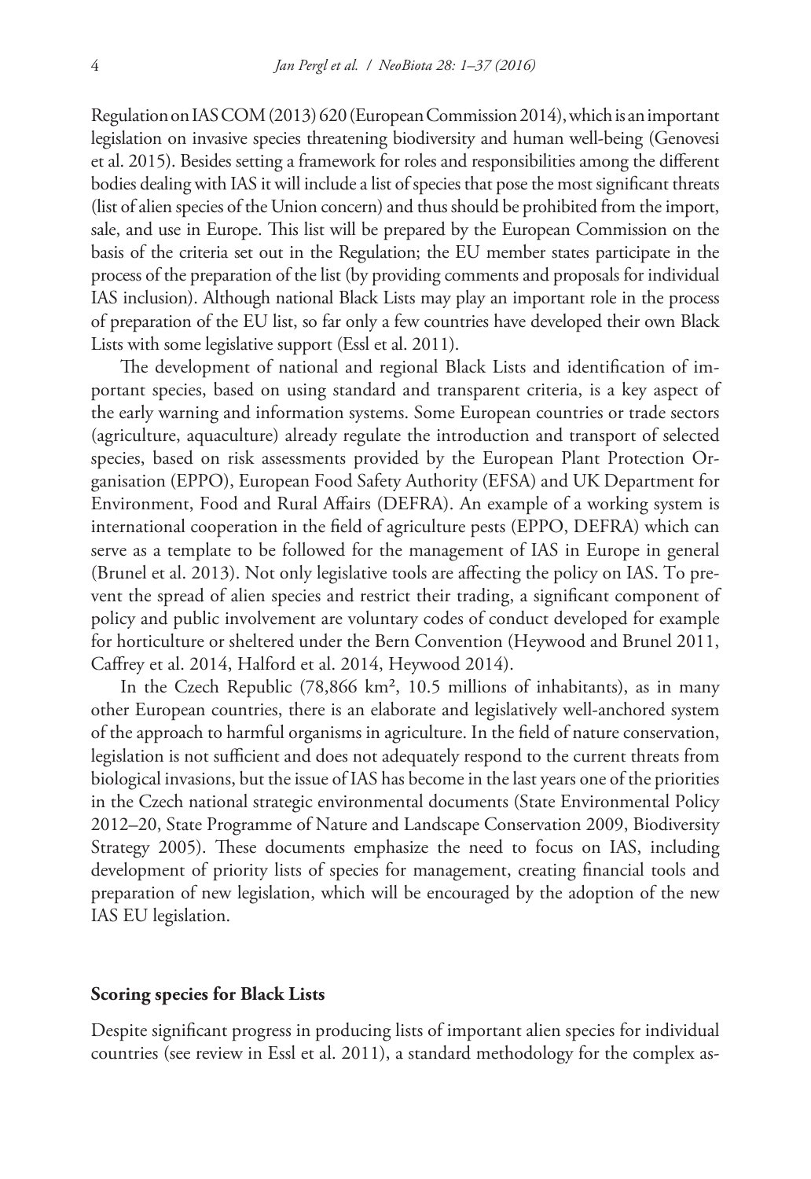Regulation on IAS COM (2013) 620 (European Commission 2014), which is an important legislation on invasive species threatening biodiversity and human well-being (Genovesi et al. 2015). Besides setting a framework for roles and responsibilities among the different bodies dealing with IAS it will include a list of species that pose the most significant threats (list of alien species of the Union concern) and thus should be prohibited from the import, sale, and use in Europe. This list will be prepared by the European Commission on the basis of the criteria set out in the Regulation; the EU member states participate in the process of the preparation of the list (by providing comments and proposals for individual IAS inclusion). Although national Black Lists may play an important role in the process of preparation of the EU list, so far only a few countries have developed their own Black Lists with some legislative support (Essl et al. 2011).

The development of national and regional Black Lists and identification of important species, based on using standard and transparent criteria, is a key aspect of the early warning and information systems. Some European countries or trade sectors (agriculture, aquaculture) already regulate the introduction and transport of selected species, based on risk assessments provided by the European Plant Protection Organisation (EPPO), European Food Safety Authority (EFSA) and UK Department for Environment, Food and Rural Affairs (DEFRA). An example of a working system is international cooperation in the field of agriculture pests (EPPO, DEFRA) which can serve as a template to be followed for the management of IAS in Europe in general (Brunel et al. 2013). Not only legislative tools are affecting the policy on IAS. To prevent the spread of alien species and restrict their trading, a significant component of policy and public involvement are voluntary codes of conduct developed for example for horticulture or sheltered under the Bern Convention (Heywood and Brunel 2011, Caffrey et al. 2014, Halford et al. 2014, Heywood 2014).

In the Czech Republic (78,866 km², 10.5 millions of inhabitants), as in many other European countries, there is an elaborate and legislatively well-anchored system of the approach to harmful organisms in agriculture. In the field of nature conservation, legislation is not sufficient and does not adequately respond to the current threats from biological invasions, but the issue of IAS has become in the last years one of the priorities in the Czech national strategic environmental documents (State Environmental Policy 2012–20, State Programme of Nature and Landscape Conservation 2009, Biodiversity Strategy 2005). These documents emphasize the need to focus on IAS, including development of priority lists of species for management, creating financial tools and preparation of new legislation, which will be encouraged by the adoption of the new IAS EU legislation.

### Scoring species for Black Lists

Despite significant progress in producing lists of important alien species for individual countries (see review in Essl et al. 2011), a standard methodology for the complex as-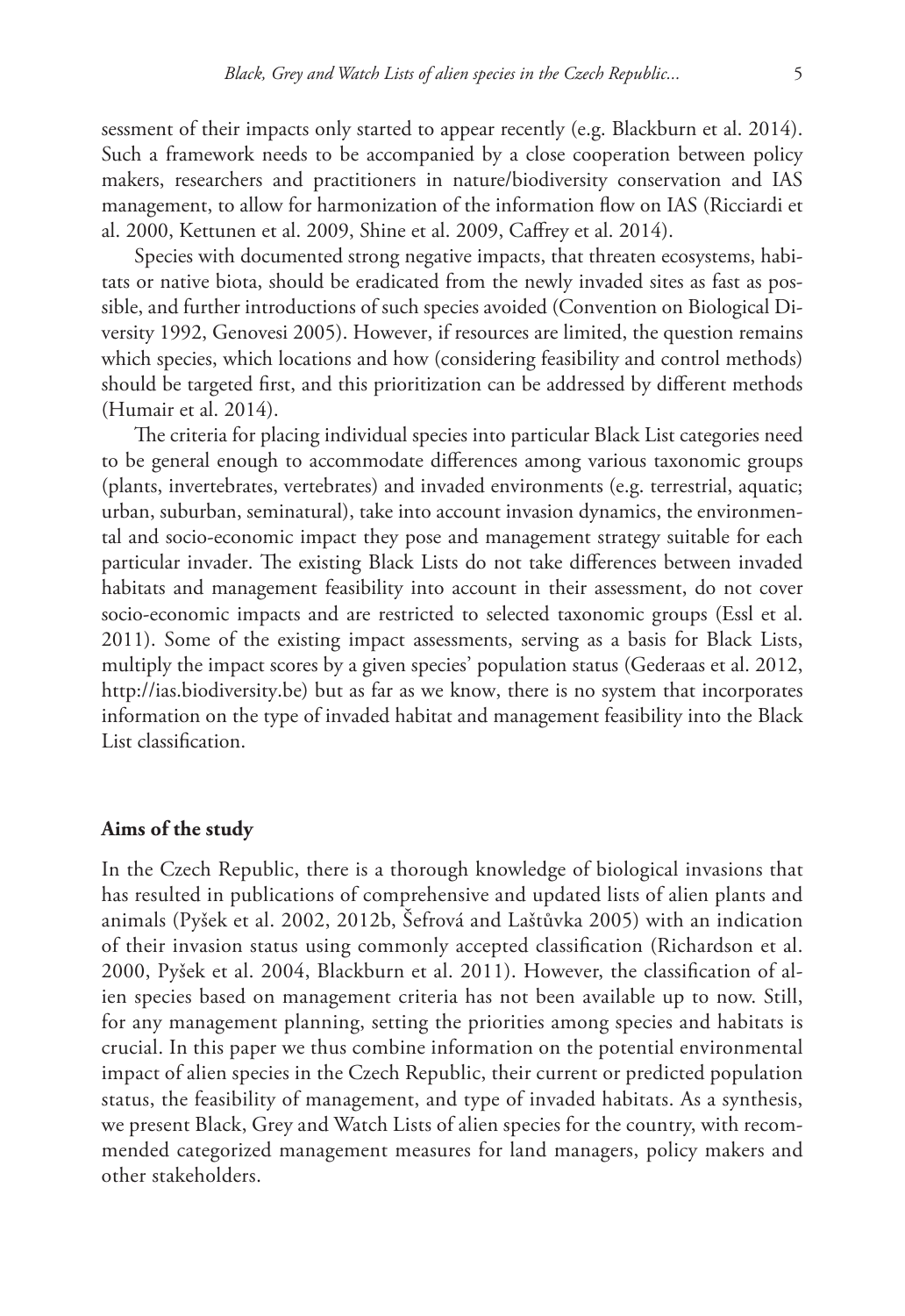sessment of their impacts only started to appear recently (e.g. Blackburn et al. 2014). Such a framework needs to be accompanied by a close cooperation between policy makers, researchers and practitioners in nature/biodiversity conservation and IAS management, to allow for harmonization of the information flow on IAS (Ricciardi et al. 2000, Kettunen et al. 2009, Shine et al. 2009, Caffrey et al. 2014).

Species with documented strong negative impacts, that threaten ecosystems, habitats or native biota, should be eradicated from the newly invaded sites as fast as possible, and further introductions of such species avoided (Convention on Biological Diversity 1992, Genovesi 2005). However, if resources are limited, the question remains which species, which locations and how (considering feasibility and control methods) should be targeted first, and this prioritization can be addressed by different methods (Humair et al. 2014).

The criteria for placing individual species into particular Black List categories need to be general enough to accommodate differences among various taxonomic groups (plants, invertebrates, vertebrates) and invaded environments (e.g. terrestrial, aquatic; urban, suburban, seminatural), take into account invasion dynamics, the environmental and socio-economic impact they pose and management strategy suitable for each particular invader. The existing Black Lists do not take differences between invaded habitats and management feasibility into account in their assessment, do not cover socio-economic impacts and are restricted to selected taxonomic groups (Essl et al. 2011). Some of the existing impact assessments, serving as a basis for Black Lists, multiply the impact scores by a given species' population status (Gederaas et al. 2012, http://ias.biodiversity.be) but as far as we know, there is no system that incorporates information on the type of invaded habitat and management feasibility into the Black List classification.

## Aims of the study

In the Czech Republic, there is a thorough knowledge of biological invasions that has resulted in publications of comprehensive and updated lists of alien plants and animals (Pyšek et al. 2002, 2012b, Šefrová and Laštůvka 2005) with an indication of their invasion status using commonly accepted classification (Richardson et al. 2000, Pyšek et al. 2004, Blackburn et al. 2011). However, the classification of alien species based on management criteria has not been available up to now. Still, for any management planning, setting the priorities among species and habitats is crucial. In this paper we thus combine information on the potential environmental impact of alien species in the Czech Republic, their current or predicted population status, the feasibility of management, and type of invaded habitats. As a synthesis, we present Black, Grey and Watch Lists of alien species for the country, with recommended categorized management measures for land managers, policy makers and other stakeholders.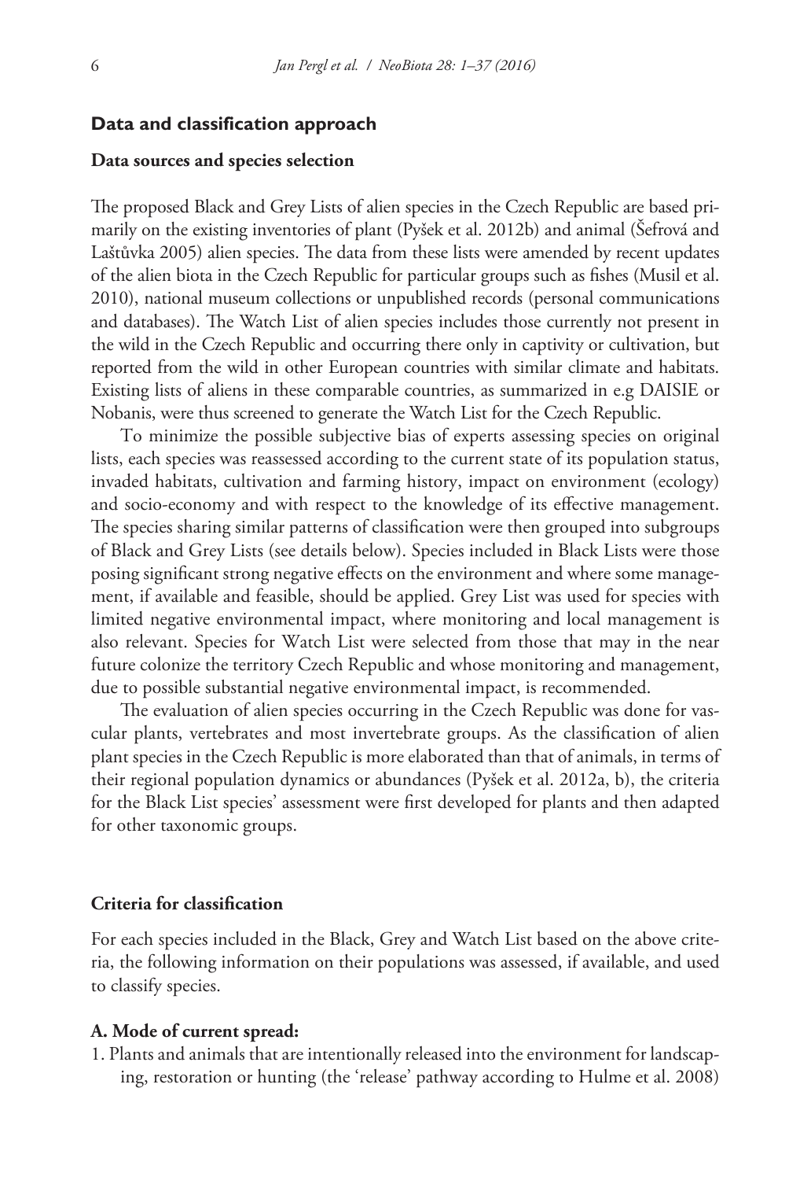## Data and classification approach

### Data sources and species selection

The proposed Black and Grey Lists of alien species in the Czech Republic are based primarily on the existing inventories of plant (Pyšek et al. 2012b) and animal (Šefrová and Laštůvka 2005) alien species. The data from these lists were amended by recent updates of the alien biota in the Czech Republic for particular groups such as fishes (Musil et al. 2010), national museum collections or unpublished records (personal communications and databases). The Watch List of alien species includes those currently not present in the wild in the Czech Republic and occurring there only in captivity or cultivation, but reported from the wild in other European countries with similar climate and habitats. Existing lists of aliens in these comparable countries, as summarized in e.g DAISIE or Nobanis, were thus screened to generate the Watch List for the Czech Republic.

To minimize the possible subjective bias of experts assessing species on original lists, each species was reassessed according to the current state of its population status, invaded habitats, cultivation and farming history, impact on environment (ecology) and socio-economy and with respect to the knowledge of its effective management. The species sharing similar patterns of classification were then grouped into subgroups of Black and Grey Lists (see details below). Species included in Black Lists were those posing significant strong negative effects on the environment and where some management, if available and feasible, should be applied. Grey List was used for species with limited negative environmental impact, where monitoring and local management is also relevant. Species for Watch List were selected from those that may in the near future colonize the territory Czech Republic and whose monitoring and management, due to possible substantial negative environmental impact, is recommended.

The evaluation of alien species occurring in the Czech Republic was done for vascular plants, vertebrates and most invertebrate groups. As the classification of alien plant species in the Czech Republic is more elaborated than that of animals, in terms of their regional population dynamics or abundances (Pyšek et al. 2012a, b), the criteria for the Black List species' assessment were first developed for plants and then adapted for other taxonomic groups.

### Criteria for classification

For each species included in the Black, Grey and Watch List based on the above criteria, the following information on their populations was assessed, if available, and used to classify species.

#### A. Mode of current spread:

1. Plants and animals that are intentionally released into the environment for landscaping, restoration or hunting (the 'release' pathway according to Hulme et al. 2008)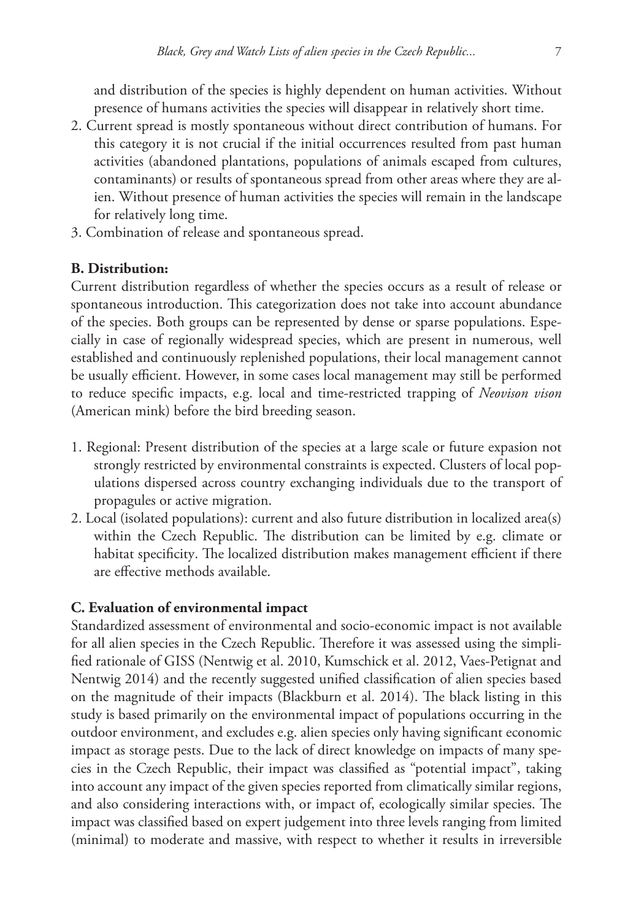and distribution of the species is highly dependent on human activities. Without presence of humans activities the species will disappear in relatively short time.

2. Current spread is mostly spontaneous without direct contribution of humans. For this category it is not crucial if the initial occurrences resulted from past human activities (abandoned plantations, populations of animals escaped from cultures, contaminants) or results of spontaneous spread from other areas where they are alien. Without presence of human activities the species will remain in the landscape for relatively long time.
3. Combination of release and spontaneous spread.

**B. Distribution:**

Current distribution regardless of whether the species occurs as a result of release or spontaneous introduction. This categorization does not take into account abundance of the species. Both groups can be represented by dense or sparse populations. Especially in case of regionally widespread species, which are present in numerous, well established and continuously replenished populations, their local management cannot be usually efficient. However, in some cases local management may still be performed to reduce specific impacts, e.g. local and time-restricted trapping of *Neovison vison* (American mink) before the bird breeding season.

1. Regional: Present distribution of the species at a large scale or future expasion not strongly restricted by environmental constraints is expected. Clusters of local populations dispersed across country exchanging individuals due to the transport of propagules or active migration.
2. Local (isolated populations): current and also future distribution in localized area(s) within the Czech Republic. The distribution can be limited by e.g. climate or habitat specificity. The localized distribution makes management efficient if there are effective methods available.

**C. Evaluation of environmental impact**

Standardized assessment of environmental and socio-economic impact is not available for all alien species in the Czech Republic. Therefore it was assessed using the simplified rationale of GISS (Nentwig et al. 2010, Kumschick et al. 2012, Vaes-Petignat and Nentwig 2014) and the recently suggested unified classification of alien species based on the magnitude of their impacts (Blackburn et al. 2014). The black listing in this study is based primarily on the environmental impact of populations occurring in the outdoor environment, and excludes e.g. alien species only having significant economic impact as storage pests. Due to the lack of direct knowledge on impacts of many species in the Czech Republic, their impact was classified as "potential impact", taking into account any impact of the given species reported from climatically similar regions, and also considering interactions with, or impact of, ecologically similar species. The impact was classified based on expert judgement into three levels ranging from limited (minimal) to moderate and massive, with respect to whether it results in irreversible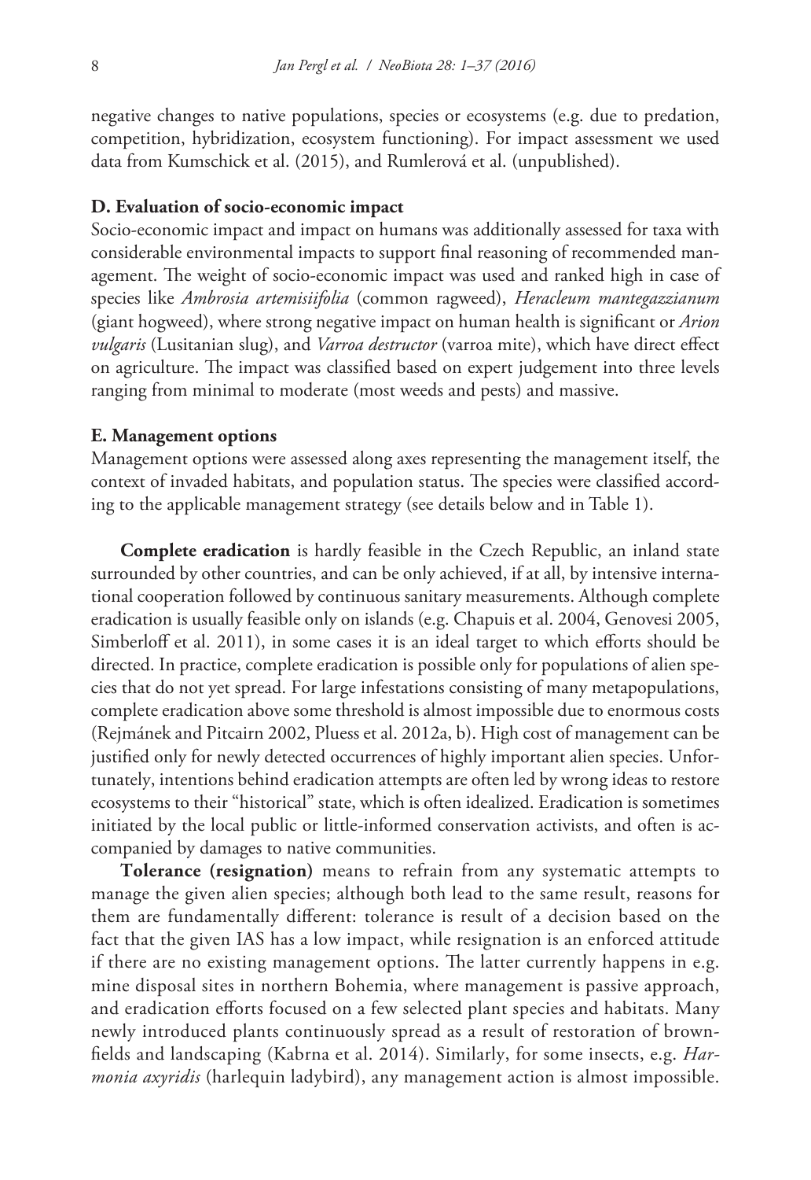negative changes to native populations, species or ecosystems (e.g. due to predation, competition, hybridization, ecosystem functioning). For impact assessment we used data from Kumschick et al. (2015), and Rumlerová et al. (unpublished).

### D. Evaluation of socio-economic impact

Socio-economic impact and impact on humans was additionally assessed for taxa with considerable environmental impacts to support final reasoning of recommended management. The weight of socio-economic impact was used and ranked high in case of species like *Ambrosia artemisiifolia* (common ragweed), *Heracleum mantegazzianum* (giant hogweed), where strong negative impact on human health is significant or *Arion vulgaris* (Lusitanian slug), and *Varroa destructor* (varroa mite), which have direct effect on agriculture. The impact was classified based on expert judgement into three levels ranging from minimal to moderate (most weeds and pests) and massive.

### E. Management options

Management options were assessed along axes representing the management itself, the context of invaded habitats, and population status. The species were classified according to the applicable management strategy (see details below and in Table 1).

**Complete eradication** is hardly feasible in the Czech Republic, an inland state surrounded by other countries, and can be only achieved, if at all, by intensive international cooperation followed by continuous sanitary measurements. Although complete eradication is usually feasible only on islands (e.g. Chapuis et al. 2004, Genovesi 2005, Simberloff et al. 2011), in some cases it is an ideal target to which efforts should be directed. In practice, complete eradication is possible only for populations of alien species that do not yet spread. For large infestations consisting of many metapopulations, complete eradication above some threshold is almost impossible due to enormous costs (Rejmánek and Pitcairn 2002, Pluess et al. 2012a, b). High cost of management can be justified only for newly detected occurrences of highly important alien species. Unfortunately, intentions behind eradication attempts are often led by wrong ideas to restore ecosystems to their "historical" state, which is often idealized. Eradication is sometimes initiated by the local public or little-informed conservation activists, and often is accompanied by damages to native communities.

**Tolerance (resignation)** means to refrain from any systematic attempts to manage the given alien species; although both lead to the same result, reasons for them are fundamentally different: tolerance is result of a decision based on the fact that the given IAS has a low impact, while resignation is an enforced attitude if there are no existing management options. The latter currently happens in e.g. mine disposal sites in northern Bohemia, where management is passive approach, and eradication efforts focused on a few selected plant species and habitats. Many newly introduced plants continuously spread as a result of restoration of brownfields and landscaping (Kabrna et al. 2014). Similarly, for some insects, e.g. *Harmonia axyridis* (harlequin ladybird), any management action is almost impossible.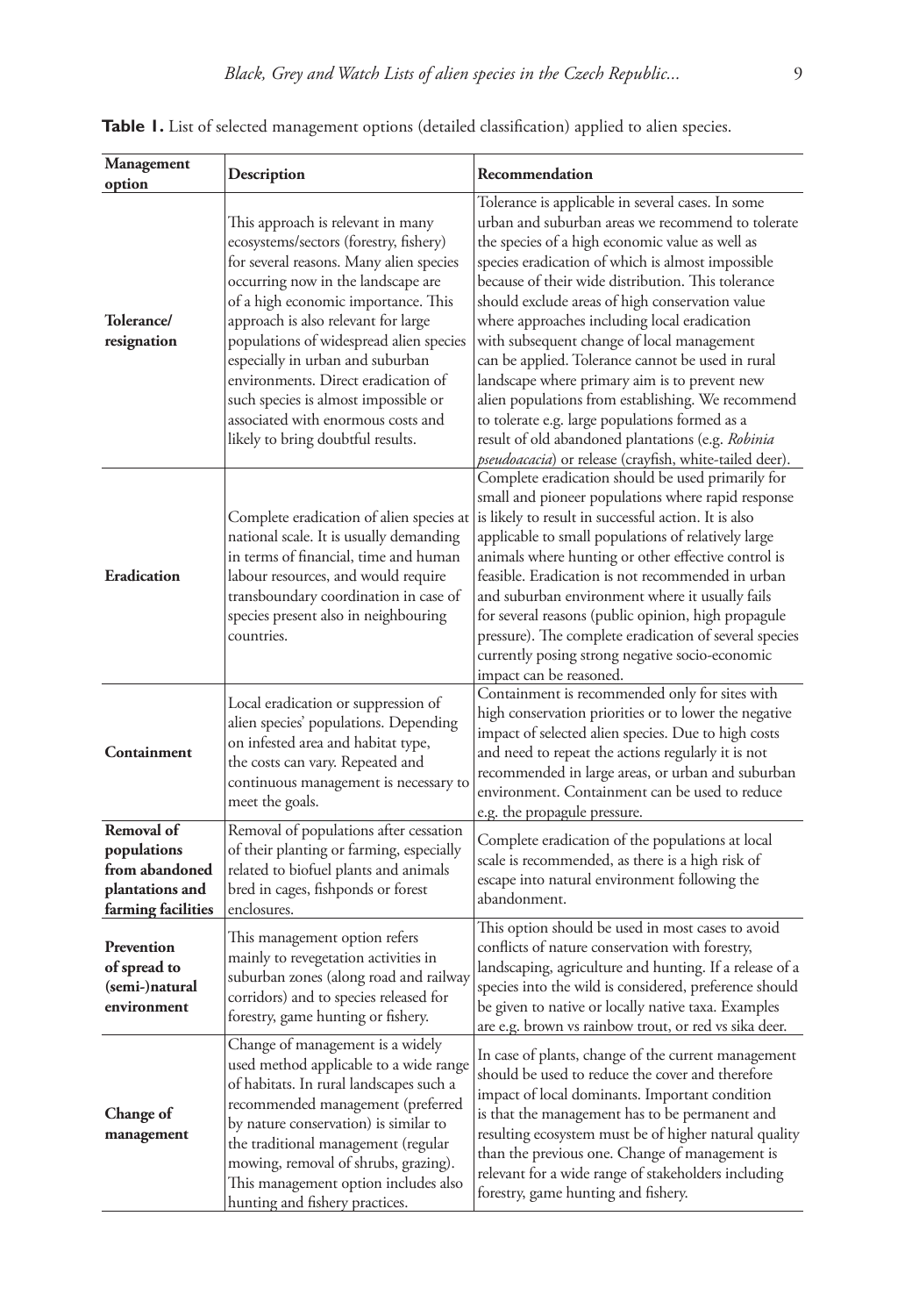**Table 1.** List of selected management options (detailed classification) applied to alien species.

| Management option | Description | Recommendation |
|---|---|---|
| **Tolerance/ resignation** | This approach is relevant in many ecosystems/sectors (forestry, fishery) for several reasons. Many alien species occurring now in the landscape are of a high economic importance. This approach is also relevant for large populations of widespread alien species especially in urban and suburban environments. Direct eradication of such species is almost impossible or associated with enormous costs and likely to bring doubtful results. | Tolerance is applicable in several cases. In some urban and suburban areas we recommend to tolerate the species of a high economic value as well as species eradication of which is almost impossible because of their wide distribution. This tolerance should exclude areas of high conservation value where approaches including local eradication with subsequent change of local management can be applied. Tolerance cannot be used in rural landscape where primary aim is to prevent new alien populations from establishing. We recommend to tolerate e.g. large populations formed as a result of old abandoned plantations (e.g. *Robinia pseudoacacia*) or release (crayfish, white-tailed deer). |
| **Eradication** | Complete eradication of alien species at national scale. It is usually demanding in terms of financial, time and human labour resources, and would require transboundary coordination in case of species present also in neighbouring countries. | Complete eradication should be used primarily for small and pioneer populations where rapid response is likely to result in successful action. It is also applicable to small populations of relatively large animals where hunting or other effective control is feasible. Eradication is not recommended in urban and suburban environment where it usually fails for several reasons (public opinion, high propagule pressure). The complete eradication of several species currently posing strong negative socio-economic impact can be reasoned. |
| **Containment** | Local eradication or suppression of alien species' populations. Depending on infested area and habitat type, the costs can vary. Repeated and continuous management is necessary to meet the goals. | Containment is recommended only for sites with high conservation priorities or to lower the negative impact of selected alien species. Due to high costs and need to repeat the actions regularly it is not recommended in large areas, or urban and suburban environment. Containment can be used to reduce e.g. the propagule pressure. |
| **Removal of populations from abandoned plantations and farming facilities** | Removal of populations after cessation of their planting or farming, especially related to biofuel plants and animals bred in cages, fishponds or forest enclosures. | Complete eradication of the populations at local scale is recommended, as there is a high risk of escape into natural environment following the abandonment. |
| **Prevention of spread to (semi-)natural environment** | This management option refers mainly to revegetation activities in suburban zones (along road and railway corridors) and to species released for forestry, game hunting or fishery. | This option should be used in most cases to avoid conflicts of nature conservation with forestry, landscaping, agriculture and hunting. If a release of a species into the wild is considered, preference should be given to native or locally native taxa. Examples are e.g. brown vs rainbow trout, or red vs sika deer. |
| **Change of management** | Change of management is a widely used method applicable to a wide range of habitats. In rural landscapes such a recommended management (preferred by nature conservation) is similar to the traditional management (regular mowing, removal of shrubs, grazing). This management option includes also hunting and fishery practices. | In case of plants, change of the current management should be used to reduce the cover and therefore impact of local dominants. Important condition is that the management has to be permanent and resulting ecosystem must be of higher natural quality than the previous one. Change of management is relevant for a wide range of stakeholders including forestry, game hunting and fishery. |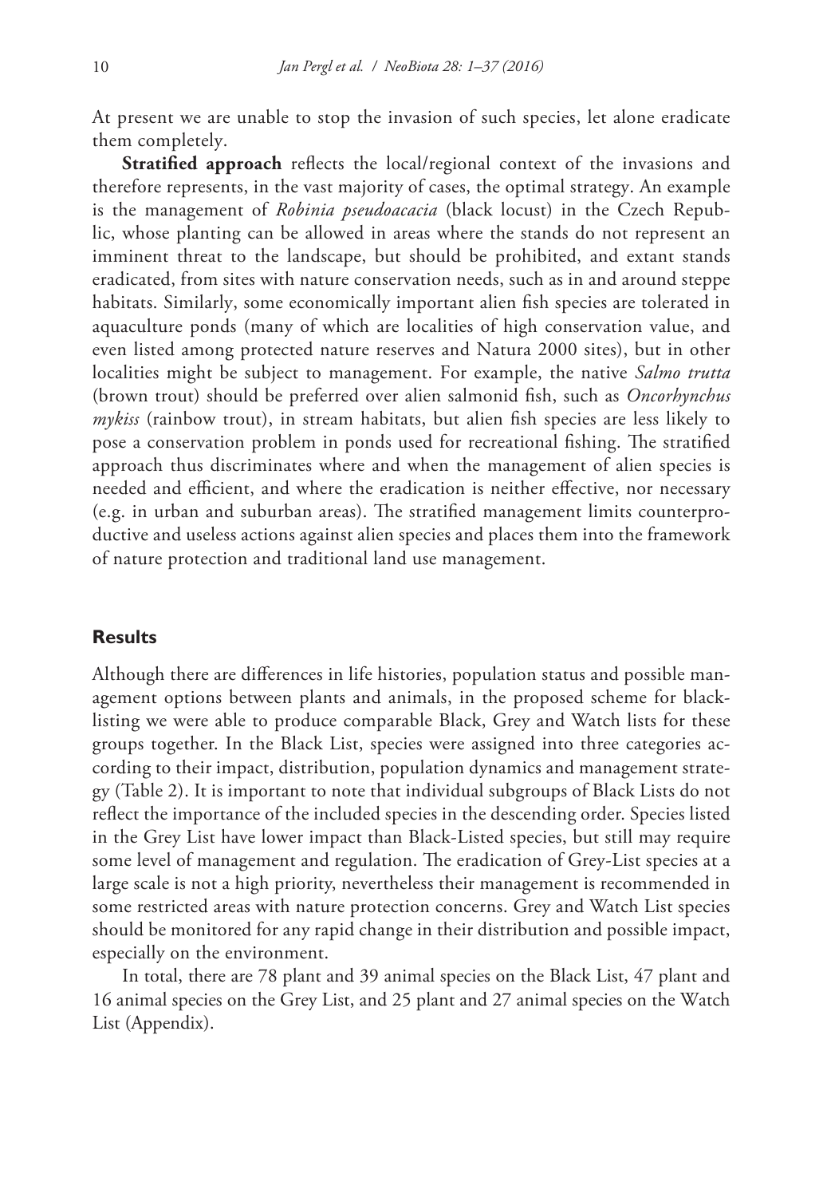At present we are unable to stop the invasion of such species, let alone eradicate them completely.

**Stratified approach** reflects the local/regional context of the invasions and therefore represents, in the vast majority of cases, the optimal strategy. An example is the management of *Robinia pseudoacacia* (black locust) in the Czech Republic, whose planting can be allowed in areas where the stands do not represent an imminent threat to the landscape, but should be prohibited, and extant stands eradicated, from sites with nature conservation needs, such as in and around steppe habitats. Similarly, some economically important alien fish species are tolerated in aquaculture ponds (many of which are localities of high conservation value, and even listed among protected nature reserves and Natura 2000 sites), but in other localities might be subject to management. For example, the native *Salmo trutta* (brown trout) should be preferred over alien salmonid fish, such as *Oncorhynchus mykiss* (rainbow trout), in stream habitats, but alien fish species are less likely to pose a conservation problem in ponds used for recreational fishing. The stratified approach thus discriminates where and when the management of alien species is needed and efficient, and where the eradication is neither effective, nor necessary (e.g. in urban and suburban areas). The stratified management limits counterproductive and useless actions against alien species and places them into the framework of nature protection and traditional land use management.

## Results

Although there are differences in life histories, population status and possible management options between plants and animals, in the proposed scheme for blacklisting we were able to produce comparable Black, Grey and Watch lists for these groups together. In the Black List, species were assigned into three categories according to their impact, distribution, population dynamics and management strategy (Table 2). It is important to note that individual subgroups of Black Lists do not reflect the importance of the included species in the descending order. Species listed in the Grey List have lower impact than Black-Listed species, but still may require some level of management and regulation. The eradication of Grey-List species at a large scale is not a high priority, nevertheless their management is recommended in some restricted areas with nature protection concerns. Grey and Watch List species should be monitored for any rapid change in their distribution and possible impact, especially on the environment.

In total, there are 78 plant and 39 animal species on the Black List, 47 plant and 16 animal species on the Grey List, and 25 plant and 27 animal species on the Watch List (Appendix).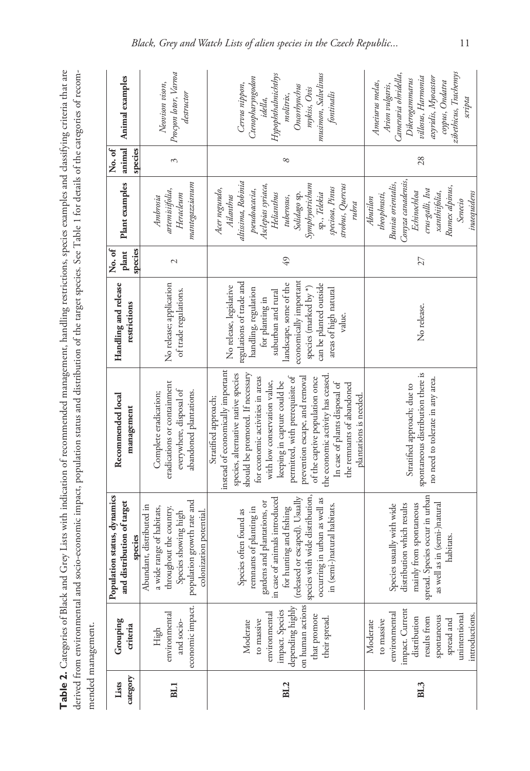**Table 2.** Categories of Black and Grey Lists with indication of recommended management, handling restrictions, species examples and classifying criteria that are derived from environmental and socio-economic impact, population status and distribution of the target species. See Table 1 for details of the categories of recommended management.

| Lists category | Grouping criteria | Population status, dynamics and distribution of target species | Recommended local management | Handling and release restrictions | No. of plant species | Plant examples | No. of animal species | Animal examples |
|---|---|---|---|---|---|---|---|---|
| **BL1** | High environmental and socio-economic impact. | Abundant, distributed in a wide range of habitats, throughout the country. Species showing high population growth rate and colonization potential. | Complete eradication; eradications or containment everywhere, disposal of abandoned plantations. | No release; application of trade regulations. | 2 | *Ambrosia artemisiifolia*, *Heracleum mantegazzianum* | 3 | *Neovison vison*, *Procyon lotor*, *Varroa destructor* |
| **BL2** | Moderate to massive environmental impact. Species depending highly on human actions that promote their spread. | Species often found as remnants of planting in gardens and plantations, or in case of animals introduced for hunting and fishing (released or escaped). Usually species with wide distribution, occurring in urban as well as in (semi-)natural habitats. | Stratified approach; instead of economically important species, alternative native species should be promoted. If necessary for economic activities in areas with low conservation value, keeping in capture could be permitted, with prerequisite of prevention escape, and removal of the captive population once the economic activity has ceased. In case of plants disposal of the remnants of abandoned plantations is needed. | No release, legislative regulations of trade and handling, regulation for planting in suburban and rural landscape, some of the economically important species (marked by *) can be planted outside areas of high natural value. | 49 | *Acer negundo*, *Ailanthus altissima*, *Robinia pseudoacacia*, *Asclepias syriaca*, *Helianthus tuberosus*, *Solidago* sp. *Symphyotrichum* sp., *Telekia speciosa*, *Pinus strobus*, *Quercus rubra* | 8 | *Cervus nippon*, *Ctenopharyngodon idella*, *Hypophthalmichthys molitrix*, *Oncorhynchus mykiss*, *Ovis musimon*, *Salvelinus fontinalis* |
| **BL3** | Moderate to massive environmental impact. Current distribution results from spontaneous spread and unintentional introductions. | Species usually with wide distribution which results mainly from spontaneous spread. Species occur in urban as well as in (semi-)natural habitats. | Stratified approach; due to spontaneous distribution there is no need to tolerate in any area. | No release. | 27 | *Abutilon theophrasti*, *Bunias orientalis*, *Conyza canadensis*, *Echinochloa crus-galli*, *Iva xanthiifolia*, *Rumex alpinus*, *Senecio inaequidens* | 28 | *Ameiurus melas*, *Arion vulgaris*, *Cameraria ohridella*, *Dikerogammarus villosus*, *Harmonia axyridis*, *Myocastor coypus*, *Ondatra zibethicus*, *Trachemys scripta* |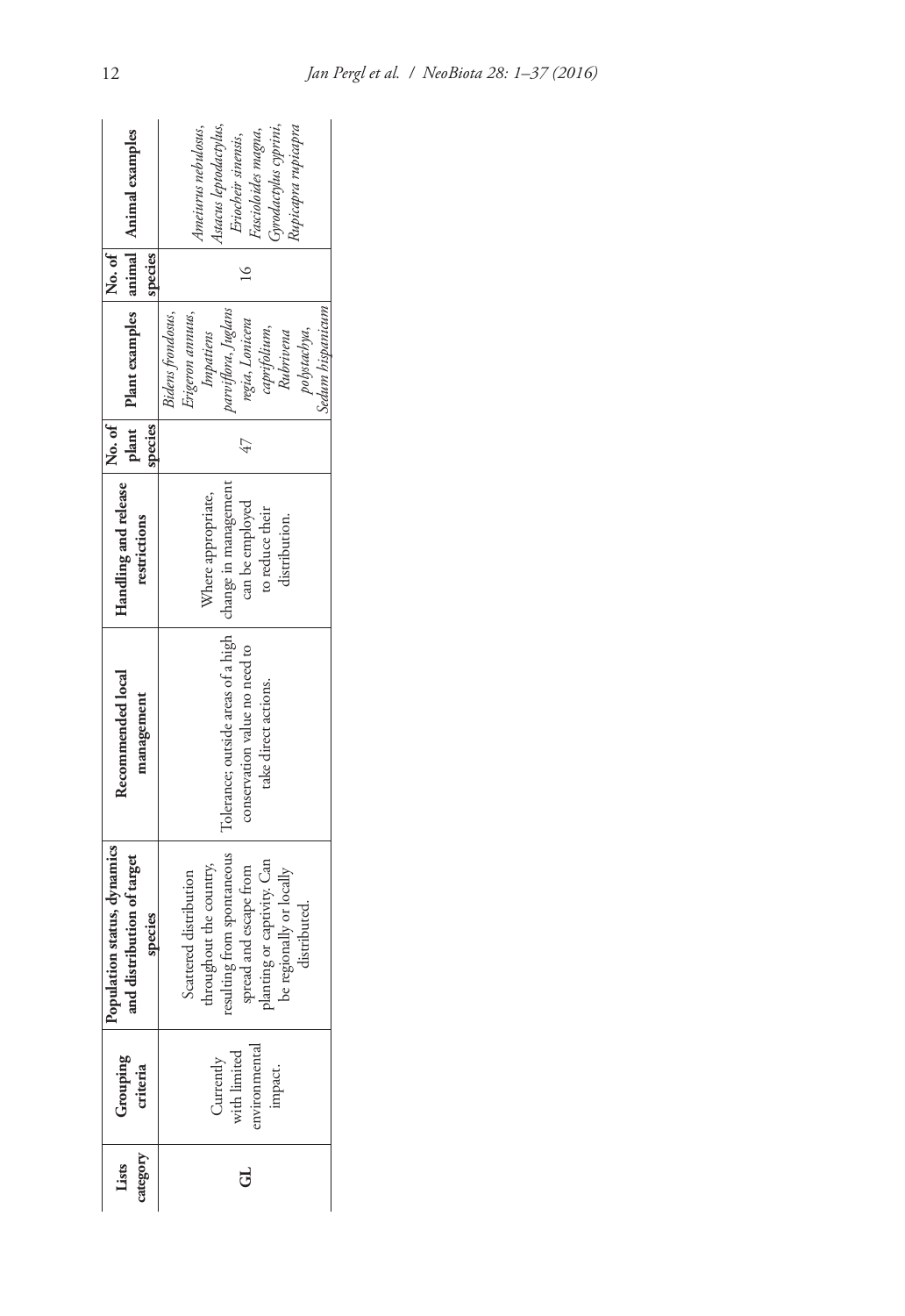| Lists category | Grouping criteria | Population status, dynamics and distribution of target species | Recommended local management | Handling and release restrictions | No. of plant species | Plant examples | No. of animal species | Animal examples |
|---|---|---|---|---|---|---|---|---|
| **GL** | Currently with limited environmental impact. | Scattered distribution throughout the country, resulting from spontaneous spread and escape from planting or captivity. Can be regionally or locally distributed. | Tolerance; outside areas of a high conservation value no need to take direct actions. | Where appropriate, change in management can be employed to reduce their distribution. | 47 | *Bidens frondosus*, *Erigeron annuus*, *Impatiens parviflora*, *Juglans regia*, *Lonicera caprifolium*, *Rubrivena polystachya*, *Sedum hispanicum* | 16 | *Ameiurus nebulosus*, *Astacus leptodactylus*, *Eriocheir sinensis*, *Fascioloides magna*, *Gyrodactylus cyprini*, *Rupicapra rupicapra* |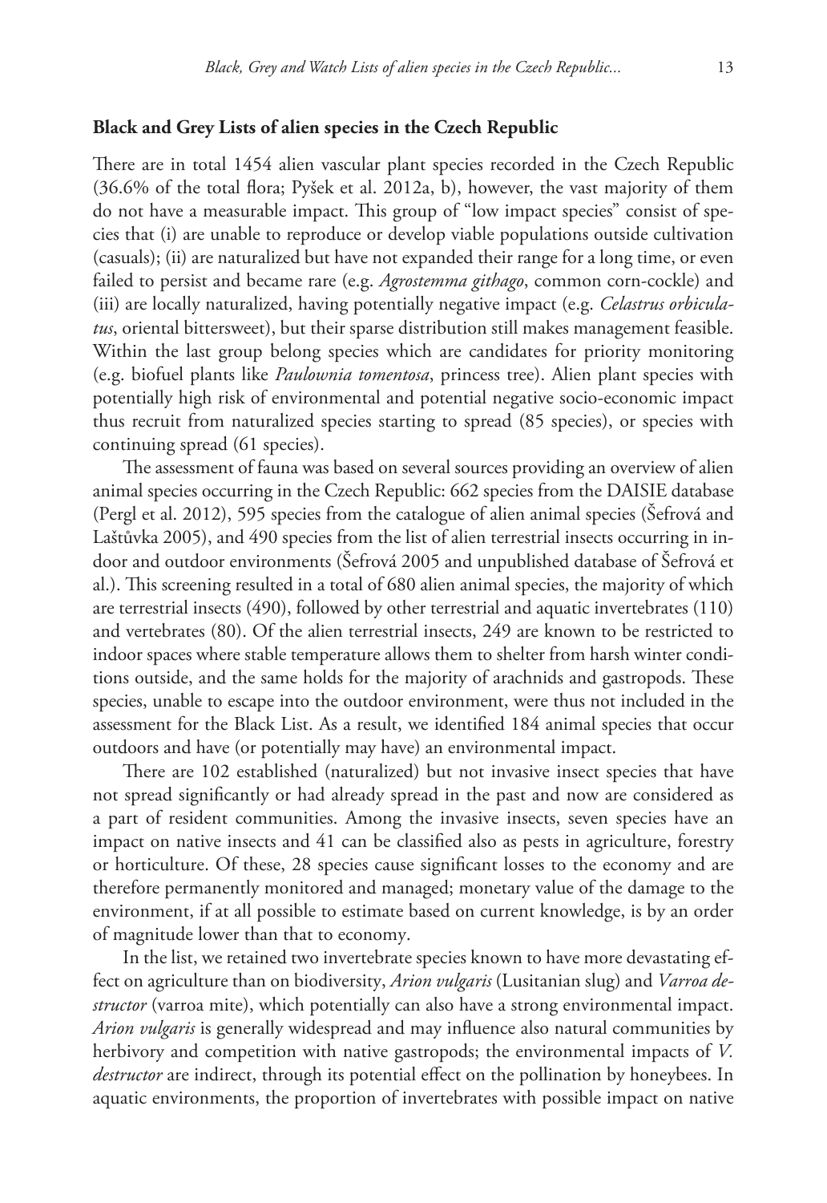## Black and Grey Lists of alien species in the Czech Republic

There are in total 1454 alien vascular plant species recorded in the Czech Republic (36.6% of the total flora; Pyšek et al. 2012a, b), however, the vast majority of them do not have a measurable impact. This group of "low impact species" consist of species that (i) are unable to reproduce or develop viable populations outside cultivation (casuals); (ii) are naturalized but have not expanded their range for a long time, or even failed to persist and became rare (e.g. *Agrostemma githago*, common corn-cockle) and (iii) are locally naturalized, having potentially negative impact (e.g. *Celastrus orbiculatus*, oriental bittersweet), but their sparse distribution still makes management feasible. Within the last group belong species which are candidates for priority monitoring (e.g. biofuel plants like *Paulownia tomentosa*, princess tree). Alien plant species with potentially high risk of environmental and potential negative socio-economic impact thus recruit from naturalized species starting to spread (85 species), or species with continuing spread (61 species).

The assessment of fauna was based on several sources providing an overview of alien animal species occurring in the Czech Republic: 662 species from the DAISIE database (Pergl et al. 2012), 595 species from the catalogue of alien animal species (Šefrová and Laštůvka 2005), and 490 species from the list of alien terrestrial insects occurring in indoor and outdoor environments (Šefrová 2005 and unpublished database of Šefrová et al.). This screening resulted in a total of 680 alien animal species, the majority of which are terrestrial insects (490), followed by other terrestrial and aquatic invertebrates (110) and vertebrates (80). Of the alien terrestrial insects, 249 are known to be restricted to indoor spaces where stable temperature allows them to shelter from harsh winter conditions outside, and the same holds for the majority of arachnids and gastropods. These species, unable to escape into the outdoor environment, were thus not included in the assessment for the Black List. As a result, we identified 184 animal species that occur outdoors and have (or potentially may have) an environmental impact.

There are 102 established (naturalized) but not invasive insect species that have not spread significantly or had already spread in the past and now are considered as a part of resident communities. Among the invasive insects, seven species have an impact on native insects and 41 can be classified also as pests in agriculture, forestry or horticulture. Of these, 28 species cause significant losses to the economy and are therefore permanently monitored and managed; monetary value of the damage to the environment, if at all possible to estimate based on current knowledge, is by an order of magnitude lower than that to economy.

In the list, we retained two invertebrate species known to have more devastating effect on agriculture than on biodiversity, *Arion vulgaris* (Lusitanian slug) and *Varroa destructor* (varroa mite), which potentially can also have a strong environmental impact. *Arion vulgaris* is generally widespread and may influence also natural communities by herbivory and competition with native gastropods; the environmental impacts of *V. destructor* are indirect, through its potential effect on the pollination by honeybees. In aquatic environments, the proportion of invertebrates with possible impact on native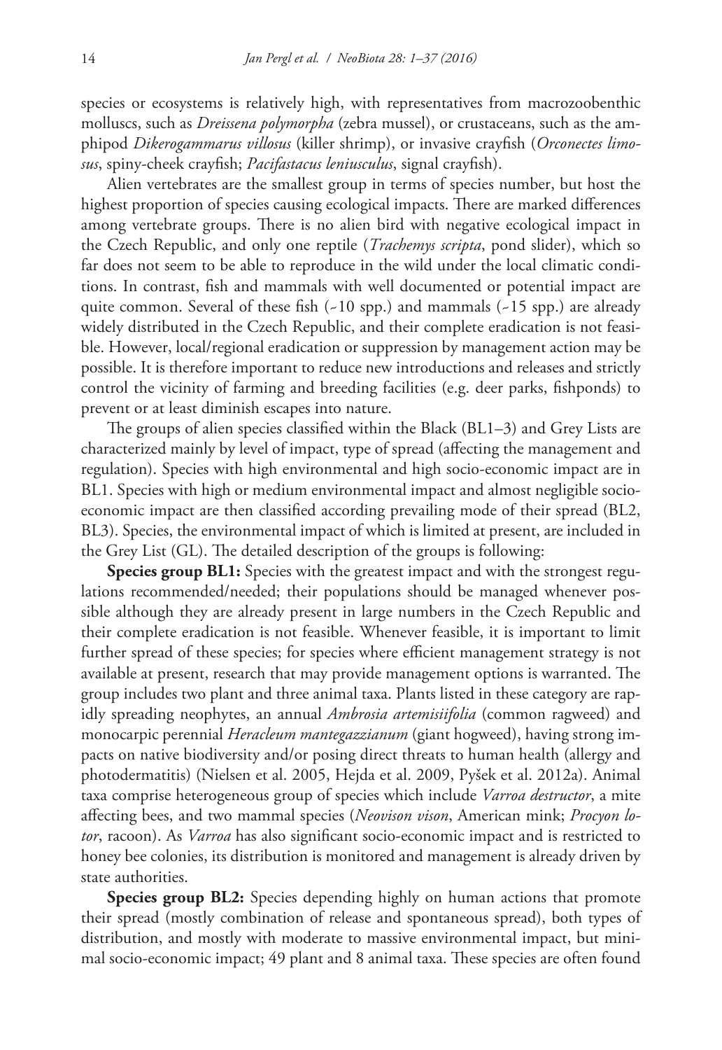species or ecosystems is relatively high, with representatives from macrozoobenthic molluscs, such as *Dreissena polymorpha* (zebra mussel), or crustaceans, such as the amphipod *Dikerogammarus villosus* (killer shrimp), or invasive crayfish (*Orconectes limosus*, spiny-cheek crayfish; *Pacifastacus leniusculus*, signal crayfish).

Alien vertebrates are the smallest group in terms of species number, but host the highest proportion of species causing ecological impacts. There are marked differences among vertebrate groups. There is no alien bird with negative ecological impact in the Czech Republic, and only one reptile (*Trachemys scripta*, pond slider), which so far does not seem to be able to reproduce in the wild under the local climatic conditions. In contrast, fish and mammals with well documented or potential impact are quite common. Several of these fish (~10 spp.) and mammals (~15 spp.) are already widely distributed in the Czech Republic, and their complete eradication is not feasible. However, local/regional eradication or suppression by management action may be possible. It is therefore important to reduce new introductions and releases and strictly control the vicinity of farming and breeding facilities (e.g. deer parks, fishponds) to prevent or at least diminish escapes into nature.

The groups of alien species classified within the Black (BL1–3) and Grey Lists are characterized mainly by level of impact, type of spread (affecting the management and regulation). Species with high environmental and high socio-economic impact are in BL1. Species with high or medium environmental impact and almost negligible socio-economic impact are then classified according prevailing mode of their spread (BL2, BL3). Species, the environmental impact of which is limited at present, are included in the Grey List (GL). The detailed description of the groups is following:

**Species group BL1:** Species with the greatest impact and with the strongest regulations recommended/needed; their populations should be managed whenever possible although they are already present in large numbers in the Czech Republic and their complete eradication is not feasible. Whenever feasible, it is important to limit further spread of these species; for species where efficient management strategy is not available at present, research that may provide management options is warranted. The group includes two plant and three animal taxa. Plants listed in these category are rapidly spreading neophytes, an annual *Ambrosia artemisiifolia* (common ragweed) and monocarpic perennial *Heracleum mantegazzianum* (giant hogweed), having strong impacts on native biodiversity and/or posing direct threats to human health (allergy and photodermatitis) (Nielsen et al. 2005, Hejda et al. 2009, Pyšek et al. 2012a). Animal taxa comprise heterogeneous group of species which include *Varroa destructor*, a mite affecting bees, and two mammal species (*Neovison vison*, American mink; *Procyon lotor*, racoon). As *Varroa* has also significant socio-economic impact and is restricted to honey bee colonies, its distribution is monitored and management is already driven by state authorities.

**Species group BL2:** Species depending highly on human actions that promote their spread (mostly combination of release and spontaneous spread), both types of distribution, and mostly with moderate to massive environmental impact, but minimal socio-economic impact; 49 plant and 8 animal taxa. These species are often found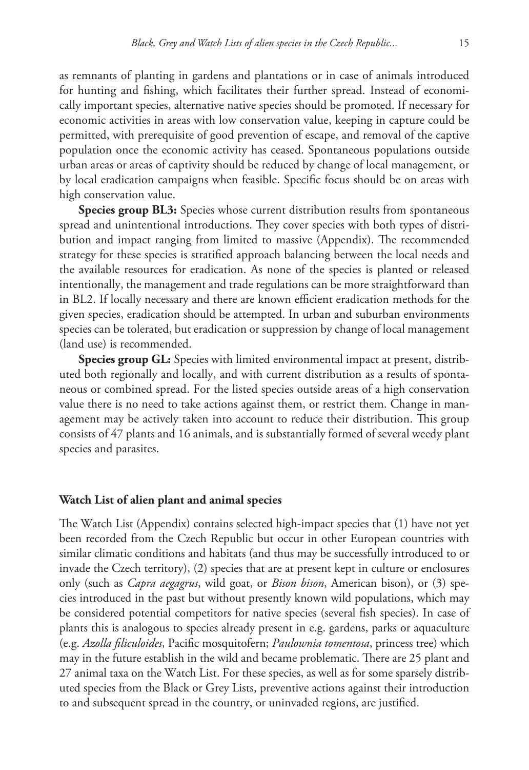as remnants of planting in gardens and plantations or in case of animals introduced for hunting and fishing, which facilitates their further spread. Instead of economically important species, alternative native species should be promoted. If necessary for economic activities in areas with low conservation value, keeping in capture could be permitted, with prerequisite of good prevention of escape, and removal of the captive population once the economic activity has ceased. Spontaneous populations outside urban areas or areas of captivity should be reduced by change of local management, or by local eradication campaigns when feasible. Specific focus should be on areas with high conservation value.

**Species group BL3:** Species whose current distribution results from spontaneous spread and unintentional introductions. They cover species with both types of distribution and impact ranging from limited to massive (Appendix). The recommended strategy for these species is stratified approach balancing between the local needs and the available resources for eradication. As none of the species is planted or released intentionally, the management and trade regulations can be more straightforward than in BL2. If locally necessary and there are known efficient eradication methods for the given species, eradication should be attempted. In urban and suburban environments species can be tolerated, but eradication or suppression by change of local management (land use) is recommended.

**Species group GL:** Species with limited environmental impact at present, distributed both regionally and locally, and with current distribution as a results of spontaneous or combined spread. For the listed species outside areas of a high conservation value there is no need to take actions against them, or restrict them. Change in management may be actively taken into account to reduce their distribution. This group consists of 47 plants and 16 animals, and is substantially formed of several weedy plant species and parasites.

### Watch List of alien plant and animal species

The Watch List (Appendix) contains selected high-impact species that (1) have not yet been recorded from the Czech Republic but occur in other European countries with similar climatic conditions and habitats (and thus may be successfully introduced to or invade the Czech territory), (2) species that are at present kept in culture or enclosures only (such as *Capra aegagrus*, wild goat, or *Bison bison*, American bison), or (3) species introduced in the past but without presently known wild populations, which may be considered potential competitors for native species (several fish species). In case of plants this is analogous to species already present in e.g. gardens, parks or aquaculture (e.g. *Azolla filiculoides*, Pacific mosquitofern; *Paulownia tomentosa*, princess tree) which may in the future establish in the wild and became problematic. There are 25 plant and 27 animal taxa on the Watch List. For these species, as well as for some sparsely distributed species from the Black or Grey Lists, preventive actions against their introduction to and subsequent spread in the country, or uninvaded regions, are justified.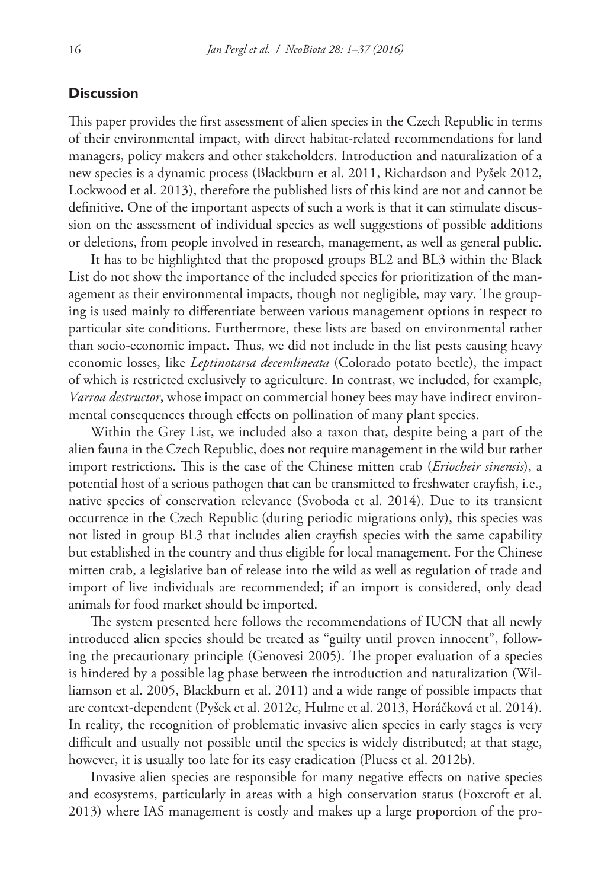## Discussion

This paper provides the first assessment of alien species in the Czech Republic in terms of their environmental impact, with direct habitat-related recommendations for land managers, policy makers and other stakeholders. Introduction and naturalization of a new species is a dynamic process (Blackburn et al. 2011, Richardson and Pyšek 2012, Lockwood et al. 2013), therefore the published lists of this kind are not and cannot be definitive. One of the important aspects of such a work is that it can stimulate discussion on the assessment of individual species as well suggestions of possible additions or deletions, from people involved in research, management, as well as general public.

It has to be highlighted that the proposed groups BL2 and BL3 within the Black List do not show the importance of the included species for prioritization of the management as their environmental impacts, though not negligible, may vary. The grouping is used mainly to differentiate between various management options in respect to particular site conditions. Furthermore, these lists are based on environmental rather than socio-economic impact. Thus, we did not include in the list pests causing heavy economic losses, like *Leptinotarsa decemlineata* (Colorado potato beetle), the impact of which is restricted exclusively to agriculture. In contrast, we included, for example, *Varroa destructor*, whose impact on commercial honey bees may have indirect environmental consequences through effects on pollination of many plant species.

Within the Grey List, we included also a taxon that, despite being a part of the alien fauna in the Czech Republic, does not require management in the wild but rather import restrictions. This is the case of the Chinese mitten crab (*Eriocheir sinensis*), a potential host of a serious pathogen that can be transmitted to freshwater crayfish, i.e., native species of conservation relevance (Svoboda et al. 2014). Due to its transient occurrence in the Czech Republic (during periodic migrations only), this species was not listed in group BL3 that includes alien crayfish species with the same capability but established in the country and thus eligible for local management. For the Chinese mitten crab, a legislative ban of release into the wild as well as regulation of trade and import of live individuals are recommended; if an import is considered, only dead animals for food market should be imported.

The system presented here follows the recommendations of IUCN that all newly introduced alien species should be treated as "guilty until proven innocent", following the precautionary principle (Genovesi 2005). The proper evaluation of a species is hindered by a possible lag phase between the introduction and naturalization (Williamson et al. 2005, Blackburn et al. 2011) and a wide range of possible impacts that are context-dependent (Pyšek et al. 2012c, Hulme et al. 2013, Horáčková et al. 2014). In reality, the recognition of problematic invasive alien species in early stages is very difficult and usually not possible until the species is widely distributed; at that stage, however, it is usually too late for its easy eradication (Pluess et al. 2012b).

Invasive alien species are responsible for many negative effects on native species and ecosystems, particularly in areas with a high conservation status (Foxcroft et al. 2013) where IAS management is costly and makes up a large proportion of the pro-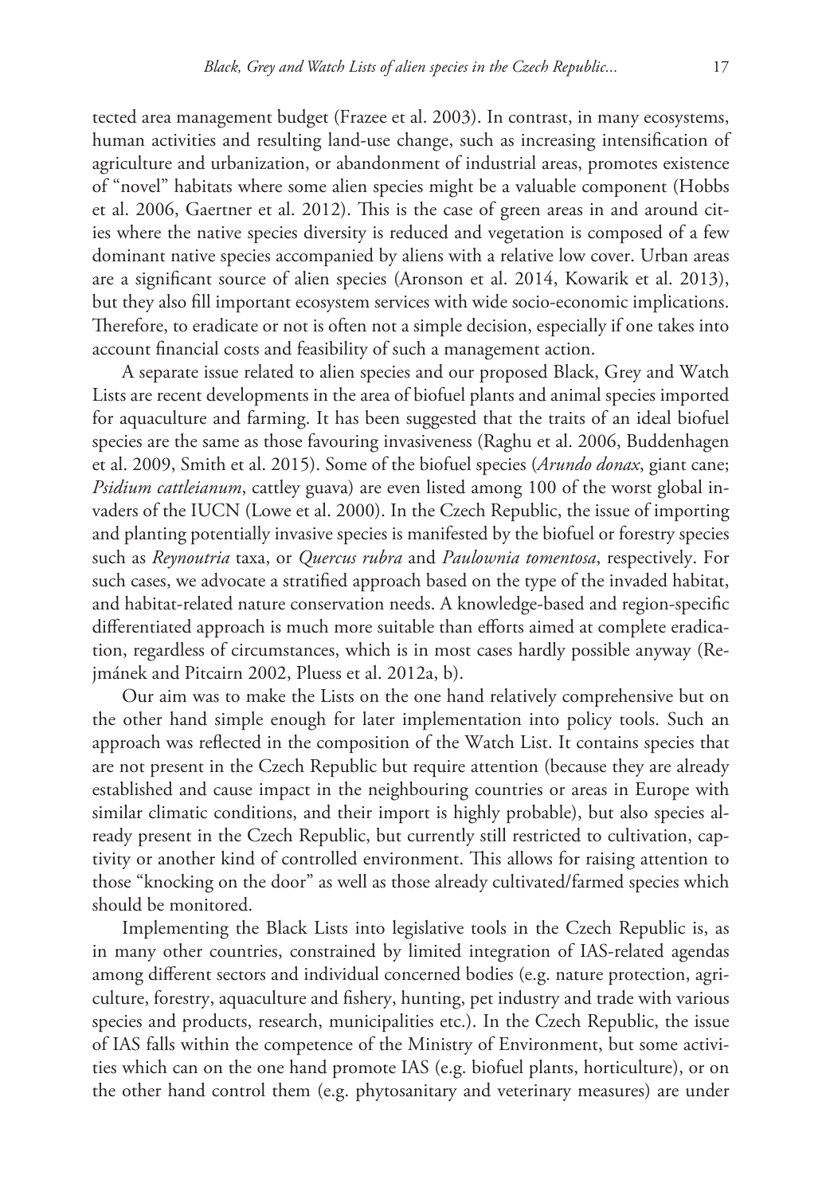tected area management budget (Frazee et al. 2003). In contrast, in many ecosystems, human activities and resulting land-use change, such as increasing intensification of agriculture and urbanization, or abandonment of industrial areas, promotes existence of "novel" habitats where some alien species might be a valuable component (Hobbs et al. 2006, Gaertner et al. 2012). This is the case of green areas in and around cities where the native species diversity is reduced and vegetation is composed of a few dominant native species accompanied by aliens with a relative low cover. Urban areas are a significant source of alien species (Aronson et al. 2014, Kowarik et al. 2013), but they also fill important ecosystem services with wide socio-economic implications. Therefore, to eradicate or not is often not a simple decision, especially if one takes into account financial costs and feasibility of such a management action.

A separate issue related to alien species and our proposed Black, Grey and Watch Lists are recent developments in the area of biofuel plants and animal species imported for aquaculture and farming. It has been suggested that the traits of an ideal biofuel species are the same as those favouring invasiveness (Raghu et al. 2006, Buddenhagen et al. 2009, Smith et al. 2015). Some of the biofuel species (*Arundo donax*, giant cane; *Psidium cattleianum*, cattley guava) are even listed among 100 of the worst global invaders of the IUCN (Lowe et al. 2000). In the Czech Republic, the issue of importing and planting potentially invasive species is manifested by the biofuel or forestry species such as *Reynoutria* taxa, or *Quercus rubra* and *Paulownia tomentosa*, respectively. For such cases, we advocate a stratified approach based on the type of the invaded habitat, and habitat-related nature conservation needs. A knowledge-based and region-specific differentiated approach is much more suitable than efforts aimed at complete eradication, regardless of circumstances, which is in most cases hardly possible anyway (Rejmánek and Pitcairn 2002, Pluess et al. 2012a, b).

Our aim was to make the Lists on the one hand relatively comprehensive but on the other hand simple enough for later implementation into policy tools. Such an approach was reflected in the composition of the Watch List. It contains species that are not present in the Czech Republic but require attention (because they are already established and cause impact in the neighbouring countries or areas in Europe with similar climatic conditions, and their import is highly probable), but also species already present in the Czech Republic, but currently still restricted to cultivation, captivity or another kind of controlled environment. This allows for raising attention to those "knocking on the door" as well as those already cultivated/farmed species which should be monitored.

Implementing the Black Lists into legislative tools in the Czech Republic is, as in many other countries, constrained by limited integration of IAS-related agendas among different sectors and individual concerned bodies (e.g. nature protection, agriculture, forestry, aquaculture and fishery, hunting, pet industry and trade with various species and products, research, municipalities etc.). In the Czech Republic, the issue of IAS falls within the competence of the Ministry of Environment, but some activities which can on the one hand promote IAS (e.g. biofuel plants, horticulture), or on the other hand control them (e.g. phytosanitary and veterinary measures) are under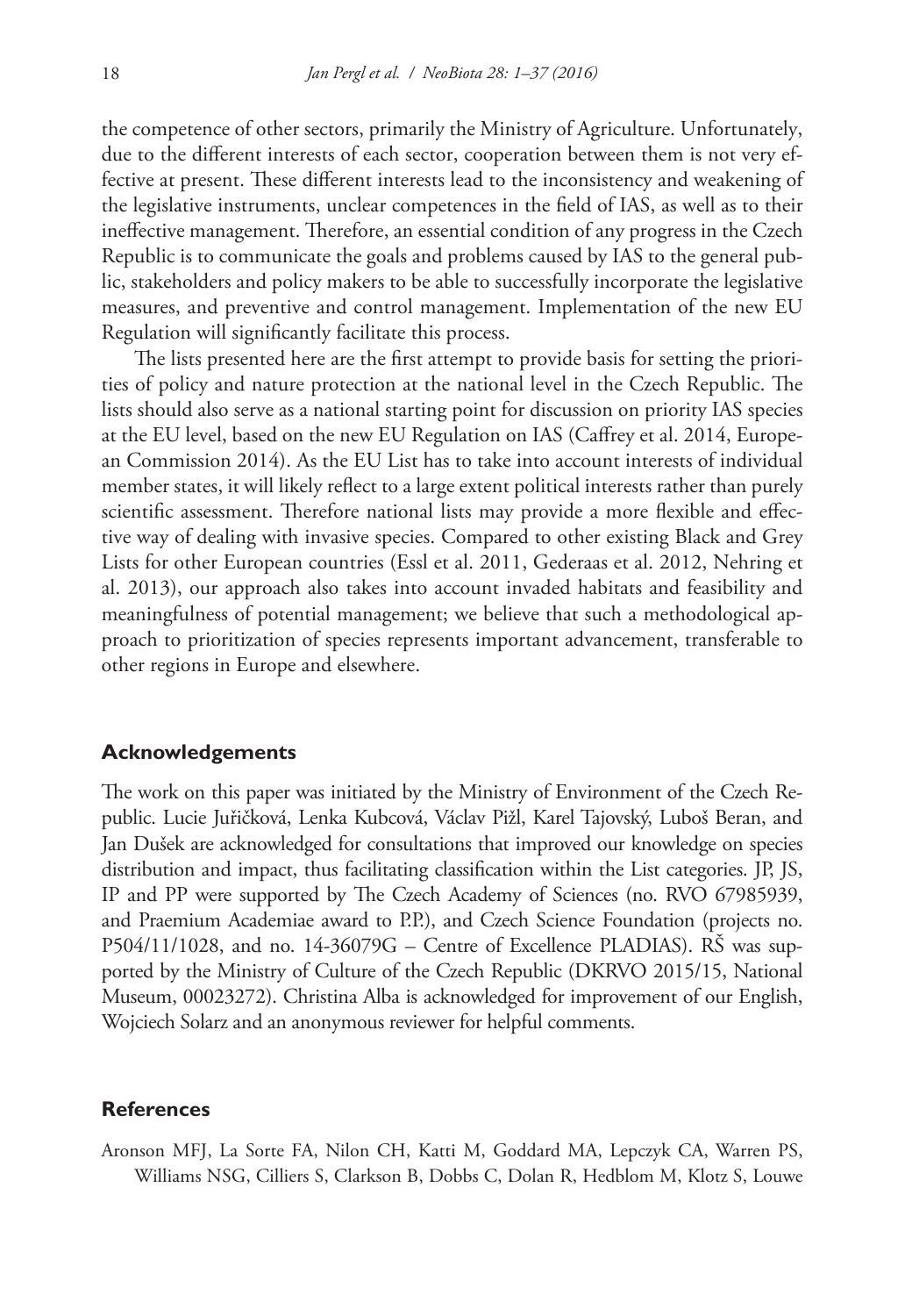the competence of other sectors, primarily the Ministry of Agriculture. Unfortunately, due to the different interests of each sector, cooperation between them is not very effective at present. These different interests lead to the inconsistency and weakening of the legislative instruments, unclear competences in the field of IAS, as well as to their ineffective management. Therefore, an essential condition of any progress in the Czech Republic is to communicate the goals and problems caused by IAS to the general public, stakeholders and policy makers to be able to successfully incorporate the legislative measures, and preventive and control management. Implementation of the new EU Regulation will significantly facilitate this process.

The lists presented here are the first attempt to provide basis for setting the priorities of policy and nature protection at the national level in the Czech Republic. The lists should also serve as a national starting point for discussion on priority IAS species at the EU level, based on the new EU Regulation on IAS (Caffrey et al. 2014, European Commission 2014). As the EU List has to take into account interests of individual member states, it will likely reflect to a large extent political interests rather than purely scientific assessment. Therefore national lists may provide a more flexible and effective way of dealing with invasive species. Compared to other existing Black and Grey Lists for other European countries (Essl et al. 2011, Gederaas et al. 2012, Nehring et al. 2013), our approach also takes into account invaded habitats and feasibility and meaningfulness of potential management; we believe that such a methodological approach to prioritization of species represents important advancement, transferable to other regions in Europe and elsewhere.

## Acknowledgements

The work on this paper was initiated by the Ministry of Environment of the Czech Republic. Lucie Juřičková, Lenka Kubcová, Václav Pižl, Karel Tajovský, Luboš Beran, and Jan Dušek are acknowledged for consultations that improved our knowledge on species distribution and impact, thus facilitating classification within the List categories. JP, JS, IP and PP were supported by The Czech Academy of Sciences (no. RVO 67985939, and Praemium Academiae award to P.P.), and Czech Science Foundation (projects no. P504/11/1028, and no. 14-36079G – Centre of Excellence PLADIAS). RŠ was supported by the Ministry of Culture of the Czech Republic (DKRVO 2015/15, National Museum, 00023272). Christina Alba is acknowledged for improvement of our English, Wojciech Solarz and an anonymous reviewer for helpful comments.

## References

Aronson MFJ, La Sorte FA, Nilon CH, Katti M, Goddard MA, Lepczyk CA, Warren PS, Williams NSG, Cilliers S, Clarkson B, Dobbs C, Dolan R, Hedblom M, Klotz S, Louwe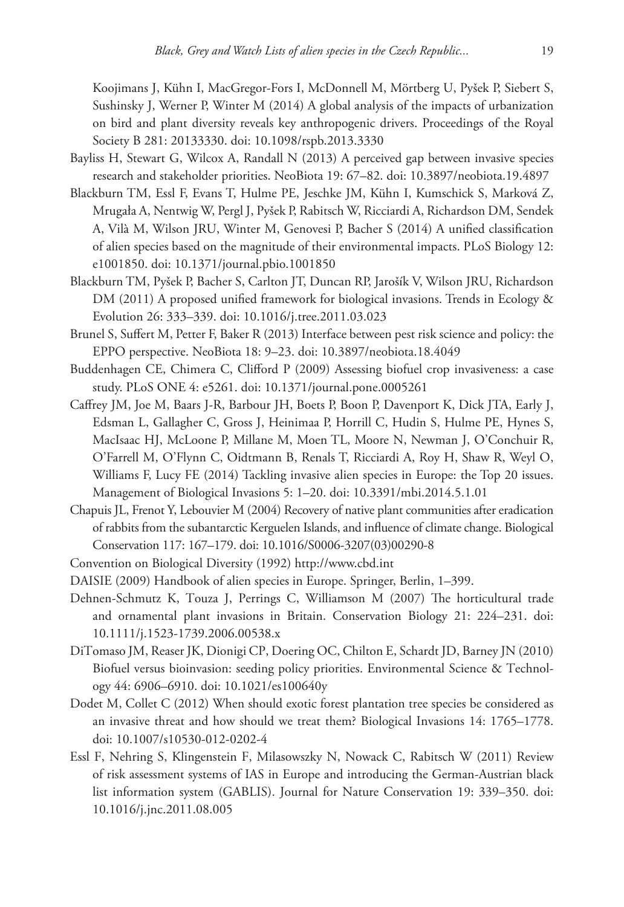Koojimans J, Kühn I, MacGregor-Fors I, McDonnell M, Mörtberg U, Pyšek P, Siebert S, Sushinsky J, Werner P, Winter M (2014) A global analysis of the impacts of urbanization on bird and plant diversity reveals key anthropogenic drivers. Proceedings of the Royal Society B 281: 20133330. doi: 10.1098/rspb.2013.3330

Bayliss H, Stewart G, Wilcox A, Randall N (2013) A perceived gap between invasive species research and stakeholder priorities. NeoBiota 19: 67–82. doi: 10.3897/neobiota.19.4897

Blackburn TM, Essl F, Evans T, Hulme PE, Jeschke JM, Kühn I, Kumschick S, Marková Z, Mrugała A, Nentwig W, Pergl J, Pyšek P, Rabitsch W, Ricciardi A, Richardson DM, Sendek A, Vilà M, Wilson JRU, Winter M, Genovesi P, Bacher S (2014) A unified classification of alien species based on the magnitude of their environmental impacts. PLoS Biology 12: e1001850. doi: 10.1371/journal.pbio.1001850

Blackburn TM, Pyšek P, Bacher S, Carlton JT, Duncan RP, Jarošík V, Wilson JRU, Richardson DM (2011) A proposed unified framework for biological invasions. Trends in Ecology & Evolution 26: 333–339. doi: 10.1016/j.tree.2011.03.023

Brunel S, Suffert M, Petter F, Baker R (2013) Interface between pest risk science and policy: the EPPO perspective. NeoBiota 18: 9–23. doi: 10.3897/neobiota.18.4049

Buddenhagen CE, Chimera C, Clifford P (2009) Assessing biofuel crop invasiveness: a case study. PLoS ONE 4: e5261. doi: 10.1371/journal.pone.0005261

Caffrey JM, Joe M, Baars J-R, Barbour JH, Boets P, Boon P, Davenport K, Dick JTA, Early J, Edsman L, Gallagher C, Gross J, Heinimaa P, Horrill C, Hudin S, Hulme PE, Hynes S, MacIsaac HJ, McLoone P, Millane M, Moen TL, Moore N, Newman J, O'Conchuir R, O'Farrell M, O'Flynn C, Oidtmann B, Renals T, Ricciardi A, Roy H, Shaw R, Weyl O, Williams F, Lucy FE (2014) Tackling invasive alien species in Europe: the Top 20 issues. Management of Biological Invasions 5: 1–20. doi: 10.3391/mbi.2014.5.1.01

Chapuis JL, Frenot Y, Lebouvier M (2004) Recovery of native plant communities after eradication of rabbits from the subantarctic Kerguelen Islands, and influence of climate change. Biological Conservation 117: 167–179. doi: 10.1016/S0006-3207(03)00290-8

Convention on Biological Diversity (1992) http://www.cbd.int

DAISIE (2009) Handbook of alien species in Europe. Springer, Berlin, 1–399.

Dehnen-Schmutz K, Touza J, Perrings C, Williamson M (2007) The horticultural trade and ornamental plant invasions in Britain. Conservation Biology 21: 224–231. doi: 10.1111/j.1523-1739.2006.00538.x

DiTomaso JM, Reaser JK, Dionigi CP, Doering OC, Chilton E, Schardt JD, Barney JN (2010) Biofuel versus bioinvasion: seeding policy priorities. Environmental Science & Technology 44: 6906–6910. doi: 10.1021/es100640y

Dodet M, Collet C (2012) When should exotic forest plantation tree species be considered as an invasive threat and how should we treat them? Biological Invasions 14: 1765–1778. doi: 10.1007/s10530-012-0202-4

Essl F, Nehring S, Klingenstein F, Milasowszky N, Nowack C, Rabitsch W (2011) Review of risk assessment systems of IAS in Europe and introducing the German-Austrian black list information system (GABLIS). Journal for Nature Conservation 19: 339–350. doi: 10.1016/j.jnc.2011.08.005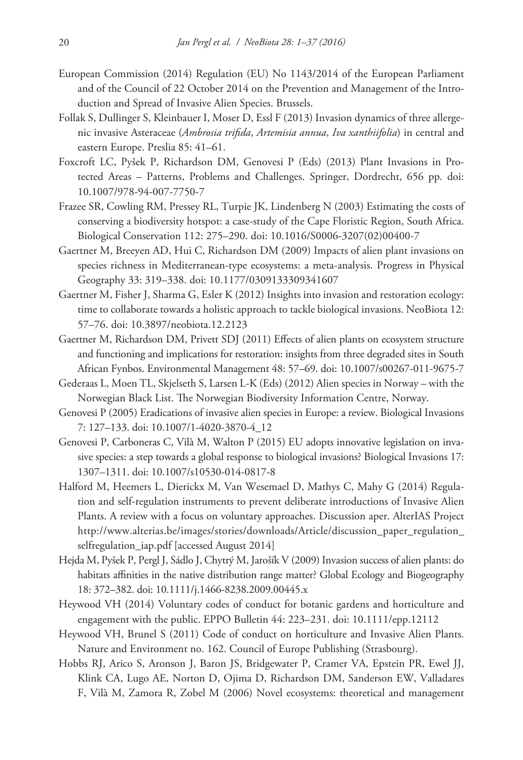European Commission (2014) Regulation (EU) No 1143/2014 of the European Parliament and of the Council of 22 October 2014 on the Prevention and Management of the Introduction and Spread of Invasive Alien Species. Brussels.

Follak S, Dullinger S, Kleinbauer I, Moser D, Essl F (2013) Invasion dynamics of three allergenic invasive Asteraceae (*Ambrosia trifida*, *Artemisia annua*, *Iva xanthiifolia*) in central and eastern Europe. Preslia 85: 41–61.

Foxcroft LC, Pyšek P, Richardson DM, Genovesi P (Eds) (2013) Plant Invasions in Protected Areas – Patterns, Problems and Challenges. Springer, Dordrecht, 656 pp. doi: 10.1007/978-94-007-7750-7

Frazee SR, Cowling RM, Pressey RL, Turpie JK, Lindenberg N (2003) Estimating the costs of conserving a biodiversity hotspot: a case-study of the Cape Floristic Region, South Africa. Biological Conservation 112: 275–290. doi: 10.1016/S0006-3207(02)00400-7

Gaertner M, Breeyen AD, Hui C, Richardson DM (2009) Impacts of alien plant invasions on species richness in Mediterranean-type ecosystems: a meta-analysis. Progress in Physical Geography 33: 319–338. doi: 10.1177/0309133309341607

Gaertner M, Fisher J, Sharma G, Esler K (2012) Insights into invasion and restoration ecology: time to collaborate towards a holistic approach to tackle biological invasions. NeoBiota 12: 57–76. doi: 10.3897/neobiota.12.2123

Gaertner M, Richardson DM, Privett SDJ (2011) Effects of alien plants on ecosystem structure and functioning and implications for restoration: insights from three degraded sites in South African Fynbos. Environmental Management 48: 57–69. doi: 10.1007/s00267-011-9675-7

Gederaas L, Moen TL, Skjelseth S, Larsen L-K (Eds) (2012) Alien species in Norway – with the Norwegian Black List. The Norwegian Biodiversity Information Centre, Norway.

Genovesi P (2005) Eradications of invasive alien species in Europe: a review. Biological Invasions 7: 127–133. doi: 10.1007/1-4020-3870-4_12

Genovesi P, Carboneras C, Vilà M, Walton P (2015) EU adopts innovative legislation on invasive species: a step towards a global response to biological invasions? Biological Invasions 17: 1307–1311. doi: 10.1007/s10530-014-0817-8

Halford M, Heemers L, Dierickx M, Van Wesemael D, Mathys C, Mahy G (2014) Regulation and self-regulation instruments to prevent deliberate introductions of Invasive Alien Plants. A review with a focus on voluntary approaches. Discussion aper. AlterIAS Project http://www.alterias.be/images/stories/downloads/Article/discussion_paper_regulation_selfregulation_iap.pdf [accessed August 2014]

Hejda M, Pyšek P, Pergl J, Sádlo J, Chytrý M, Jarošík V (2009) Invasion success of alien plants: do habitats affinities in the native distribution range matter? Global Ecology and Biogeography 18: 372–382. doi: 10.1111/j.1466-8238.2009.00445.x

Heywood VH (2014) Voluntary codes of conduct for botanic gardens and horticulture and engagement with the public. EPPO Bulletin 44: 223–231. doi: 10.1111/epp.12112

Heywood VH, Brunel S (2011) Code of conduct on horticulture and Invasive Alien Plants. Nature and Environment no. 162. Council of Europe Publishing (Strasbourg).

Hobbs RJ, Arico S, Aronson J, Baron JS, Bridgewater P, Cramer VA, Epstein PR, Ewel JJ, Klink CA, Lugo AE, Norton D, Ojima D, Richardson DM, Sanderson EW, Valladares F, Vilà M, Zamora R, Zobel M (2006) Novel ecosystems: theoretical and management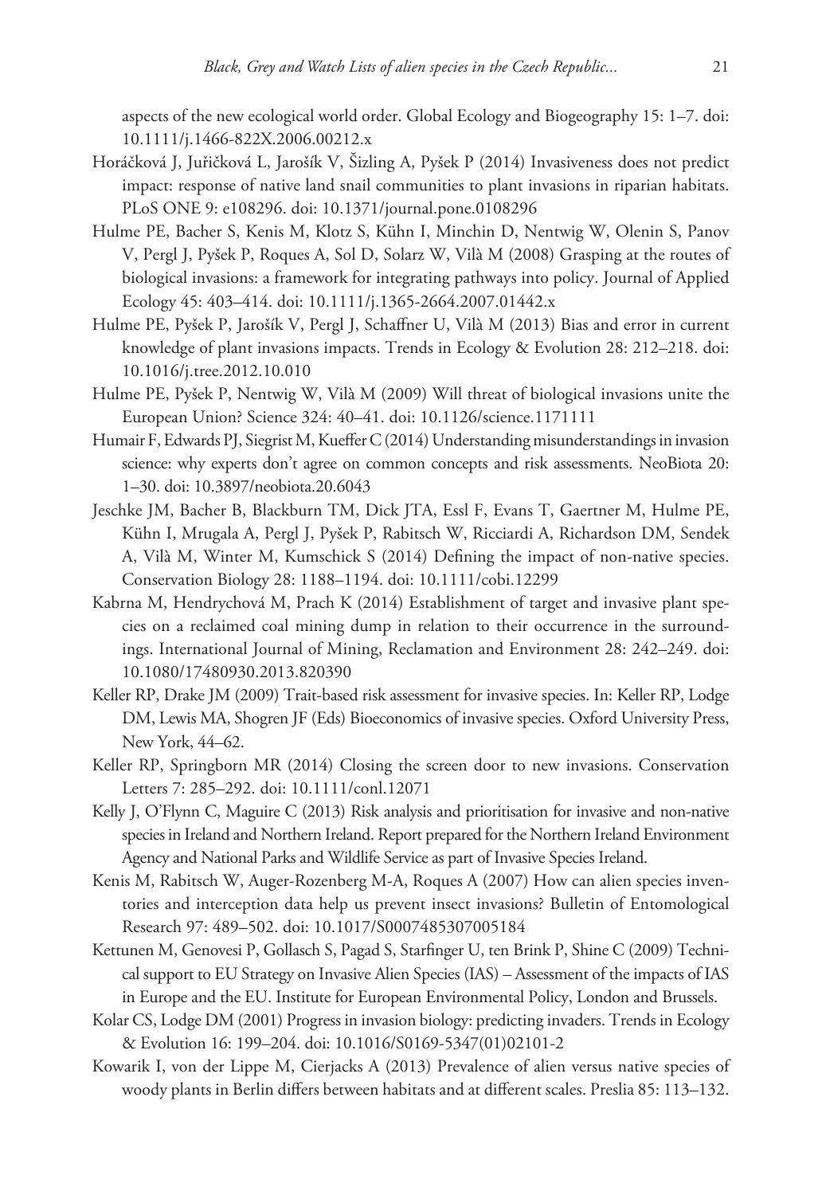aspects of the new ecological world order. Global Ecology and Biogeography 15: 1–7. doi: 10.1111/j.1466-822X.2006.00212.x

Horáčková J, Juřičková L, Jarošík V, Šizling A, Pyšek P (2014) Invasiveness does not predict impact: response of native land snail communities to plant invasions in riparian habitats. PLoS ONE 9: e108296. doi: 10.1371/journal.pone.0108296

Hulme PE, Bacher S, Kenis M, Klotz S, Kühn I, Minchin D, Nentwig W, Olenin S, Panov V, Pergl J, Pyšek P, Roques A, Sol D, Solarz W, Vilà M (2008) Grasping at the routes of biological invasions: a framework for integrating pathways into policy. Journal of Applied Ecology 45: 403–414. doi: 10.1111/j.1365-2664.2007.01442.x

Hulme PE, Pyšek P, Jarošík V, Pergl J, Schaffner U, Vilà M (2013) Bias and error in current knowledge of plant invasions impacts. Trends in Ecology & Evolution 28: 212–218. doi: 10.1016/j.tree.2012.10.010

Hulme PE, Pyšek P, Nentwig W, Vilà M (2009) Will threat of biological invasions unite the European Union? Science 324: 40–41. doi: 10.1126/science.1171111

Humair F, Edwards PJ, Siegrist M, Kueffer C (2014) Understanding misunderstandings in invasion science: why experts don't agree on common concepts and risk assessments. NeoBiota 20: 1–30. doi: 10.3897/neobiota.20.6043

Jeschke JM, Bacher B, Blackburn TM, Dick JTA, Essl F, Evans T, Gaertner M, Hulme PE, Kühn I, Mrugala A, Pergl J, Pyšek P, Rabitsch W, Ricciardi A, Richardson DM, Sendek A, Vilà M, Winter M, Kumschick S (2014) Defining the impact of non-native species. Conservation Biology 28: 1188–1194. doi: 10.1111/cobi.12299

Kabrna M, Hendrychová M, Prach K (2014) Establishment of target and invasive plant species on a reclaimed coal mining dump in relation to their occurrence in the surroundings. International Journal of Mining, Reclamation and Environment 28: 242–249. doi: 10.1080/17480930.2013.820390

Keller RP, Drake JM (2009) Trait-based risk assessment for invasive species. In: Keller RP, Lodge DM, Lewis MA, Shogren JF (Eds) Bioeconomics of invasive species. Oxford University Press, New York, 44–62.

Keller RP, Springborn MR (2014) Closing the screen door to new invasions. Conservation Letters 7: 285–292. doi: 10.1111/conl.12071

Kelly J, O'Flynn C, Maguire C (2013) Risk analysis and prioritisation for invasive and non-native species in Ireland and Northern Ireland. Report prepared for the Northern Ireland Environment Agency and National Parks and Wildlife Service as part of Invasive Species Ireland.

Kenis M, Rabitsch W, Auger-Rozenberg M-A, Roques A (2007) How can alien species inventories and interception data help us prevent insect invasions? Bulletin of Entomological Research 97: 489–502. doi: 10.1017/S0007485307005184

Kettunen M, Genovesi P, Gollasch S, Pagad S, Starfinger U, ten Brink P, Shine C (2009) Technical support to EU Strategy on Invasive Alien Species (IAS) – Assessment of the impacts of IAS in Europe and the EU. Institute for European Environmental Policy, London and Brussels.

Kolar CS, Lodge DM (2001) Progress in invasion biology: predicting invaders. Trends in Ecology & Evolution 16: 199–204. doi: 10.1016/S0169-5347(01)02101-2

Kowarik I, von der Lippe M, Cierjacks A (2013) Prevalence of alien versus native species of woody plants in Berlin differs between habitats and at different scales. Preslia 85: 113–132.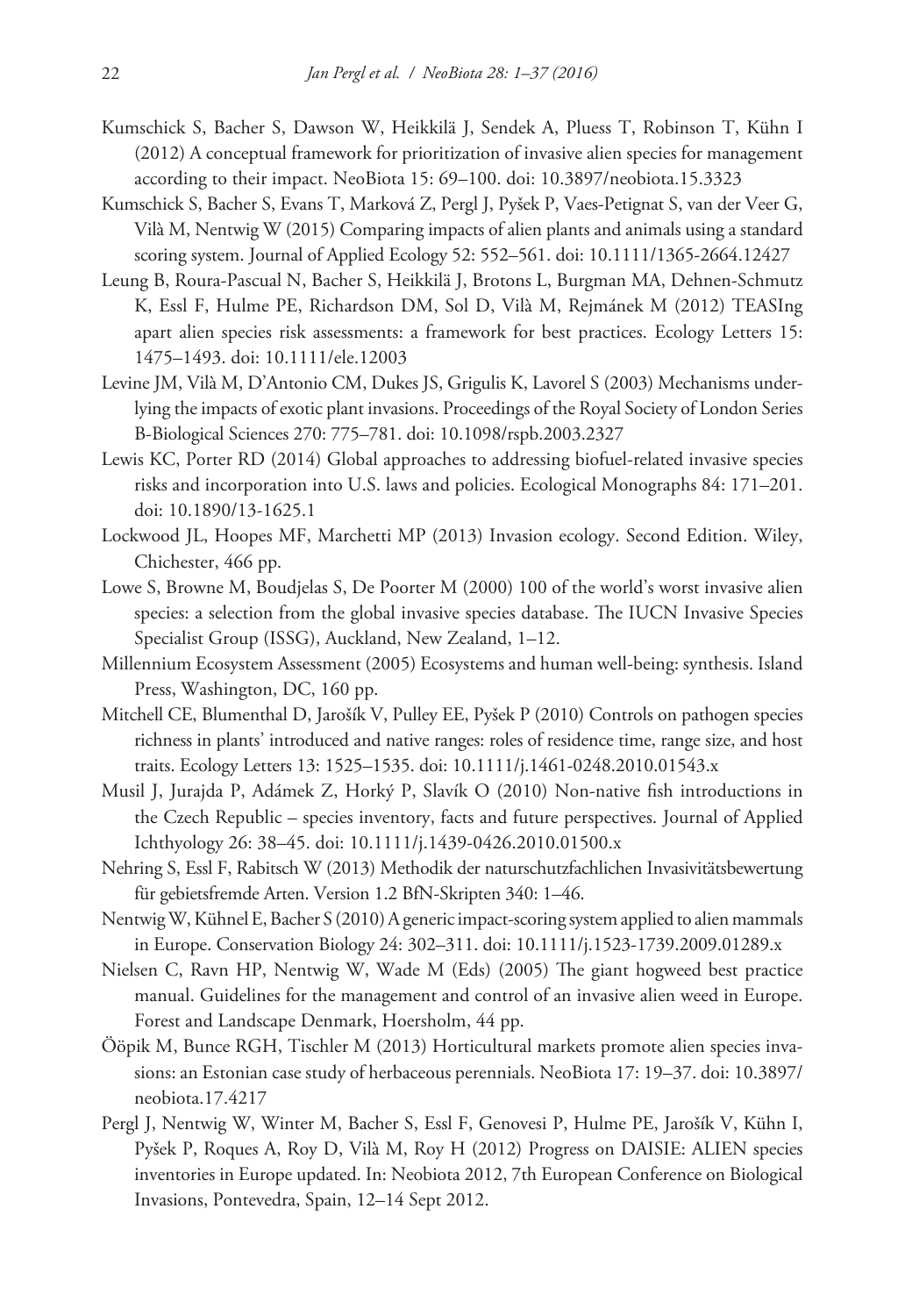Kumschick S, Bacher S, Dawson W, Heikkilä J, Sendek A, Pluess T, Robinson T, Kühn I (2012) A conceptual framework for prioritization of invasive alien species for management according to their impact. NeoBiota 15: 69–100. doi: 10.3897/neobiota.15.3323

Kumschick S, Bacher S, Evans T, Marková Z, Pergl J, Pyšek P, Vaes-Petignat S, van der Veer G, Vilà M, Nentwig W (2015) Comparing impacts of alien plants and animals using a standard scoring system. Journal of Applied Ecology 52: 552–561. doi: 10.1111/1365-2664.12427

Leung B, Roura-Pascual N, Bacher S, Heikkilä J, Brotons L, Burgman MA, Dehnen-Schmutz K, Essl F, Hulme PE, Richardson DM, Sol D, Vilà M, Rejmánek M (2012) TEASIng apart alien species risk assessments: a framework for best practices. Ecology Letters 15: 1475–1493. doi: 10.1111/ele.12003

Levine JM, Vilà M, D'Antonio CM, Dukes JS, Grigulis K, Lavorel S (2003) Mechanisms underlying the impacts of exotic plant invasions. Proceedings of the Royal Society of London Series B-Biological Sciences 270: 775–781. doi: 10.1098/rspb.2003.2327

Lewis KC, Porter RD (2014) Global approaches to addressing biofuel-related invasive species risks and incorporation into U.S. laws and policies. Ecological Monographs 84: 171–201. doi: 10.1890/13-1625.1

Lockwood JL, Hoopes MF, Marchetti MP (2013) Invasion ecology. Second Edition. Wiley, Chichester, 466 pp.

Lowe S, Browne M, Boudjelas S, De Poorter M (2000) 100 of the world's worst invasive alien species: a selection from the global invasive species database. The IUCN Invasive Species Specialist Group (ISSG), Auckland, New Zealand, 1–12.

Millennium Ecosystem Assessment (2005) Ecosystems and human well-being: synthesis. Island Press, Washington, DC, 160 pp.

Mitchell CE, Blumenthal D, Jarošík V, Pulley EE, Pyšek P (2010) Controls on pathogen species richness in plants' introduced and native ranges: roles of residence time, range size, and host traits. Ecology Letters 13: 1525–1535. doi: 10.1111/j.1461-0248.2010.01543.x

Musil J, Jurajda P, Adámek Z, Horký P, Slavík O (2010) Non-native fish introductions in the Czech Republic – species inventory, facts and future perspectives. Journal of Applied Ichthyology 26: 38–45. doi: 10.1111/j.1439-0426.2010.01500.x

Nehring S, Essl F, Rabitsch W (2013) Methodik der naturschutzfachlichen Invasivitätsbewertung für gebietsfremde Arten. Version 1.2 BfN-Skripten 340: 1–46.

Nentwig W, Kühnel E, Bacher S (2010) A generic impact-scoring system applied to alien mammals in Europe. Conservation Biology 24: 302–311. doi: 10.1111/j.1523-1739.2009.01289.x

Nielsen C, Ravn HP, Nentwig W, Wade M (Eds) (2005) The giant hogweed best practice manual. Guidelines for the management and control of an invasive alien weed in Europe. Forest and Landscape Denmark, Hoersholm, 44 pp.

Ööpik M, Bunce RGH, Tischler M (2013) Horticultural markets promote alien species invasions: an Estonian case study of herbaceous perennials. NeoBiota 17: 19–37. doi: 10.3897/neobiota.17.4217

Pergl J, Nentwig W, Winter M, Bacher S, Essl F, Genovesi P, Hulme PE, Jarošík V, Kühn I, Pyšek P, Roques A, Roy D, Vilà M, Roy H (2012) Progress on DAISIE: ALIEN species inventories in Europe updated. In: Neobiota 2012, 7th European Conference on Biological Invasions, Pontevedra, Spain, 12–14 Sept 2012.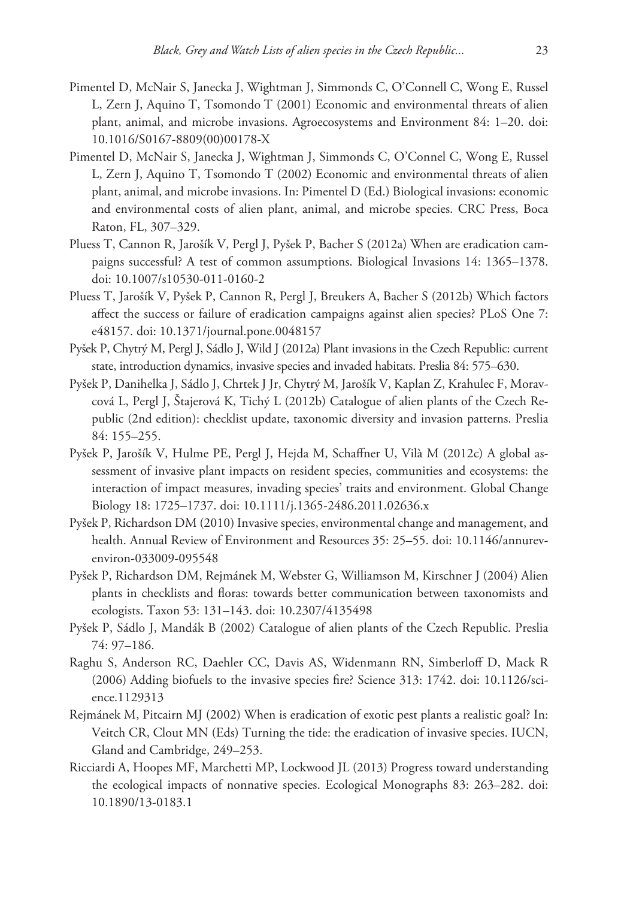Pimentel D, McNair S, Janecka J, Wightman J, Simmonds C, O'Connell C, Wong E, Russel L, Zern J, Aquino T, Tsomondo T (2001) Economic and environmental threats of alien plant, animal, and microbe invasions. Agroecosystems and Environment 84: 1–20. doi: 10.1016/S0167-8809(00)00178-X

Pimentel D, McNair S, Janecka J, Wightman J, Simmonds C, O'Connel C, Wong E, Russel L, Zern J, Aquino T, Tsomondo T (2002) Economic and environmental threats of alien plant, animal, and microbe invasions. In: Pimentel D (Ed.) Biological invasions: economic and environmental costs of alien plant, animal, and microbe species. CRC Press, Boca Raton, FL, 307–329.

Pluess T, Cannon R, Jarošík V, Pergl J, Pyšek P, Bacher S (2012a) When are eradication campaigns successful? A test of common assumptions. Biological Invasions 14: 1365–1378. doi: 10.1007/s10530-011-0160-2

Pluess T, Jarošík V, Pyšek P, Cannon R, Pergl J, Breukers A, Bacher S (2012b) Which factors affect the success or failure of eradication campaigns against alien species? PLoS One 7: e48157. doi: 10.1371/journal.pone.0048157

Pyšek P, Chytrý M, Pergl J, Sádlo J, Wild J (2012a) Plant invasions in the Czech Republic: current state, introduction dynamics, invasive species and invaded habitats. Preslia 84: 575–630.

Pyšek P, Danihelka J, Sádlo J, Chrtek J Jr, Chytrý M, Jarošík V, Kaplan Z, Krahulec F, Moravcová L, Pergl J, Štajerová K, Tichý L (2012b) Catalogue of alien plants of the Czech Republic (2nd edition): checklist update, taxonomic diversity and invasion patterns. Preslia 84: 155–255.

Pyšek P, Jarošík V, Hulme PE, Pergl J, Hejda M, Schaffner U, Vilà M (2012c) A global assessment of invasive plant impacts on resident species, communities and ecosystems: the interaction of impact measures, invading species' traits and environment. Global Change Biology 18: 1725–1737. doi: 10.1111/j.1365-2486.2011.02636.x

Pyšek P, Richardson DM (2010) Invasive species, environmental change and management, and health. Annual Review of Environment and Resources 35: 25–55. doi: 10.1146/annurev-environ-033009-095548

Pyšek P, Richardson DM, Rejmánek M, Webster G, Williamson M, Kirschner J (2004) Alien plants in checklists and floras: towards better communication between taxonomists and ecologists. Taxon 53: 131–143. doi: 10.2307/4135498

Pyšek P, Sádlo J, Mandák B (2002) Catalogue of alien plants of the Czech Republic. Preslia 74: 97–186.

Raghu S, Anderson RC, Daehler CC, Davis AS, Widenmann RN, Simberloff D, Mack R (2006) Adding biofuels to the invasive species fire? Science 313: 1742. doi: 10.1126/science.1129313

Rejmánek M, Pitcairn MJ (2002) When is eradication of exotic pest plants a realistic goal? In: Veitch CR, Clout MN (Eds) Turning the tide: the eradication of invasive species. IUCN, Gland and Cambridge, 249–253.

Ricciardi A, Hoopes MF, Marchetti MP, Lockwood JL (2013) Progress toward understanding the ecological impacts of nonnative species. Ecological Monographs 83: 263–282. doi: 10.1890/13-0183.1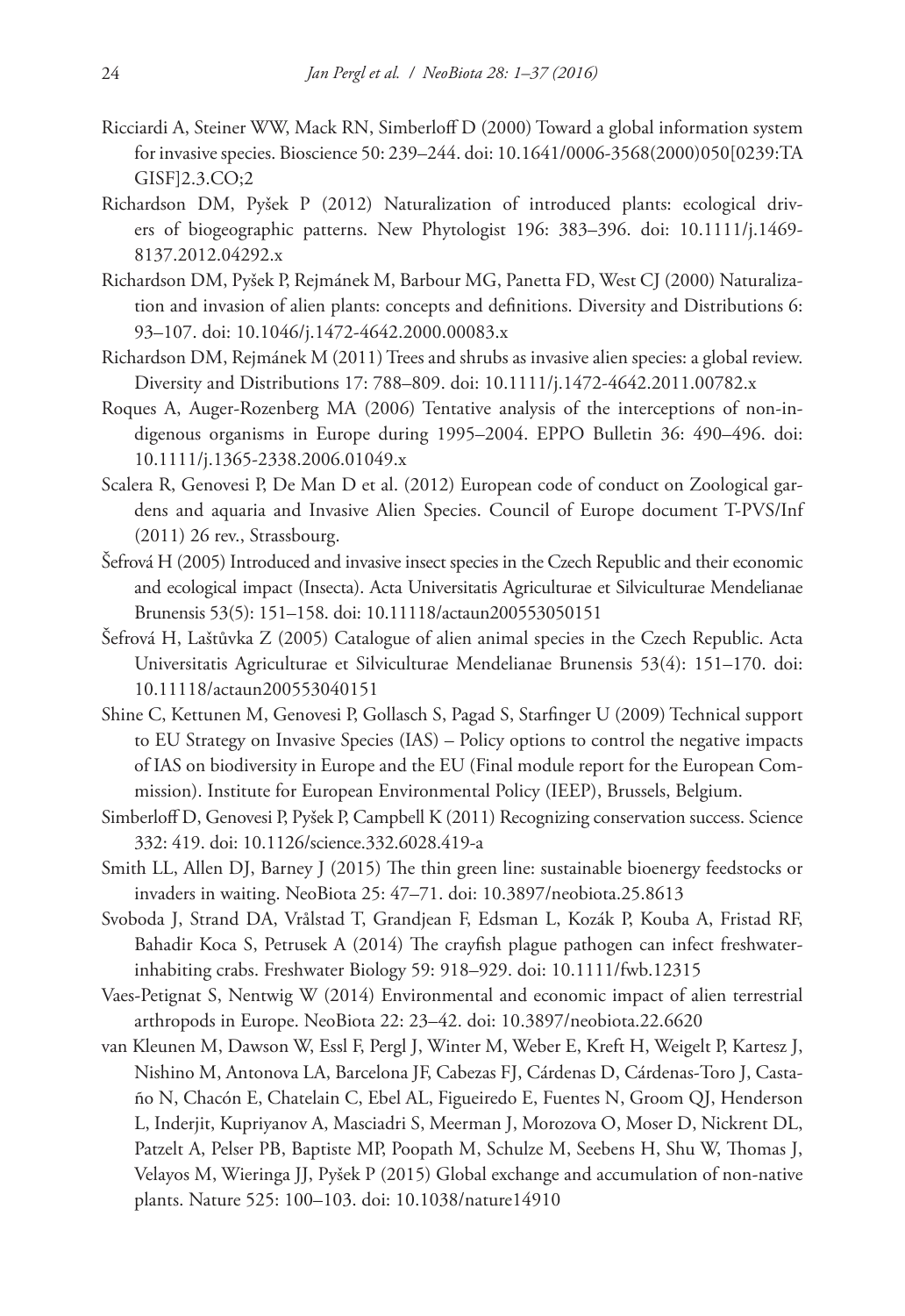Ricciardi A, Steiner WW, Mack RN, Simberloff D (2000) Toward a global information system for invasive species. Bioscience 50: 239–244. doi: 10.1641/0006-3568(2000)050[0239:TAGISF]2.3.CO;2

Richardson DM, Pyšek P (2012) Naturalization of introduced plants: ecological drivers of biogeographic patterns. New Phytologist 196: 383–396. doi: 10.1111/j.1469-8137.2012.04292.x

Richardson DM, Pyšek P, Rejmánek M, Barbour MG, Panetta FD, West CJ (2000) Naturalization and invasion of alien plants: concepts and definitions. Diversity and Distributions 6: 93–107. doi: 10.1046/j.1472-4642.2000.00083.x

Richardson DM, Rejmánek M (2011) Trees and shrubs as invasive alien species: a global review. Diversity and Distributions 17: 788–809. doi: 10.1111/j.1472-4642.2011.00782.x

Roques A, Auger-Rozenberg MA (2006) Tentative analysis of the interceptions of non-indigenous organisms in Europe during 1995–2004. EPPO Bulletin 36: 490–496. doi: 10.1111/j.1365-2338.2006.01049.x

Scalera R, Genovesi P, De Man D et al. (2012) European code of conduct on Zoological gardens and aquaria and Invasive Alien Species. Council of Europe document T-PVS/Inf (2011) 26 rev., Strassbourg.

Šefrová H (2005) Introduced and invasive insect species in the Czech Republic and their economic and ecological impact (Insecta). Acta Universitatis Agriculturae et Silviculturae Mendelianae Brunensis 53(5): 151–158. doi: 10.11118/actaun200553050151

Šefrová H, Laštůvka Z (2005) Catalogue of alien animal species in the Czech Republic. Acta Universitatis Agriculturae et Silviculturae Mendelianae Brunensis 53(4): 151–170. doi: 10.11118/actaun200553040151

Shine C, Kettunen M, Genovesi P, Gollasch S, Pagad S, Starfinger U (2009) Technical support to EU Strategy on Invasive Species (IAS) – Policy options to control the negative impacts of IAS on biodiversity in Europe and the EU (Final module report for the European Commission). Institute for European Environmental Policy (IEEP), Brussels, Belgium.

Simberloff D, Genovesi P, Pyšek P, Campbell K (2011) Recognizing conservation success. Science 332: 419. doi: 10.1126/science.332.6028.419-a

Smith LL, Allen DJ, Barney J (2015) The thin green line: sustainable bioenergy feedstocks or invaders in waiting. NeoBiota 25: 47–71. doi: 10.3897/neobiota.25.8613

Svoboda J, Strand DA, Vrålstad T, Grandjean F, Edsman L, Kozák P, Kouba A, Fristad RF, Bahadir Koca S, Petrusek A (2014) The crayfish plague pathogen can infect freshwater-inhabiting crabs. Freshwater Biology 59: 918–929. doi: 10.1111/fwb.12315

Vaes-Petignat S, Nentwig W (2014) Environmental and economic impact of alien terrestrial arthropods in Europe. NeoBiota 22: 23–42. doi: 10.3897/neobiota.22.6620

van Kleunen M, Dawson W, Essl F, Pergl J, Winter M, Weber E, Kreft H, Weigelt P, Kartesz J, Nishino M, Antonova LA, Barcelona JF, Cabezas FJ, Cárdenas D, Cárdenas-Toro J, Castaño N, Chacón E, Chatelain C, Ebel AL, Figueiredo E, Fuentes N, Groom QJ, Henderson L, Inderjit, Kupriyanov A, Masciadri S, Meerman J, Morozova O, Moser D, Nickrent DL, Patzelt A, Pelser PB, Baptiste MP, Poopath M, Schulze M, Seebens H, Shu W, Thomas J, Velayos M, Wieringa JJ, Pyšek P (2015) Global exchange and accumulation of non-native plants. Nature 525: 100–103. doi: 10.1038/nature14910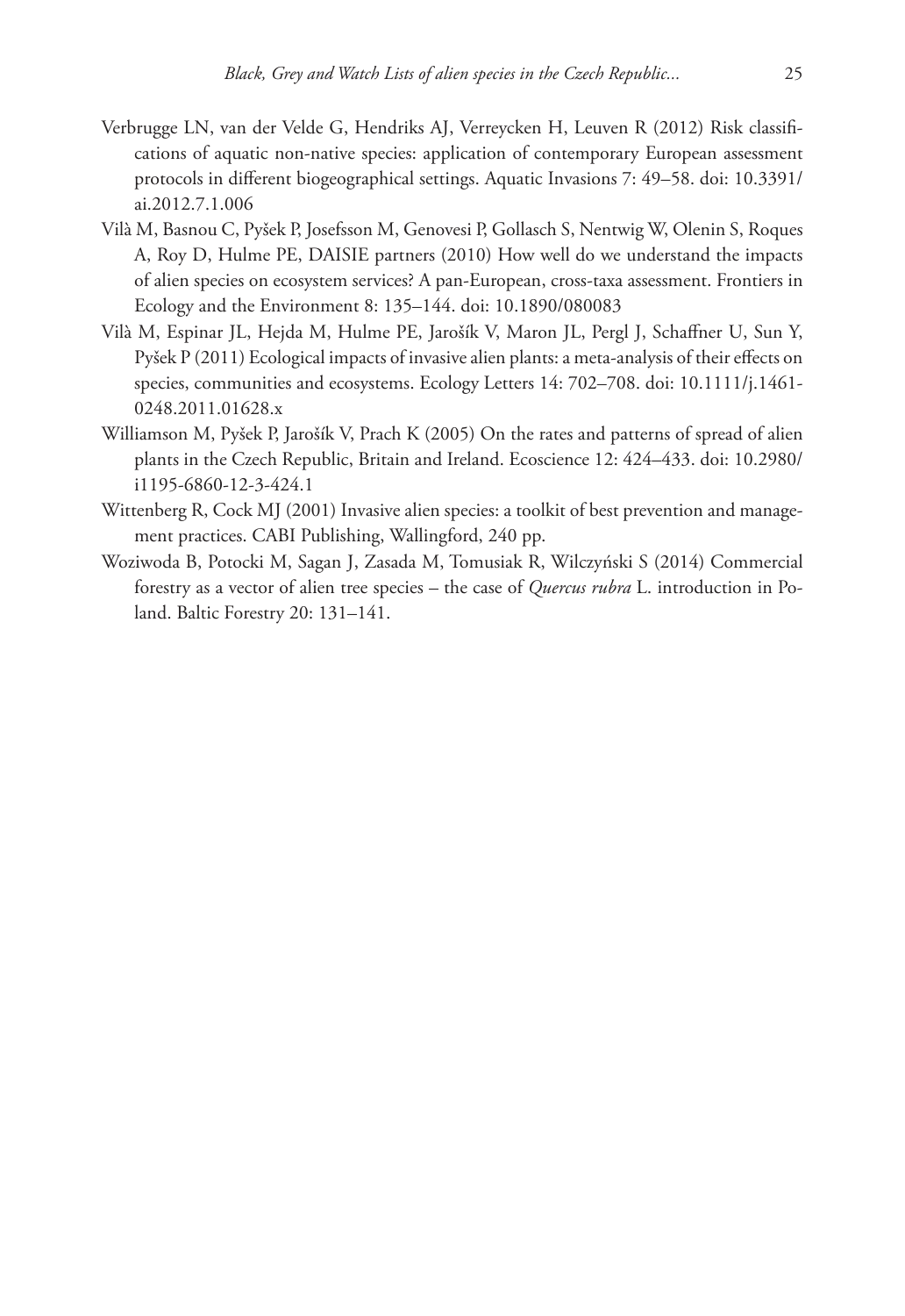Verbrugge LN, van der Velde G, Hendriks AJ, Verreycken H, Leuven R (2012) Risk classifications of aquatic non-native species: application of contemporary European assessment protocols in different biogeographical settings. Aquatic Invasions 7: 49–58. doi: 10.3391/ai.2012.7.1.006

Vilà M, Basnou C, Pyšek P, Josefsson M, Genovesi P, Gollasch S, Nentwig W, Olenin S, Roques A, Roy D, Hulme PE, DAISIE partners (2010) How well do we understand the impacts of alien species on ecosystem services? A pan-European, cross-taxa assessment. Frontiers in Ecology and the Environment 8: 135–144. doi: 10.1890/080083

Vilà M, Espinar JL, Hejda M, Hulme PE, Jarošík V, Maron JL, Pergl J, Schaffner U, Sun Y, Pyšek P (2011) Ecological impacts of invasive alien plants: a meta-analysis of their effects on species, communities and ecosystems. Ecology Letters 14: 702–708. doi: 10.1111/j.1461-0248.2011.01628.x

Williamson M, Pyšek P, Jarošík V, Prach K (2005) On the rates and patterns of spread of alien plants in the Czech Republic, Britain and Ireland. Ecoscience 12: 424–433. doi: 10.2980/i1195-6860-12-3-424.1

Wittenberg R, Cock MJ (2001) Invasive alien species: a toolkit of best prevention and management practices. CABI Publishing, Wallingford, 240 pp.

Woziwoda B, Potocki M, Sagan J, Zasada M, Tomusiak R, Wilczyński S (2014) Commercial forestry as a vector of alien tree species – the case of *Quercus rubra* L. introduction in Poland. Baltic Forestry 20: 131–141.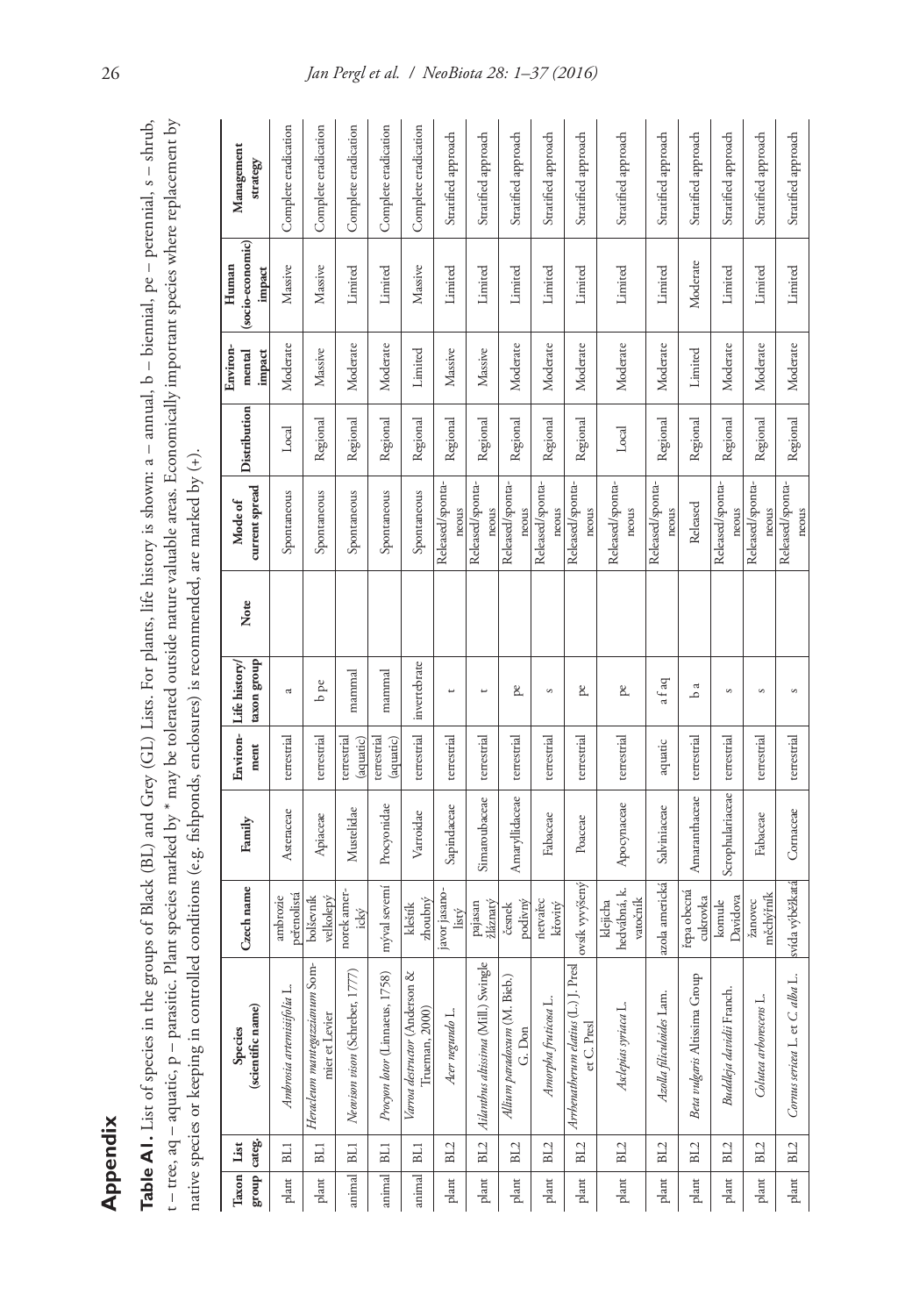# Appendix

**Table A1.** List of species in the groups of Black (BL) and Grey (GL) Lists. For plants, life history is shown: a – annual, b – biennial, pe – perennial, s – shrub, t – tree, aq – aquatic, p – parasitic. Plant species marked by * may be tolerated outside nature valuable areas. Economically important species where replacement by native species or keeping in controlled conditions (e.g. fishponds, enclosures) is recommended, are marked by (+).

| Taxon group | List categ. | Species (scientific name) | Czech name | Family | Environment | Life history/ taxon group | Note | Mode of current spread | Distribution | Environmental impact | Human (socio-economic) impact | Management strategy |
|---|---|---|---|---|---|---|---|---|---|---|---|---|
| plant | BL1 | *Ambrosia artemisiifolia* L. | ambrozie peřenolistá | Asteraceae | terrestrial | a | | Spontaneous | Local | Moderate | Massive | Complete eradication |
| plant | BL1 | *Heracleum mantegazzianum* Sommier et Levier | bolševník velkolepý | Apiaceae | terrestrial | b pe | | Spontaneous | Regional | Massive | Massive | Complete eradication |
| animal | BL1 | *Neovison vison* (Schreber, 1777) | norek americký | Mustelidae | terrestrial (aquatic) | mammal | | Spontaneous | Regional | Moderate | Limited | Complete eradication |
| animal | BL1 | *Procyon lotor* (Linnaeus, 1758) | mýval severní | Procyonidae | terrestrial (aquatic) | mammal | | Spontaneous | Regional | Moderate | Limited | Complete eradication |
| animal | BL1 | *Varroa destructor* (Anderson & Trueman, 2000) | kleštík zhoubný | Varroidae | terrestrial | invertebrate | | Spontaneous | Regional | Limited | Massive | Complete eradication |
| plant | BL2 | *Acer negundo* L. | javor jasanolistý | Sapindaceae | terrestrial | t | | Released/spontaneous | Regional | Massive | Limited | Stratified approach |
| plant | BL2 | *Ailanthus altissima* (Mill.) Swingle | pajasan žláznatý | Simaroubaceae | terrestrial | t | | Released/spontaneous | Regional | Massive | Limited | Stratified approach |
| plant | BL2 | *Allium paradoxum* (M. Bieb.) G. Don | česnek podivný | Amaryllidaceae | terrestrial | pe | | Released/spontaneous | Regional | Moderate | Limited | Stratified approach |
| plant | BL2 | *Amorpha fruticosa* L. | netvařec křovitý | Fabaceae | terrestrial | s | | Released/spontaneous | Regional | Moderate | Limited | Stratified approach |
| plant | BL2 | *Arrhenatherum elatius* (L.) J. Presl et C. Presl | ovsík vyvýšený | Poaceae | terrestrial | pe | | Released/spontaneous | Regional | Moderate | Limited | Stratified approach |
| plant | BL2 | *Asclepias syriaca* L. | klejicha hedvábná, k. vatočník | Apocynaceae | terrestrial | pe | | Released/spontaneous | Local | Moderate | Limited | Stratified approach |
| plant | BL2 | *Azolla filiculoides* Lam. | azola americká | Salviniaceae | aquatic | a f aq | | Released/spontaneous | Regional | Moderate | Limited | Stratified approach |
| plant | BL2 | *Beta vulgaris* Altissima Group | řepa obecná cukrovka | Amaranthaceae | terrestrial | b a | | Released | Regional | Limited | Moderate | Stratified approach |
| plant | BL2 | *Buddleja davidii* Franch. | komule Davidova | Scrophulariaceae | terrestrial | s | | Released/spontaneous | Regional | Moderate | Limited | Stratified approach |
| plant | BL2 | *Colutea arborescens* L. | žanovec měchýřník | Fabaceae | terrestrial | s | | Released/spontaneous | Regional | Moderate | Limited | Stratified approach |
| plant | BL2 | *Cornus sericea* L. et *C. alba* L. | svída výběžkatá | Cornaceae | terrestrial | s | | Released/spontaneous | Regional | Moderate | Limited | Stratified approach |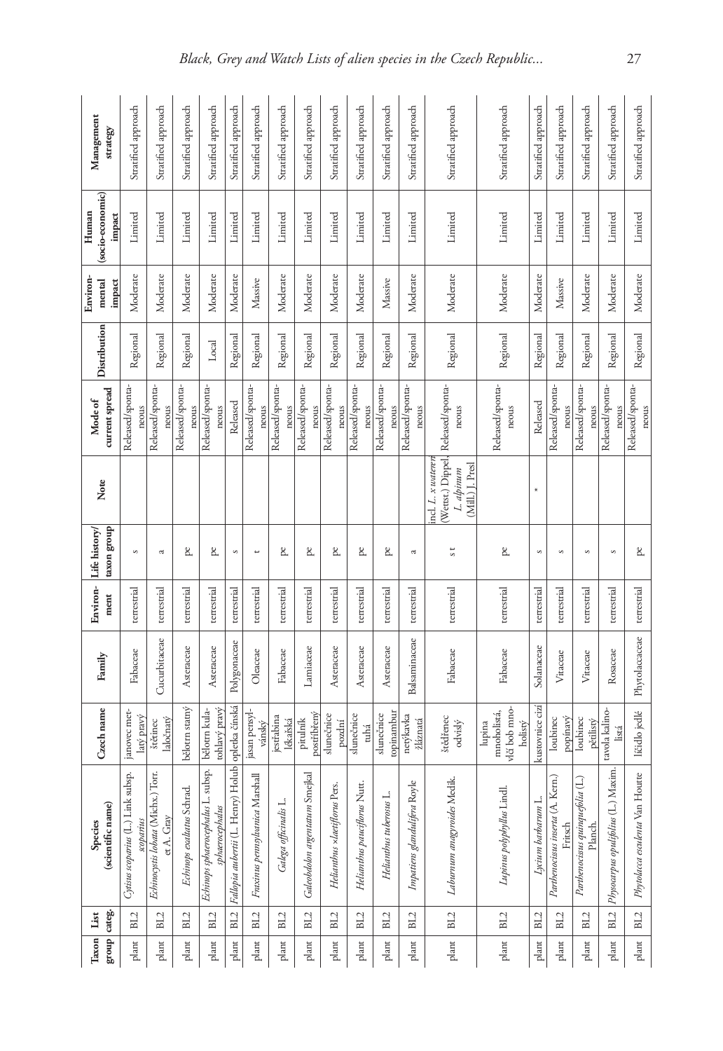| Taxon group | List categ. | Species (scientific name) | Czech name | Family | Environment | Life history/ taxon group | Note | Mode of current spread | Distribution | Environmental impact | Human (socio-economic) impact | Management strategy |
|---|---|---|---|---|---|---|---|---|---|---|---|---|
| plant | BL2 | *Cytisus scoparius* (L.) Link subsp. *scoparius* | janovec metlatý pravý | Fabaceae | terrestrial | s | | Released/spontaneous | Regional | Moderate | Limited | Stratified approach |
| plant | BL2 | *Echinocystis lobata* (Michx.) Torr. et A. Gray | štětinec laločnatý | Cucurbitaceae | terrestrial | a | | Released/spontaneous | Regional | Moderate | Limited | Stratified approach |
| plant | BL2 | *Echinops exaltatus* Schrad. | bělotrn statný | Asteraceae | terrestrial | pe | | Released/spontaneous | Regional | Moderate | Limited | Stratified approach |
| plant | BL2 | *Echinops sphaerocephalus* L. subsp. *sphaerocephalus* | bělotrn kulatohlavý pravý | Asteraceae | terrestrial | pe | | Released/spontaneous | Local | Moderate | Limited | Stratified approach |
| plant | BL2 | *Fallopia aubertii* (L. Henry) Holub | opletka čínská | Polygonaceae | terrestrial | s | | Released | Regional | Moderate | Limited | Stratified approach |
| plant | BL2 | *Fraxinus pennsylvanica* Marshall | jasan pensylvánský | Oleaceae | terrestrial | t | | Released/spontaneous | Regional | Massive | Limited | Stratified approach |
| plant | BL2 | *Galega officinalis* L. | jestřabina lékařská | Fabaceae | terrestrial | pe | | Released/spontaneous | Regional | Moderate | Limited | Stratified approach |
| plant | BL2 | *Galeobdolon argentatum* Smejkal | pitulník postříbřený | Lamiaceae | terrestrial | pe | | Released/spontaneous | Regional | Moderate | Limited | Stratified approach |
| plant | BL2 | *Helianthus* ×*laetiflorus* Pers. | slunečnice pozdní | Asteraceae | terrestrial | pe | | Released/spontaneous | Regional | Moderate | Limited | Stratified approach |
| plant | BL2 | *Helianthus pauciflorus* Nutt. | slunečnice tuhá | Asteraceae | terrestrial | pe | | Released/spontaneous | Regional | Moderate | Limited | Stratified approach |
| plant | BL2 | *Helianthus tuberosus* L. | slunečnice topinambur | Asteraceae | terrestrial | pe | | Released/spontaneous | Regional | Massive | Limited | Stratified approach |
| plant | BL2 | *Impatiens glandulifera* Royle | netýkavka žláznatá | Balsaminaceae | terrestrial | a | | Released/spontaneous | Regional | Moderate | Limited | Stratified approach |
| plant | BL2 | *Laburnum anagyroides* Medik. | štědřenec odvislý | Fabaceae | terrestrial | s t | incl. *L.* ×*watereri* (Wettst.) Dippel, *L. alpinum* (Mill.) J. Presl | Released/spontaneous | Regional | Moderate | Limited | Stratified approach |
| plant | BL2 | *Lupinus polyphyllus* Lindl. | lupina mnoholistá, vlčí bob mnoholistý | Fabaceae | terrestrial | pe | | Released/spontaneous | Regional | Moderate | Limited | Stratified approach |
| plant | BL2 | *Lycium barbarum* L. | kustovnice cizí | Solanaceae | terrestrial | s | * | Released | Regional | Moderate | Limited | Stratified approach |
| plant | BL2 | *Parthenocissus inserta* (A. Kern.) Fritsch | loubinec popínavý | Vitaceae | terrestrial | s | | Released/spontaneous | Regional | Massive | Limited | Stratified approach |
| plant | BL2 | *Parthenocissus quinquefolia* (L.) Planch. | loubinec pětilistý | Vitaceae | terrestrial | s | | Released/spontaneous | Regional | Moderate | Limited | Stratified approach |
| plant | BL2 | *Physocarpus opulifolius* (L.) Maxim. | tavola kalinolistá | Rosaceae | terrestrial | s | | Released/spontaneous | Regional | Moderate | Limited | Stratified approach |
| plant | BL2 | *Phytolacca esculenta* Van Houtte | líčidlo jedlé | Phytolaccaceae | terrestrial | pe | | Released/spontaneous | Regional | Moderate | Limited | Stratified approach |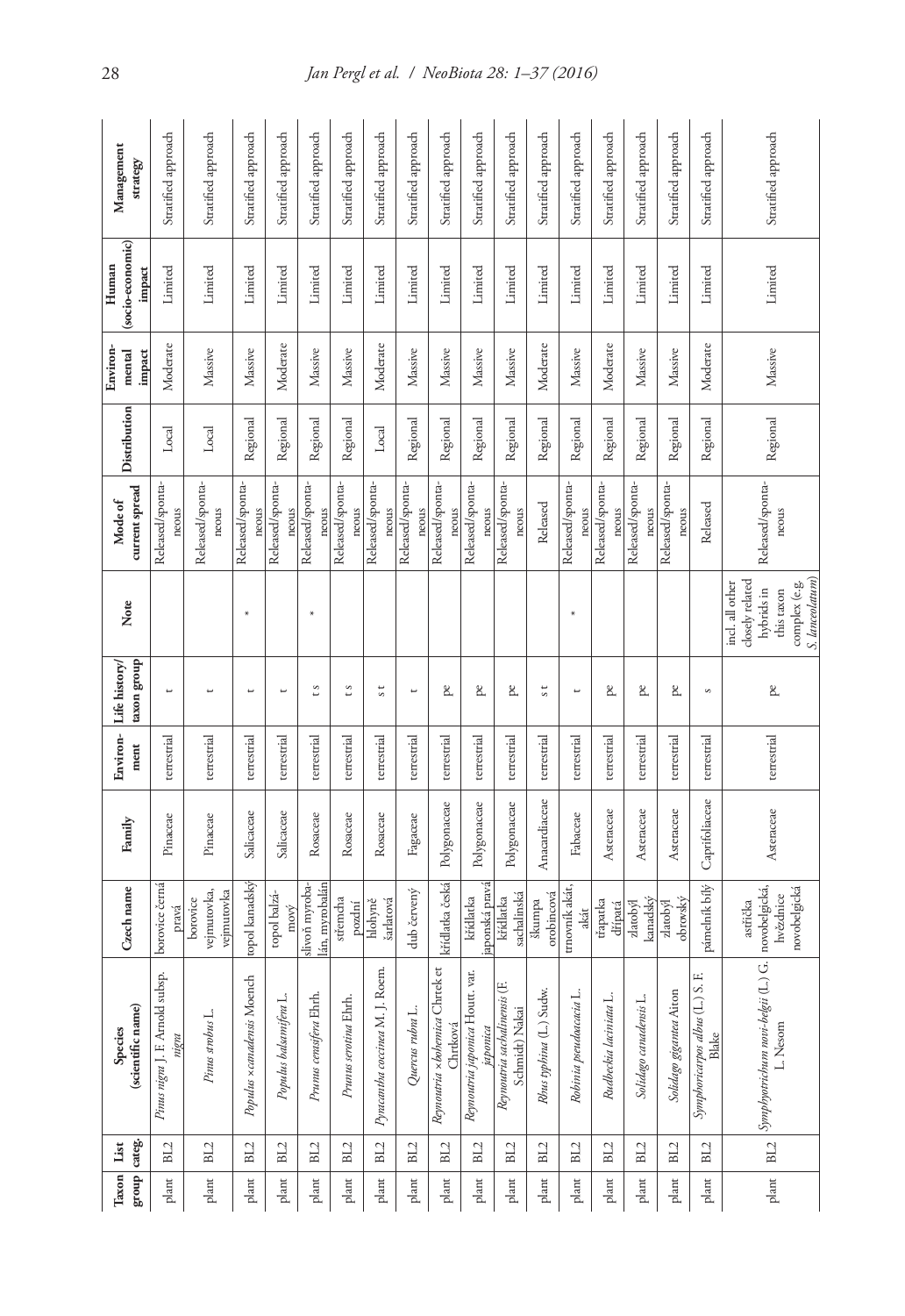| Taxon group | List categ. | Species (scientific name) | Czech name | Family | Environ-ment | Life history/ taxon group | Note | Mode of current spread | Distribution | Environ-mental impact | Human (socio-economic) impact | Management strategy |
|---|---|---|---|---|---|---|---|---|---|---|---|---|
| plant | BL2 | *Pinus nigra* J. F. Arnold subsp. *nigra* | borovice černá pravá | Pinaceae | terrestrial | t | | Released/spontaneous | Local | Moderate | Limited | Stratified approach |
| plant | BL2 | *Pinus strobus* L. | borovice vejmutovka, vejmutovka | Pinaceae | terrestrial | t | | Released/spontaneous | Local | Massive | Limited | Stratified approach |
| plant | BL2 | *Populus ×canadensis* Moench | topol kanadský | Salicaceae | terrestrial | t | * | Released/spontaneous | Regional | Massive | Limited | Stratified approach |
| plant | BL2 | *Populus balsamifera* L. | topol balzámový | Salicaceae | terrestrial | t | | Released/spontaneous | Regional | Moderate | Limited | Stratified approach |
| plant | BL2 | *Prunus cerasifera* Ehrh. | slivoň myrobalán, myrobalán | Rosaceae | terrestrial | t s | * | Released/spontaneous | Regional | Massive | Limited | Stratified approach |
| plant | BL2 | *Prunus serotina* Ehrh. | střemcha pozdní | Rosaceae | terrestrial | t s | | Released/spontaneous | Regional | Massive | Limited | Stratified approach |
| plant | BL2 | *Pyracantha coccinea* M. J. Roem. | hlohyně šarlatová | Rosaceae | terrestrial | s t | | Released/spontaneous | Local | Moderate | Limited | Stratified approach |
| plant | BL2 | *Quercus rubra* L. | dub červený | Fagaceae | terrestrial | t | | Released/spontaneous | Regional | Massive | Limited | Stratified approach |
| plant | BL2 | *Reynoutria ×bohemica* Chrtek et Chrtková | křídlatka česká | Polygonaceae | terrestrial | pe | | Released/spontaneous | Regional | Massive | Limited | Stratified approach |
| plant | BL2 | *Reynoutria japonica* Houtt. var. *japonica* | křídlatka japonská pravá | Polygonaceae | terrestrial | pe | | Released/spontaneous | Regional | Massive | Limited | Stratified approach |
| plant | BL2 | *Reynoutria sachalinensis* (F. Schmidt) Nakai | křídlatka sachalinská | Polygonaceae | terrestrial | pe | | Released/spontaneous | Regional | Massive | Limited | Stratified approach |
| plant | BL2 | *Rhus typhina* (L.) Sudw. | škumpa orobincová | Anacardiaceae | terrestrial | s t | | Released | Regional | Moderate | Limited | Stratified approach |
| plant | BL2 | *Robinia pseudoacacia* L. | trnovník akát, akát | Fabaceae | terrestrial | t | * | Released/spontaneous | Regional | Massive | Limited | Stratified approach |
| plant | BL2 | *Rudbeckia laciniata* L. | třapatka dřípatá | Asteraceae | terrestrial | pe | | Released/spontaneous | Regional | Moderate | Limited | Stratified approach |
| plant | BL2 | *Solidago canadensis* L. | zlatobýl kanadský | Asteraceae | terrestrial | pe | | Released/spontaneous | Regional | Massive | Limited | Stratified approach |
| plant | BL2 | *Solidago gigantea* Aiton | zlatobýl obrovský | Asteraceae | terrestrial | pe | | Released/spontaneous | Regional | Massive | Limited | Stratified approach |
| plant | BL2 | *Symphoricarpos albus* (L.) S. F. Blake | pámelník bílý | Caprifoliaceae | terrestrial | s | | Released | Regional | Moderate | Limited | Stratified approach |
| plant | BL2 | *Symphyotrichum novi-belgii* (L.) G. L. Nesom | astřička novobelgická, hvězdnice novobelgická | Asteraceae | terrestrial | pe | incl. all other closely related hybrids in this taxon complex (e.g. *S. lanceolatum*) | Released/spontaneous | Regional | Massive | Limited | Stratified approach |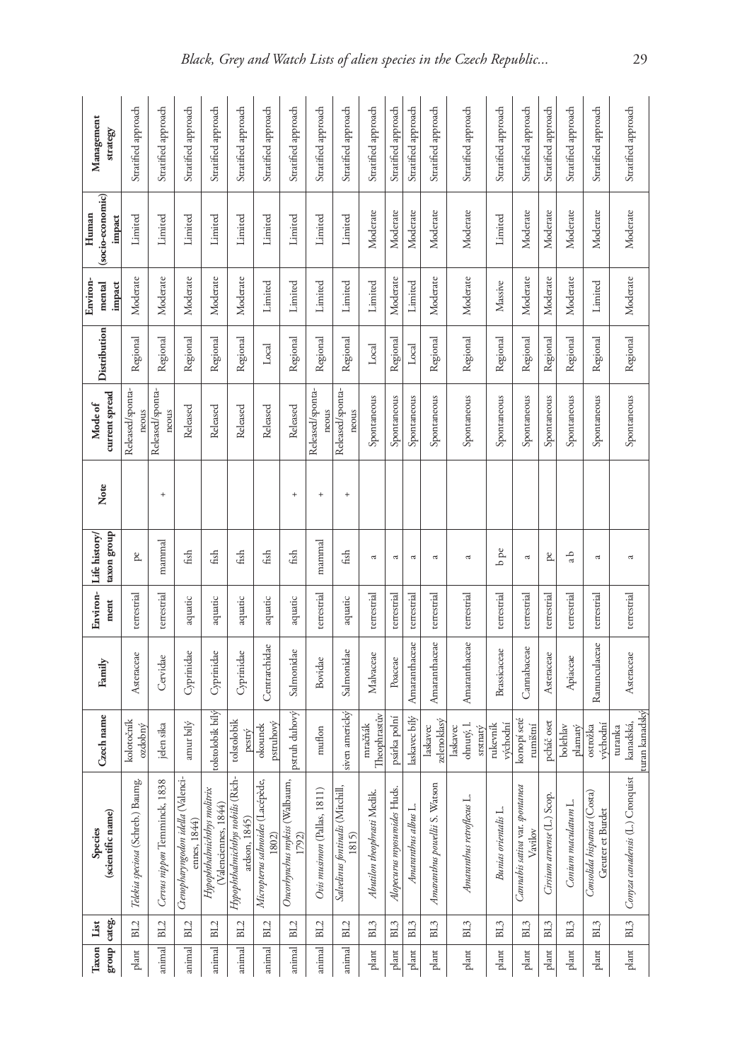| Taxon group | List categ. | Species (scientific name) | Czech name | Family | Environ-ment | Life history/ taxon group | Note | Mode of current spread | Distribution | Environ-mental impact | Human (socio-economic) impact | Management strategy |
|---|---|---|---|---|---|---|---|---|---|---|---|---|
| plant | BL2 | *Telekia speciosa* (Schreb.) Baumg. | kolotočník ozdobný | Asteraceae | terrestrial | pe | | Released/sponta-neous | Regional | Moderate | Limited | Stratified approach |
| animal | BL2 | *Cervus nippon* Temminck, 1838 | jelen sika | Cervidae | terrestrial | mammal | + | Released/sponta-neous | Regional | Moderate | Limited | Stratified approach |
| animal | BL2 | *Ctenopharyngodon idella* (Valenciennes, 1844) | amur bílý | Cyprinidae | aquatic | fish | | Released | Regional | Moderate | Limited | Stratified approach |
| animal | BL2 | *Hypophthalmichthys molitrix* (Valenciennes, 1844) | tolstolobik bílý | Cyprinidae | aquatic | fish | | Released | Regional | Moderate | Limited | Stratified approach |
| animal | BL2 | *Hypophthalmichthys nobilis* (Richardson, 1845) | tolstolobik pestrý | Cyprinidae | aquatic | fish | | Released | Regional | Moderate | Limited | Stratified approach |
| animal | BL2 | *Micropterus salmoides* (Lacépède, 1802) | okounek pstruhový | Centrarchidae | aquatic | fish | | Released | Local | Limited | Limited | Stratified approach |
| animal | BL2 | *Oncorhynchus mykiss* (Walbaum, 1792) | pstruh duhový | Salmonidae | aquatic | fish | + | Released | Regional | Limited | Limited | Stratified approach |
| animal | BL2 | *Ovis musimon* (Pallas, 1811) | muflon | Bovidae | terrestrial | mammal | + | Released/sponta-neous | Regional | Limited | Limited | Stratified approach |
| animal | BL2 | *Salvelinus fontinalis* (Mitchill, 1815) | siven americký | Salmonidae | aquatic | fish | + | Released/sponta-neous | Regional | Limited | Limited | Stratified approach |
| plant | BL3 | *Abutilon theophrasti* Medik. | mračňák Theophrastův | Malvaceae | terrestrial | a | | Spontaneous | Local | Limited | Moderate | Stratified approach |
| plant | BL3 | *Alopecurus myosuroides* Huds. | psárka polní | Poaceae | terrestrial | a | | Spontaneous | Regional | Moderate | Moderate | Stratified approach |
| plant | BL3 | *Amaranthus albus* L. | laskavec bílý | Amaranthaceae | terrestrial | a | | Spontaneous | Local | Limited | Moderate | Stratified approach |
| plant | BL3 | *Amaranthus powellii* S. Watson | laskavec zelenoklasý | Amaranthaceae | terrestrial | a | | Spontaneous | Regional | Moderate | Moderate | Stratified approach |
| plant | BL3 | *Amaranthus retroflexus* L. | laskavec ohnutý, l. srstnatý | Amaranthaceae | terrestrial | a | | Spontaneous | Regional | Moderate | Moderate | Stratified approach |
| plant | BL3 | *Bunias orientalis* L. | rukevník východní | Brassicaceae | terrestrial | b pe | | Spontaneous | Regional | Massive | Limited | Stratified approach |
| plant | BL3 | *Cannabis sativa* var. *spontanea* Vavilov | konopí seté rumištní | Cannabaceae | terrestrial | a | | Spontaneous | Regional | Moderate | Moderate | Stratified approach |
| plant | BL3 | *Cirsium arvense* (L.) Scop. | pcháč oset | Asteraceae | terrestrial | pe | | Spontaneous | Regional | Moderate | Moderate | Stratified approach |
| plant | BL3 | *Conium maculatum* L. | bolehlav plamatý | Apiaceae | terrestrial | a b | | Spontaneous | Regional | Moderate | Moderate | Stratified approach |
| plant | BL3 | *Consolida hispanica* (Costa) Greuter et Burdet | ostrožka východní | Ranunculaceae | terrestrial | a | | Spontaneous | Regional | Limited | Moderate | Stratified approach |
| plant | BL3 | *Conyza canadensis* (L.) Cronquist | turanka kanadská, turan kanadský | Asteraceae | terrestrial | a | | Spontaneous | Regional | Moderate | Moderate | Stratified approach |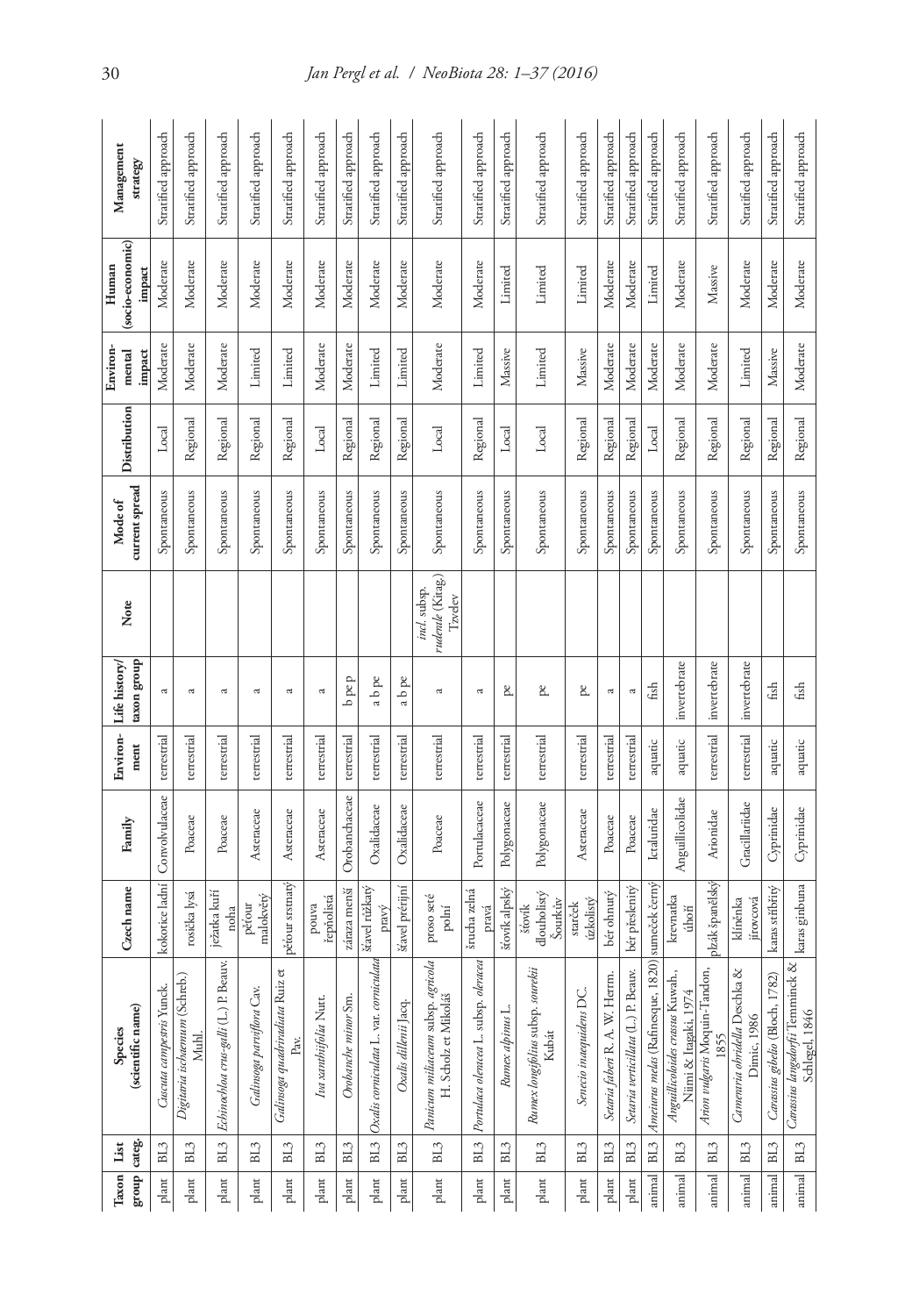| Taxon group | List categ. | Species (scientific name) | Czech name | Family | Environ-ment | Life history/ taxon group | Note | Mode of current spread | Distribution | Environ-mental impact | Human (socio-economic) impact | Management strategy |
|---|---|---|---|---|---|---|---|---|---|---|---|---|
| plant | BL3 | *Cuscuta campestris* Yunck. | kokotice ladní | Convolvulaceae | terrestrial | a | | Spontaneous | Local | Moderate | Moderate | Stratified approach |
| plant | BL3 | *Digitaria ischaemum* (Schreb.) Muhl. | rosička lysá | Poaceae | terrestrial | a | | Spontaneous | Regional | Moderate | Moderate | Stratified approach |
| plant | BL3 | *Echinochloa crus-galli* (L.) P. Beauv. | ježatka kuří noha | Poaceae | terrestrial | a | | Spontaneous | Regional | Moderate | Moderate | Stratified approach |
| plant | BL3 | *Galinsoga parviflora* Cav. | pěťour malokvětý | Asteraceae | terrestrial | a | | Spontaneous | Regional | Limited | Moderate | Stratified approach |
| plant | BL3 | *Galinsoga quadriradiata* Ruiz et Pav. | pěťour srstnatý | Asteraceae | terrestrial | a | | Spontaneous | Regional | Limited | Moderate | Stratified approach |
| plant | BL3 | *Iva xanthiifolia* Nutt. | pouva řepňolistá | Asteraceae | terrestrial | a | | Spontaneous | Local | Moderate | Moderate | Stratified approach |
| plant | BL3 | *Orobanche minor* Sm. | záraza menší | Orobanchaceae | terrestrial | b pe p | | Spontaneous | Regional | Moderate | Moderate | Stratified approach |
| plant | BL3 | *Oxalis corniculata* L. var. *corniculata* | šťavel růžkatý pravý | Oxalidaceae | terrestrial | a b pe | | Spontaneous | Regional | Limited | Moderate | Stratified approach |
| plant | BL3 | *Oxalis dillenii* Jacq. | šťavel prérijní | Oxalidaceae | terrestrial | a b pe | | Spontaneous | Regional | Limited | Moderate | Stratified approach |
| plant | BL3 | *Panicum miliaceum* subsp. *agricola* H. Scholz et Mikoláš | proso seté polní | Poaceae | terrestrial | a | incl. subsp. *ruderale* (Kitag.) Tzvelev | Spontaneous | Local | Moderate | Moderate | Stratified approach |
| plant | BL3 | *Portulaca oleracea* L. subsp. *oleracea* | šrucha zelná pravá | Portulacaceae | terrestrial | a | | Spontaneous | Regional | Limited | Moderate | Stratified approach |
| plant | BL3 | *Rumex alpinus* L. | šťovík alpský | Polygonaceae | terrestrial | pe | | Spontaneous | Local | Massive | Limited | Stratified approach |
| plant | BL3 | *Rumex longifolius* subsp. *sourekii* Kubát | šťovík dlouholistý Šourkův | Polygonaceae | terrestrial | pe | | Spontaneous | Local | Limited | Limited | Stratified approach |
| plant | BL3 | *Senecio inaequidens* DC. | starček úzkolistý | Asteraceae | terrestrial | pe | | Spontaneous | Regional | Massive | Limited | Stratified approach |
| plant | BL3 | *Setaria faberi* R. A. W. Herrm. | bér ohnutý | Poaceae | terrestrial | a | | Spontaneous | Regional | Moderate | Moderate | Stratified approach |
| plant | BL3 | *Setaria verticillata* (L.) P. Beauv. | bér přeslenitý | Poaceae | terrestrial | a | | Spontaneous | Regional | Moderate | Moderate | Stratified approach |
| animal | BL3 | *Ameiurus melas* (Rafinesque, 1820) | sumeček černý | Ictaluridae | aquatic | fish | | Spontaneous | Local | Moderate | Limited | Stratified approach |
| animal | BL3 | *Anguillicoloides crassus* Kuwah., Niimi & Itagaki, 1974 | krevnatka úhoří | Anguillicolidae | aquatic | invertebrate | | Spontaneous | Regional | Moderate | Moderate | Stratified approach |
| animal | BL3 | *Arion vulgaris* Moquin-Tandon, 1855 | plzák španělský | Arionidae | terrestrial | invertebrate | | Spontaneous | Regional | Moderate | Massive | Stratified approach |
| animal | BL3 | *Cameraria ohridella* Deschka & Dimic, 1986 | klíněnka jírovcová | Gracillariidae | terrestrial | invertebrate | | Spontaneous | Regional | Limited | Moderate | Stratified approach |
| animal | BL3 | *Carassius gibelio* (Bloch, 1782) | karas stříbřitý | Cyprinidae | aquatic | fish | | Spontaneous | Regional | Massive | Moderate | Stratified approach |
| animal | BL3 | *Carassius langsdorfii* Temminck & Schlegel, 1846 | karas ginbuna | Cyprinidae | aquatic | fish | | Spontaneous | Regional | Moderate | Moderate | Stratified approach |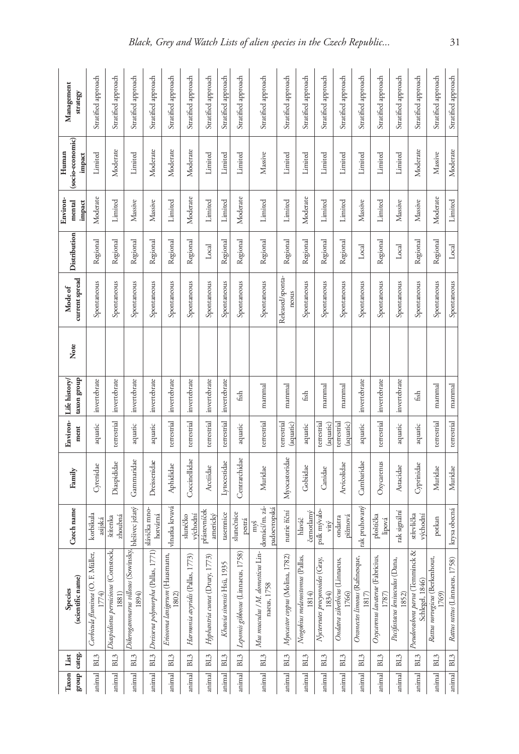| Taxon group | List categ. | Species (scientific name) | Czech name | Family | Environ-ment | Life history/ taxon group | Note | Mode of current spread | Distribution | Environ-mental impact | Human (socio-economic) impact | Management strategy |
|---|---|---|---|---|---|---|---|---|---|---|---|---|
| animal | BL3 | *Corbicula fluminea* (O. F. Müller, 1774) | korbikula asijská | Cyrenidae | aquatic | invertebrate | | Spontaneous | Regional | Moderate | Limited | Stratified approach |
| animal | BL3 | *Diaspidiotus perniciosus* (Comstock, 1881) | štítenka zhoubná | Diaspididae | terrestrial | invertebrate | | Spontaneous | Regional | Limited | Moderate | Stratified approach |
| animal | BL3 | *Dikerogammarus villosus* (Sowinsky, 1894) | blešivec ježatý | Gammaridae | aquatic | invertebrate | | Spontaneous | Regional | Massive | Limited | Stratified approach |
| animal | BL3 | *Dreissena polymorpha* (Pallas, 1771) | slávička mnohotvárná | Dreissenidae | aquatic | invertebrate | | Spontaneous | Regional | Massive | Moderate | Stratified approach |
| animal | BL3 | *Eriosoma lanigerum* (Hausmann, 1802) | vlnatka krvavá | Aphididae | terrestrial | invertebrate | | Spontaneous | Regional | Limited | Moderate | Stratified approach |
| animal | BL3 | *Harmonia axyridis* (Pallas, 1773) | slunéčko východní | Coccinellidae | terrestrial | invertebrate | | Spontaneous | Regional | Moderate | Moderate | Stratified approach |
| animal | BL3 | *Hyphantria cunea* (Drury, 1773) | přástevníček americký | Arctiidae | terrestrial | invertebrate | | Spontaneous | Local | Limited | Limited | Stratified approach |
| animal | BL3 | *Khawia sinensis* Hsü, 1935 | tasemnice | Lytocestidae | terrestrial | invertebrate | | Spontaneous | Regional | Limited | Limited | Stratified approach |
| animal | BL3 | *Lepomis gibbosus* (Linnaeus, 1758) | slunečnice pestrá | Centrarchidae | aquatic | fish | | Spontaneous | Regional | Moderate | Limited | Stratified approach |
| animal | BL3 | *Mus musculus* / *M. domesticus* Linnaeus, 1758 | myš domácí/m. západoevropská | Muridae | terrestrial | mammal | | Spontaneous | Regional | Limited | Massive | Stratified approach |
| animal | BL3 | *Myocastor coypus* (Molina, 1782) | nutrie říční | Myocastoridae | terrestrial (aquatic) | mammal | | Released/spontaneous | Regional | Limited | Limited | Stratified approach |
| animal | BL3 | *Neogobius melanostomus* (Pallas, 1814) | hlaváč černotlamý | Gobiidae | aquatic | fish | | Spontaneous | Regional | Moderate | Limited | Stratified approach |
| animal | BL3 | *Nyctereutes procyonoides* (Gray, 1834) | psík mývalovitý | Canidae | terrestrial (aquatic) | mammal | | Spontaneous | Regional | Limited | Limited | Stratified approach |
| animal | BL3 | *Ondatra zibethicus* (Linnaeus, 1766) | ondatra pižmová | Arvicolidae | terrestrial (aquatic) | mammal | | Spontaneous | Regional | Limited | Limited | Stratified approach |
| animal | BL3 | *Orconectes limosus* (Rafinesque, 1817) | rak pruhovaný | Cambaridae | aquatic | invertebrate | | Spontaneous | Local | Massive | Limited | Stratified approach |
| animal | BL3 | *Oxycarenus lavaterae* (Fabricius, 1787) | ploštička lipová | Oxycarenus | terrestrial | invertebrate | | Spontaneous | Regional | Limited | Limited | Stratified approach |
| animal | BL3 | *Pacifastacus leniusculus* (Dana, 1852) | rak signální | Astacidae | aquatic | invertebrate | | Spontaneous | Local | Massive | Limited | Stratified approach |
| animal | BL3 | *Pseudorasbora parva* (Temminck & Schlegel, 1846) | střevlička východní | Cyprinidae | aquatic | fish | | Spontaneous | Regional | Massive | Moderate | Stratified approach |
| animal | BL3 | *Rattus norvegicus* (Berkenhout, 1769) | potkan | Muridae | terrestrial | mammal | | Spontaneous | Regional | Moderate | Massive | Stratified approach |
| animal | BL3 | *Rattus rattus* (Linnaeus, 1758) | krysa obecná | Muridae | terrestrial | mammal | | Spontaneous | Local | Limited | Moderate | Stratified approach |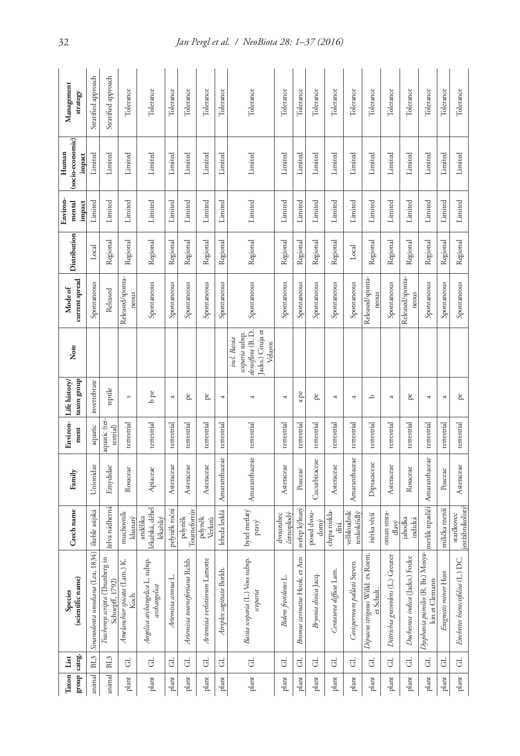| Taxon group | List categ. | Species (scientific name) | Czech name | Family | Environment | Life history/ taxon group | Note | Mode of current spread | Distribution | Environmental impact | Human (socio-economic) impact | Management strategy |
|---|---|---|---|---|---|---|---|---|---|---|---|---|
| animal | BL3 | *Sinanodonta woodiana* (Lea, 1834) | škeble asijská | Unionidae | aquatic | invertebrate | | Spontaneous | Local | Limited | Limited | Stratified approach |
| animal | BL3 | *Trachemys scripta* (Thunberg in Schoepff, 1792) | želva nádherná | Emydidae | aquatic (terrestrial) | reptile | | Released | Regional | Limited | Limited | Stratified approach |
| plant | GL | *Amelanchier spicata* (Lam.) K. Koch | muchovník klasnatý | Rosaceae | terrestrial | s | | Released/spontaneous | Regional | Limited | Limited | Tolerance |
| plant | GL | *Angelica archangelica* L. subsp. *archangelica* | andělika lékařská, děhel lékařský | Apiaceae | terrestrial | b pe | | Spontaneous | Regional | Limited | Limited | Tolerance |
| plant | GL | *Artemisia annua* L. | pelyněk roční | Asteraceae | terrestrial | a | | Spontaneous | Regional | Limited | Limited | Tolerance |
| plant | GL | *Artemisia tournefortiana* Rchb. | pelyněk Tournefortův | Asteraceae | terrestrial | pe | | Spontaneous | Regional | Limited | Limited | Tolerance |
| plant | GL | *Artemisia verlotiorum* Lamotte | pelyněk Verlotů | Asteraceae | terrestrial | pe | | Spontaneous | Regional | Limited | Limited | Tolerance |
| plant | GL | *Atriplex sagittata* Borkh. | lebeda lesklá | Amaranthaceae | terrestrial | a | | Spontaneous | Regional | Limited | Limited | Tolerance |
| plant | GL | *Bassia scoparia* (L.) Voss subsp. *scoparia* | bytel metlatý pravý | Amaranthaceae | terrestrial | a | incl. *Bassia scoparia* subsp. *densiflora* (B. D. Jacks.) Cirujа et Velayos | Spontaneous | Regional | Limited | Limited | Tolerance |
| plant | GL | *Bidens frondosus* L. | dvouzubec černoplodý | Asteraceae | terrestrial | a | | Spontaneous | Regional | Limited | Limited | Tolerance |
| plant | GL | *Bromus carinatus* Hook. et Arn | sveřep kýlnatý | Poaceae | terrestrial | a pe | | Spontaneous | Regional | Limited | Limited | Tolerance |
| plant | GL | *Bryonia dioica* Jacq. | posed dvoudomý | Cucurbitaceae | terrestrial | pe | | Spontaneous | Regional | Limited | Limited | Tolerance |
| plant | GL | *Centaurea diffusa* Lam. | chrpa rozkladitá | Asteraceae | terrestrial | a | | Spontaneous | Regional | Limited | Limited | Tolerance |
| plant | GL | *Corispermum pallasii* Steven | velbloudník tenkokřídlý | Amaranthaceae | terrestrial | a | | Spontaneous | Local | Limited | Limited | Tolerance |
| plant | GL | *Dipsacus strigosus* Willd. ex Roem. et Schult. | štětka větší | Dipsacaceae | terrestrial | b | | Released/spontaneous | Regional | Limited | Limited | Tolerance |
| plant | GL | *Dittrichia graveolens* (L.) Greuter | oman smradlavý | Asteraceae | terrestrial | a | | Spontaneous | Regional | Limited | Limited | Tolerance |
| plant | GL | *Duchesnea indica* (Jacks.) Focke | jahodka indická | Rosaceae | terrestrial | pe | | Released/spontaneous | Regional | Limited | Limited | Tolerance |
| plant | GL | *Dysphania pumilio* (R. Br.) Mosyakin et Clemants | merlík trpasličí | Amaranthaceae | terrestrial | a | | Spontaneous | Regional | Limited | Limited | Tolerance |
| plant | GL | *Eragrostis minor* Host | milička menší | Poaceae | terrestrial | a | | Spontaneous | Regional | Limited | Limited | Tolerance |
| plant | GL | *Erechtites hieraciifolius* (L.) DC. | starčkovec jestřábníkolistý | Asteraceae | terrestrial | pe | | Spontaneous | Regional | Limited | Limited | Tolerance |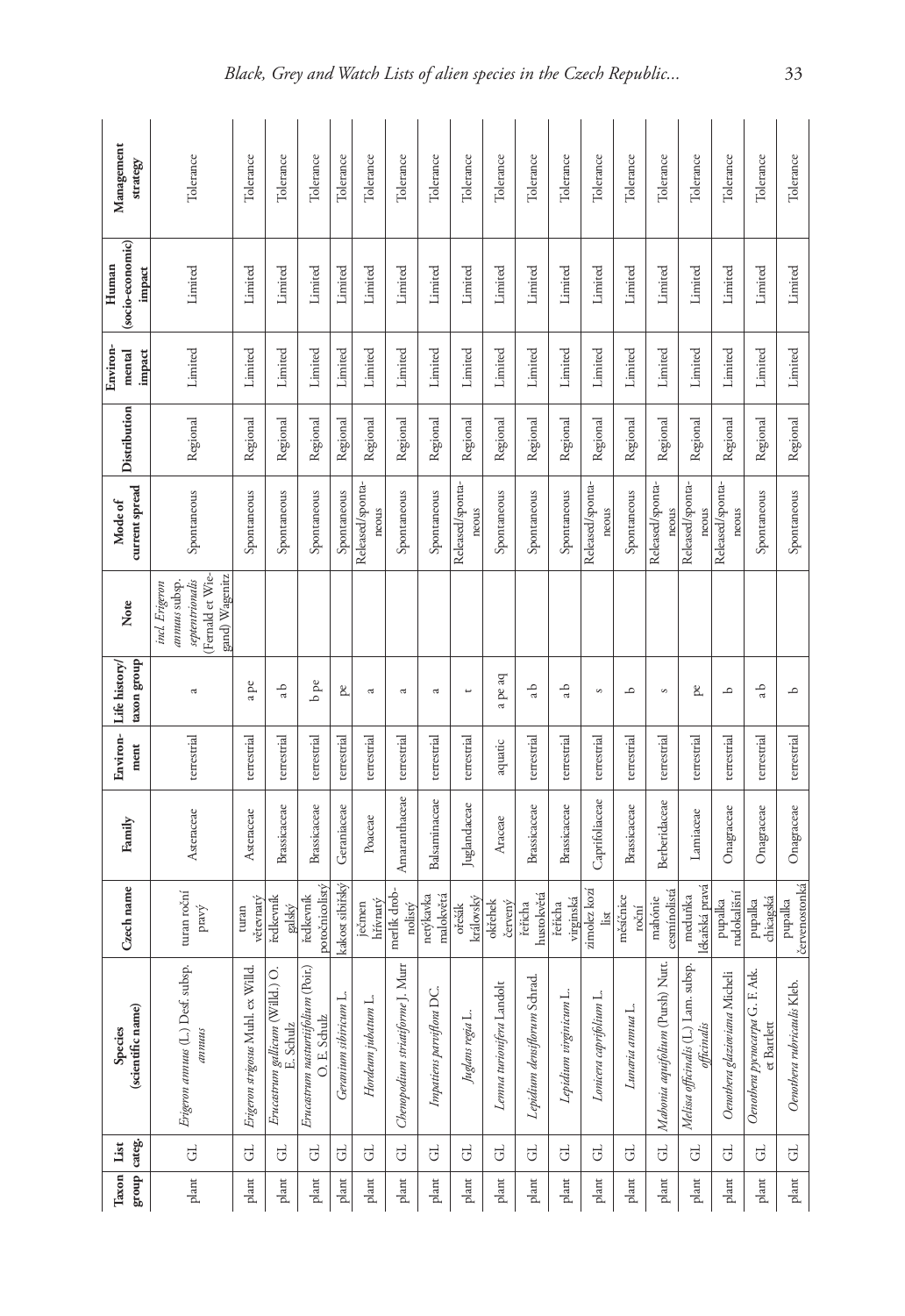| Taxon group | List categ. | Species (scientific name) | Czech name | Family | Environ-ment | Life history/ taxon group | Note | Mode of current spread | Distribution | Environ-mental impact | Human (socio-economic) impact | Management strategy |
|---|---|---|---|---|---|---|---|---|---|---|---|---|
| plant | GL | *Erigeron annuus* (L.) Desf. subsp. *annuus* | turan roční pravý | Asteraceae | terrestrial | a | incl. *Erigeron annuus* subsp. *septentrionalis* (Fernald et Wiegand) Wagenitz | Spontaneous | Regional | Limited | Limited | Tolerance |
| plant | GL | *Erigeron strigosus* Muhl. ex Willd. | turan větevnatý | Asteraceae | terrestrial | a pe | | Spontaneous | Regional | Limited | Limited | Tolerance |
| plant | GL | *Erucastrum gallicum* (Willd.) O. E. Schulz | ředkevník galský | Brassicaceae | terrestrial | a b | | Spontaneous | Regional | Limited | Limited | Tolerance |
| plant | GL | *Erucastrum nasturtiifolium* (Poir.) O. E. Schulz | ředkevník potočnicolistý | Brassicaceae | terrestrial | b pe | | Spontaneous | Regional | Limited | Limited | Tolerance |
| plant | GL | *Geranium sibiricum* L. | kakost sibiřský | Geraniaceae | terrestrial | pe | | Spontaneous | Regional | Limited | Limited | Tolerance |
| plant | GL | *Hordeum jubatum* L. | ječmen hřívnatý | Poaceae | terrestrial | a | | Released/spontaneous | Regional | Limited | Limited | Tolerance |
| plant | GL | *Chenopodium striatiforme* J. Murr | merlík drobnolistý | Amaranthaceae | terrestrial | a | | Spontaneous | Regional | Limited | Limited | Tolerance |
| plant | GL | *Impatiens parviflora* DC. | netýkavka malokvětá | Balsaminaceae | terrestrial | a | | Spontaneous | Regional | Limited | Limited | Tolerance |
| plant | GL | *Juglans regia* L. | ořešák královský | Juglandaceae | terrestrial | t | | Released/spontaneous | Regional | Limited | Limited | Tolerance |
| plant | GL | *Lemna turionifera* Landolt | okřehek červený | Araceae | aquatic | a pe aq | | Spontaneous | Regional | Limited | Limited | Tolerance |
| plant | GL | *Lepidium densiflorum* Schrad. | řeřicha hustokvětá | Brassicaceae | terrestrial | a b | | Spontaneous | Regional | Limited | Limited | Tolerance |
| plant | GL | *Lepidium virginicum* L. | řeřicha virginská | Brassicaceae | terrestrial | a b | | Spontaneous | Regional | Limited | Limited | Tolerance |
| plant | GL | *Lonicera caprifolium* L. | zimolez kozí list | Caprifoliaceae | terrestrial | s | | Released/spontaneous | Regional | Limited | Limited | Tolerance |
| plant | GL | *Lunaria annua* L. | měsíčnice roční | Brassicaceae | terrestrial | b | | Spontaneous | Regional | Limited | Limited | Tolerance |
| plant | GL | *Mahonia aquifolium* (Pursh) Nutt. | mahónie cesmínolistá | Berberidaceae | terrestrial | s | | Released/spontaneous | Regional | Limited | Limited | Tolerance |
| plant | GL | *Melissa officinalis* (L.) Lam. subsp. *officinalis* | meduňka lékařská pravá | Lamiaceae | terrestrial | pe | | Released/spontaneous | Regional | Limited | Limited | Tolerance |
| plant | GL | *Oenothera glazioviana* Micheli | pupalka rudokalíšní | Onagraceae | terrestrial | b | | Released/spontaneous | Regional | Limited | Limited | Tolerance |
| plant | GL | *Oenothera pycnocarpa* G. F. Atk. et Bartlett | pupalka chicagská | Onagraceae | terrestrial | a b | | Spontaneous | Regional | Limited | Limited | Tolerance |
| plant | GL | *Oenothera rubricaulis* Kleb. | pupalka červenostonká | Onagraceae | terrestrial | b | | Spontaneous | Regional | Limited | Limited | Tolerance |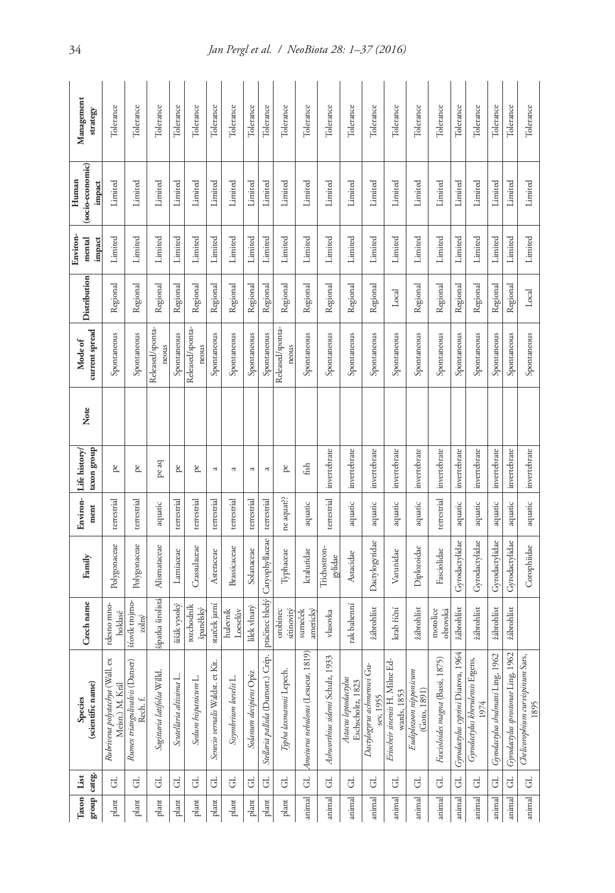| Taxon group | List categ. | Species (scientific name) | Czech name | Family | Environment | Life history/ taxon group | Note | Mode of current spread | Distribution | Environmental impact | Human (socio-economic) impact | Management strategy |
|---|---|---|---|---|---|---|---|---|---|---|---|---|
| plant | GL | *Rubrivena polystachya* (Wall. ex Meisn.) M. Král | rdesno mnohoklasé | Polygonaceae | terrestrial | pe | | Spontaneous | Regional | Limited | Limited | Tolerance |
| plant | GL | *Rumex triangulivalvis* (Danser) Rech. f. | šťovík trojmozolný | Polygonaceae | terrestrial | pe | | Spontaneous | Regional | Limited | Limited | Tolerance |
| plant | GL | *Sagittaria latifolia* Willd. | šípatka širolistá | Alismataceae | aquatic | pe aq | | Released/spontaneous | Regional | Limited | Limited | Tolerance |
| plant | GL | *Scutellaria altissima* L. | šišák vysoký | Lamiaceae | terrestrial | pe | | Spontaneous | Regional | Limited | Limited | Tolerance |
| plant | GL | *Sedum hispanicum* L. | rozchodník španělský | Crassulaceae | terrestrial | pe | | Released/spontaneous | Regional | Limited | Limited | Tolerance |
| plant | GL | *Senecio vernalis* Waldst. et Kit. | starček jarní | Asteraceae | terrestrial | a | | Spontaneous | Regional | Limited | Limited | Tolerance |
| plant | GL | *Sisymbrium loeselii* L. | hulevník Loeselův | Brassicaceae | terrestrial | a | | Spontaneous | Regional | Limited | Limited | Tolerance |
| plant | GL | *Solanum decipiens* Opiz | lilek vlnatý | Solanaceae | terrestrial | a | | Spontaneous | Regional | Limited | Limited | Tolerance |
| plant | GL | *Stellaria pallida* (Dumort.) Crép. | ptačinec bledý | Caryophyllaceae | terrestrial | a | | Spontaneous | Regional | Limited | Limited | Tolerance |
| plant | GL | *Typha laxmannii* Lepech. | orobinec sítinovitý | Typhaceae | ne aquat?? | pe | | Released/spontaneous | Regional | Limited | Limited | Tolerance |
| animal | GL | *Ameiurus nebulosus* (Lesueur, 1819) | sumeček americký | Ictaluridae | aquatic | fish | | Spontaneous | Regional | Limited | Limited | Tolerance |
| animal | GL | *Ashworthius sidemi* Schulz, 1933 | vlasovka | Trichostrongylidae | terrestrial | invertebrate | | Spontaneous | Regional | Limited | Limited | Tolerance |
| animal | GL | *Astacus leptodactylus* Eschscholtz, 1823 | rak bahenní | Astacidae | aquatic | invertebrate | | Spontaneous | Regional | Limited | Limited | Tolerance |
| animal | GL | *Dactylogyrus achmerowi* Gusev, 1955 | žábrohlíst | Dactylogyridae | aquatic | invertebrate | | Spontaneous | Regional | Limited | Limited | Tolerance |
| animal | GL | *Eriocheir sinensis* H. Milne Edwards, 1853 | krab říční | Varunidae | aquatic | invertebrate | | Spontaneous | Local | Limited | Limited | Tolerance |
| animal | GL | *Eudiplozoon nipponicum* (Goto, 1891) | žábrohlíst | Diplozoidae | aquatic | invertebrate | | Spontaneous | Regional | Limited | Limited | Tolerance |
| animal | GL | *Fascioloides magna* (Bassi, 1875) | motolice obrovská | Fasciolidae | terrestrial | invertebrate | | Spontaneous | Regional | Limited | Limited | Tolerance |
| animal | GL | *Gyrodactylus cyprini* Diarova, 1964 | žábrohlíst | Gyrodactylidae | aquatic | invertebrate | | Spontaneous | Regional | Limited | Limited | Tolerance |
| animal | GL | *Gyrodactylus kherulensis* Ergens, 1974 | žábrohlíst | Gyrodactylidae | aquatic | invertebrate | | Spontaneous | Regional | Limited | Limited | Tolerance |
| animal | GL | *Gyrodactylus shulmani* Ling, 1962 | žábrohlíst | Gyrodactylidae | aquatic | invertebrate | | Spontaneous | Regional | Limited | Limited | Tolerance |
| animal | GL | *Gyrodactylus sprostonae* Ling, 1962 | žábrohlíst | Gyrodactylidae | aquatic | invertebrate | | Spontaneous | Regional | Limited | Limited | Tolerance |
| animal | GL | *Chelicorophium curvispinum* Sars, 1895 | | Corophiidae | aquatic | invertebrate | | Spontaneous | Local | Limited | Limited | Tolerance |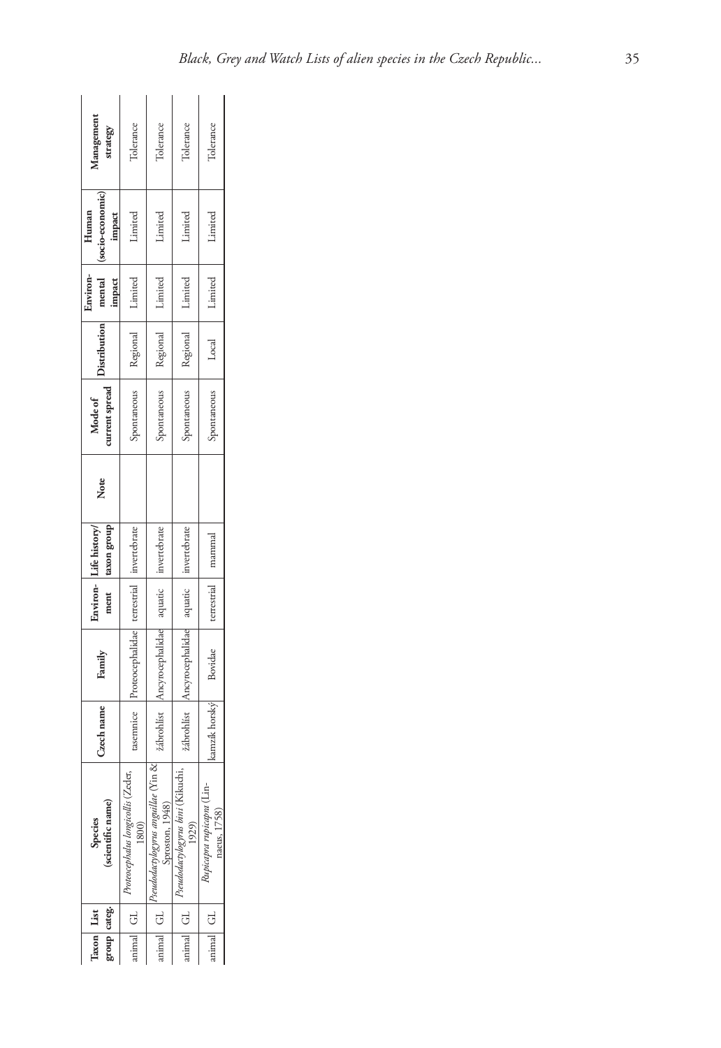| Taxon group | List categ. | Species (scientific name) | Czech name | Family | Environ-ment | Life history/ taxon group | Note | Mode of current spread | Distribution | Environ-mental impact | Human (socio-economic) impact | Management strategy |
|---|---|---|---|---|---|---|---|---|---|---|---|---|
| animal | GL | *Proteocephalus longicollis* (Zeder, 1800) | tasemnice | Proteocephalidae | terrestrial | invertebrate | | Spontaneous | Regional | Limited | Limited | Tolerance |
| animal | GL | *Pseudodactylogyrus anguillae* (Yin & Sproston, 1948) | žábrohlíst | Ancyrocephalidae | aquatic | invertebrate | | Spontaneous | Regional | Limited | Limited | Tolerance |
| animal | GL | *Pseudodactylogyrus bini* (Kikuchi, 1929) | žábrohlíst | Ancyrocephalidae | aquatic | invertebrate | | Spontaneous | Regional | Limited | Limited | Tolerance |
| animal | GL | *Rupicapra rupicapra* (Linnaeus, 1758) | kamzík horský | Bovidae | terrestrial | mammal | | Spontaneous | Local | Limited | Limited | Tolerance |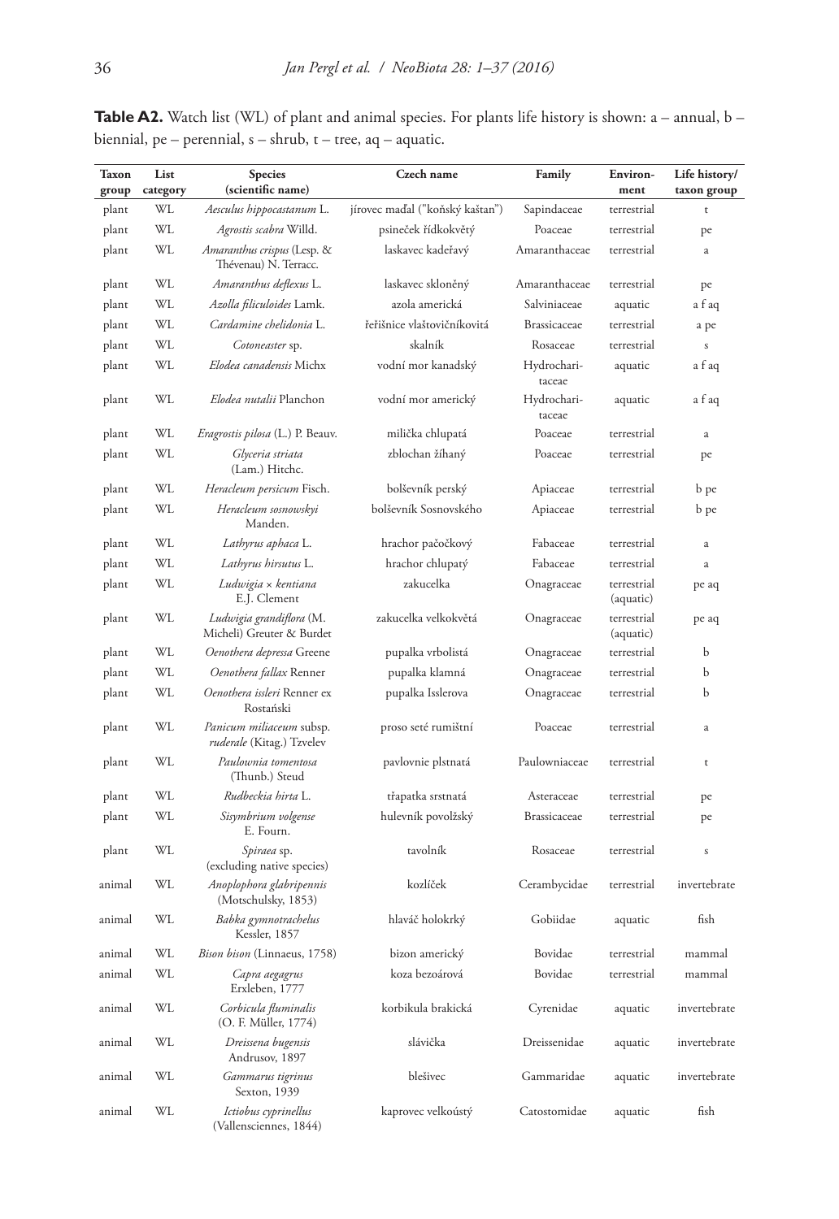**Table A2.** Watch list (WL) of plant and animal species. For plants life history is shown: a – annual, b – biennial, pe – perennial, s – shrub, t – tree, aq – aquatic.

| Taxon group | List category | Species (scientific name) | Czech name | Family | Environ-ment | Life history/ taxon group |
|---|---|---|---|---|---|---|
| plant | WL | *Aesculus hippocastanum* L. | jírovec maďal ("koňský kaštan") | Sapindaceae | terrestrial | t |
| plant | WL | *Agrostis scabra* Willd. | psineček řídkokvětý | Poaceae | terrestrial | pe |
| plant | WL | *Amaranthus crispus* (Lesp. & Thévenau) N. Terracc. | laskavec kadeřavý | Amaranthaceae | terrestrial | a |
| plant | WL | *Amaranthus deflexus* L. | laskavec skloněný | Amaranthaceae | terrestrial | pe |
| plant | WL | *Azolla filiculoides* Lamk. | azola americká | Salviniaceae | aquatic | a f aq |
| plant | WL | *Cardamine chelidonia* L. | řeřišnice vlaštovičníkovitá | Brassicaceae | terrestrial | a pe |
| plant | WL | *Cotoneaster* sp. | skalník | Rosaceae | terrestrial | s |
| plant | WL | *Elodea canadensis* Michx | vodní mor kanadský | Hydrocharitaceae | aquatic | a f aq |
| plant | WL | *Elodea nutalii* Planchon | vodní mor americký | Hydrocharitaceae | aquatic | a f aq |
| plant | WL | *Eragrostis pilosa* (L.) P. Beauv. | milička chlupatá | Poaceae | terrestrial | a |
| plant | WL | *Glyceria striata* (Lam.) Hitchc. | zblochan žíhaný | Poaceae | terrestrial | pe |
| plant | WL | *Heracleum persicum* Fisch. | bolševník perský | Apiaceae | terrestrial | b pe |
| plant | WL | *Heracleum sosnowskyi* Manden. | bolševník Sosnowského | Apiaceae | terrestrial | b pe |
| plant | WL | *Lathyrus aphaca* L. | hrachor pačočkový | Fabaceae | terrestrial | a |
| plant | WL | *Lathyrus hirsutus* L. | hrachor chlupatý | Fabaceae | terrestrial | a |
| plant | WL | *Ludwigia × kentiana* E.J. Clement | zakucelka | Onagraceae | terrestrial (aquatic) | pe aq |
| plant | WL | *Ludwigia grandiflora* (M. Micheli) Greuter & Burdet | zakucelka velkokvětá | Onagraceae | terrestrial (aquatic) | pe aq |
| plant | WL | *Oenothera depressa* Greene | pupalka vrbolistá | Onagraceae | terrestrial | b |
| plant | WL | *Oenothera fallax* Renner | pupalka klamná | Onagraceae | terrestrial | b |
| plant | WL | *Oenothera issleri* Renner ex Rostański | pupalka Isslerova | Onagraceae | terrestrial | b |
| plant | WL | *Panicum miliaceum* subsp. *ruderale* (Kitag.) Tzvelev | proso seté rumištní | Poaceae | terrestrial | a |
| plant | WL | *Paulownia tomentosa* (Thunb.) Steud | pavlovnie plstnatá | Paulowniaceae | terrestrial | t |
| plant | WL | *Rudbeckia hirta* L. | třapatka srstnatá | Asteraceae | terrestrial | pe |
| plant | WL | *Sisymbrium volgense* E. Fourn. | hulevník povolžský | Brassicaceae | terrestrial | pe |
| plant | WL | *Spiraea* sp. (excluding native species) | tavolník | Rosaceae | terrestrial | s |
| animal | WL | *Anoplophora glabripennis* (Motschulsky, 1853) | kozlíček | Cerambycidae | terrestrial | invertebrate |
| animal | WL | *Babka gymnotrachelus* Kessler, 1857 | hlaváč holokrký | Gobiidae | aquatic | fish |
| animal | WL | *Bison bison* (Linnaeus, 1758) | bizon americký | Bovidae | terrestrial | mammal |
| animal | WL | *Capra aegagrus* Erxleben, 1777 | koza bezoárová | Bovidae | terrestrial | mammal |
| animal | WL | *Corbicula fluminalis* (O. F. Müller, 1774) | korbikula brakická | Cyrenidae | aquatic | invertebrate |
| animal | WL | *Dreissena bugensis* Andrusov, 1897 | slávička | Dreissenidae | aquatic | invertebrate |
| animal | WL | *Gammarus tigrinus* Sexton, 1939 | blešivec | Gammaridae | aquatic | invertebrate |
| animal | WL | *Ictiobus cyprinellus* (Vallensciennes, 1844) | kaprovec velkoústý | Catostomidae | aquatic | fish |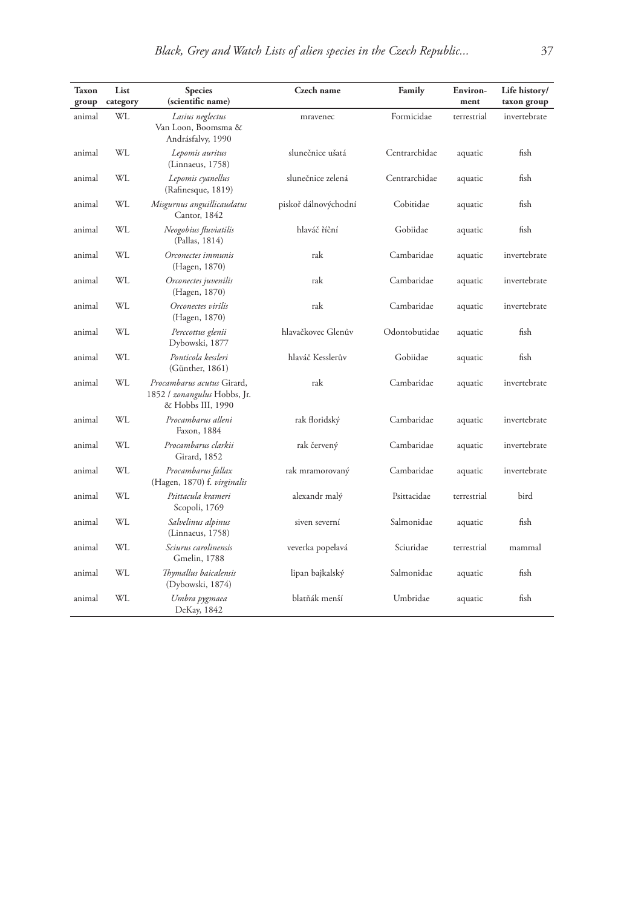| Taxon group | List category | Species (scientific name) | Czech name | Family | Environ-ment | Life history/ taxon group |
|---|---|---|---|---|---|---|
| animal | WL | *Lasius neglectus* Van Loon, Boomsma & Andrásfalvy, 1990 | mravenec | Formicidae | terrestrial | invertebrate |
| animal | WL | *Lepomis auritus* (Linnaeus, 1758) | slunečnice ušatá | Centrarchidae | aquatic | fish |
| animal | WL | *Lepomis cyanellus* (Rafinesque, 1819) | slunečnice zelená | Centrarchidae | aquatic | fish |
| animal | WL | *Misgurnus anguillicaudatus* Cantor, 1842 | piskoř dálnovýchodní | Cobitidae | aquatic | fish |
| animal | WL | *Neogobius fluviatilis* (Pallas, 1814) | hlaváč říční | Gobiidae | aquatic | fish |
| animal | WL | *Orconectes immunis* (Hagen, 1870) | rak | Cambaridae | aquatic | invertebrate |
| animal | WL | *Orconectes juvenilis* (Hagen, 1870) | rak | Cambaridae | aquatic | invertebrate |
| animal | WL | *Orconectes virilis* (Hagen, 1870) | rak | Cambaridae | aquatic | invertebrate |
| animal | WL | *Perccottus glenii* Dybowski, 1877 | hlavačkovec Glenův | Odontobutidae | aquatic | fish |
| animal | WL | *Ponticola kessleri* (Günther, 1861) | hlaváč Kesslerův | Gobiidae | aquatic | fish |
| animal | WL | *Procambarus acutus* Girard, 1852 / *zonangulus* Hobbs, Jr. & Hobbs III, 1990 | rak | Cambaridae | aquatic | invertebrate |
| animal | WL | *Procambarus alleni* Faxon, 1884 | rak floridský | Cambaridae | aquatic | invertebrate |
| animal | WL | *Procambarus clarkii* Girard, 1852 | rak červený | Cambaridae | aquatic | invertebrate |
| animal | WL | *Procambarus fallax* (Hagen, 1870) f. *virginalis* | rak mramorovaný | Cambaridae | aquatic | invertebrate |
| animal | WL | *Psittacula krameri* Scopoli, 1769 | alexandr malý | Psittacidae | terrestrial | bird |
| animal | WL | *Salvelinus alpinus* (Linnaeus, 1758) | siven severní | Salmonidae | aquatic | fish |
| animal | WL | *Sciurus carolinensis* Gmelin, 1788 | veverka popelavá | Sciuridae | terrestrial | mammal |
| animal | WL | *Thymallus baicalensis* (Dybowski, 1874) | lipan bajkalský | Salmonidae | aquatic | fish |
| animal | WL | *Umbra pygmaea* DeKay, 1842 | blatňák menší | Umbridae | aquatic | fish |